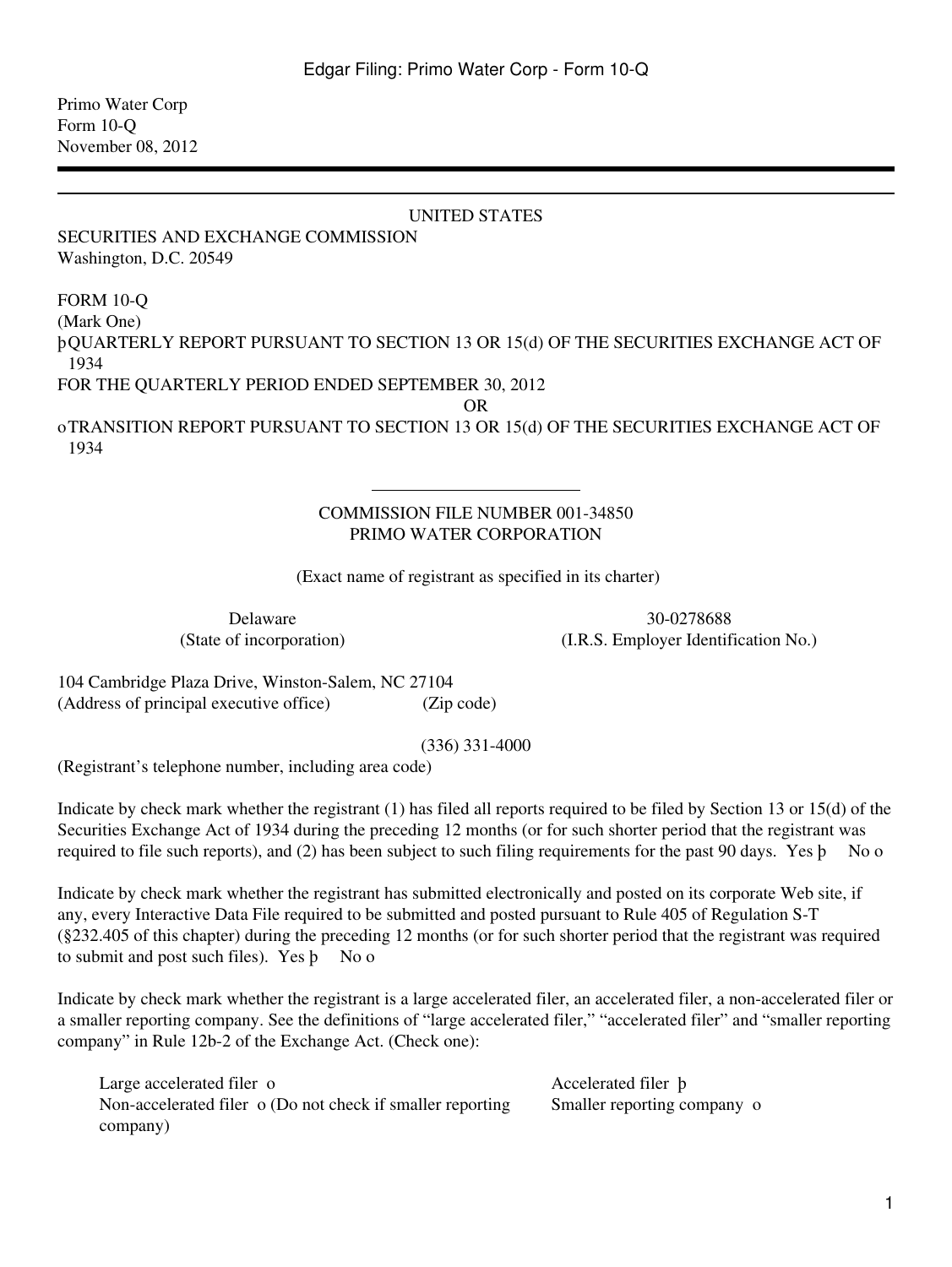Primo Water Corp
Form 10-Q
November 08, 2012

---

UNITED STATES
SECURITIES AND EXCHANGE COMMISSION
Washington, D.C. 20549

FORM 10-Q
(Mark One)

þ QUARTERLY REPORT PURSUANT TO SECTION 13 OR 15(d) OF THE SECURITIES EXCHANGE ACT OF 1934
FOR THE QUARTERLY PERIOD ENDED SEPTEMBER 30, 2012

OR

o TRANSITION REPORT PURSUANT TO SECTION 13 OR 15(d) OF THE SECURITIES EXCHANGE ACT OF 1934

---

COMMISSION FILE NUMBER 001-34850

PRIMO WATER CORPORATION

(Exact name of registrant as specified in its charter)

| Delaware | 30-0278688 |
|---|---|
| (State of incorporation) | (I.R.S. Employer Identification No.) |

104 Cambridge Plaza Drive, Winston-Salem, NC 27104
(Address of principal executive office) (Zip code)

(336) 331-4000
(Registrant's telephone number, including area code)

Indicate by check mark whether the registrant (1) has filed all reports required to be filed by Section 13 or 15(d) of the Securities Exchange Act of 1934 during the preceding 12 months (or for such shorter period that the registrant was required to file such reports), and (2) has been subject to such filing requirements for the past 90 days. Yes þ No o

Indicate by check mark whether the registrant has submitted electronically and posted on its corporate Web site, if any, every Interactive Data File required to be submitted and posted pursuant to Rule 405 of Regulation S-T (§232.405 of this chapter) during the preceding 12 months (or for such shorter period that the registrant was required to submit and post such files). Yes þ No o

Indicate by check mark whether the registrant is a large accelerated filer, an accelerated filer, a non-accelerated filer or a smaller reporting company. See the definitions of "large accelerated filer," "accelerated filer" and "smaller reporting company" in Rule 12b-2 of the Exchange Act. (Check one):

| | |
|---|---|
| Large accelerated filer o | Accelerated filer þ |
| Non-accelerated filer o (Do not check if smaller reporting company) | Smaller reporting company o |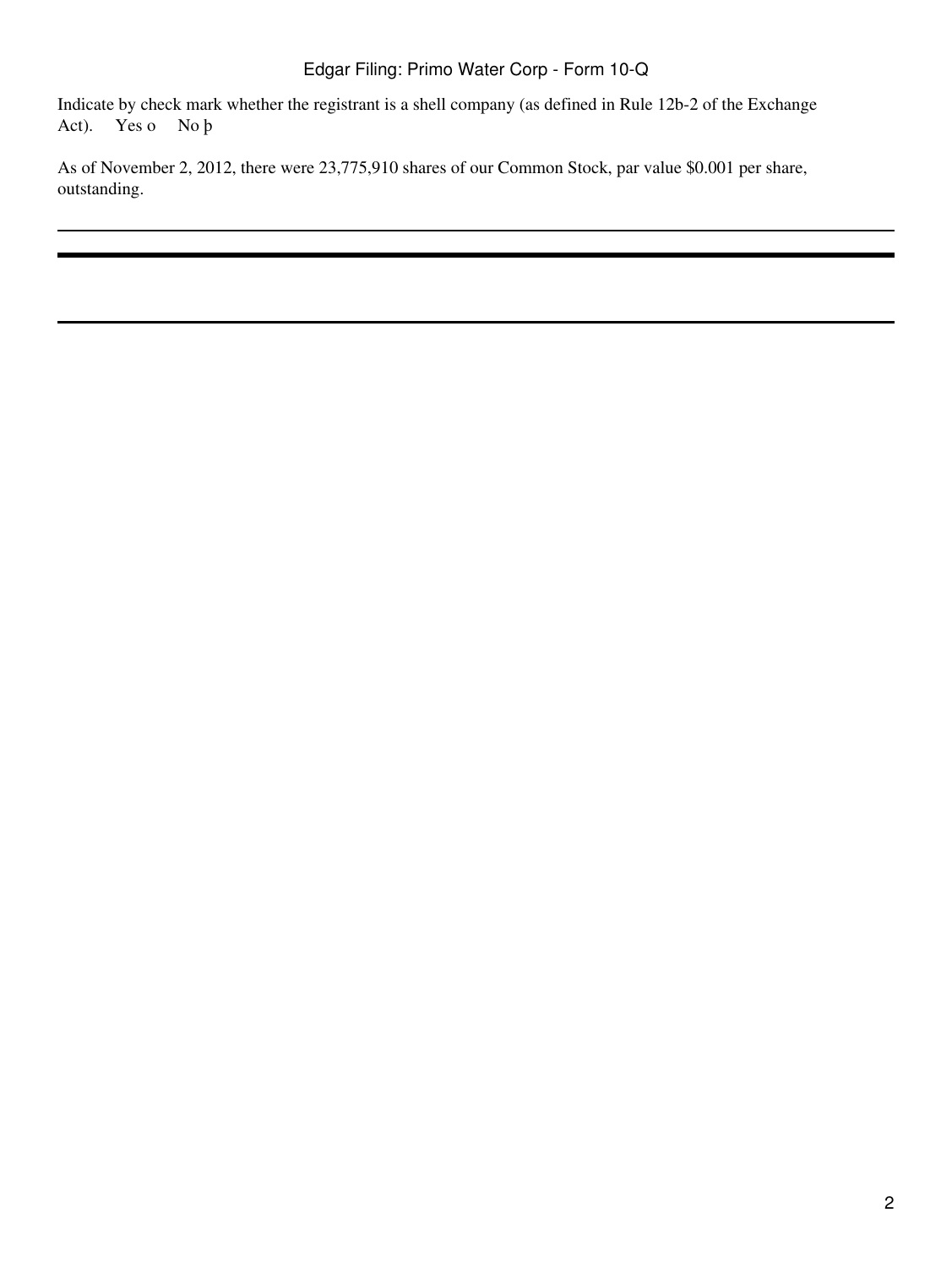Indicate by check mark whether the registrant is a shell company (as defined in Rule 12b-2 of the Exchange Act).   Yes o   No þ

As of November 2, 2012, there were 23,775,910 shares of our Common Stock, par value $0.001 per share, outstanding.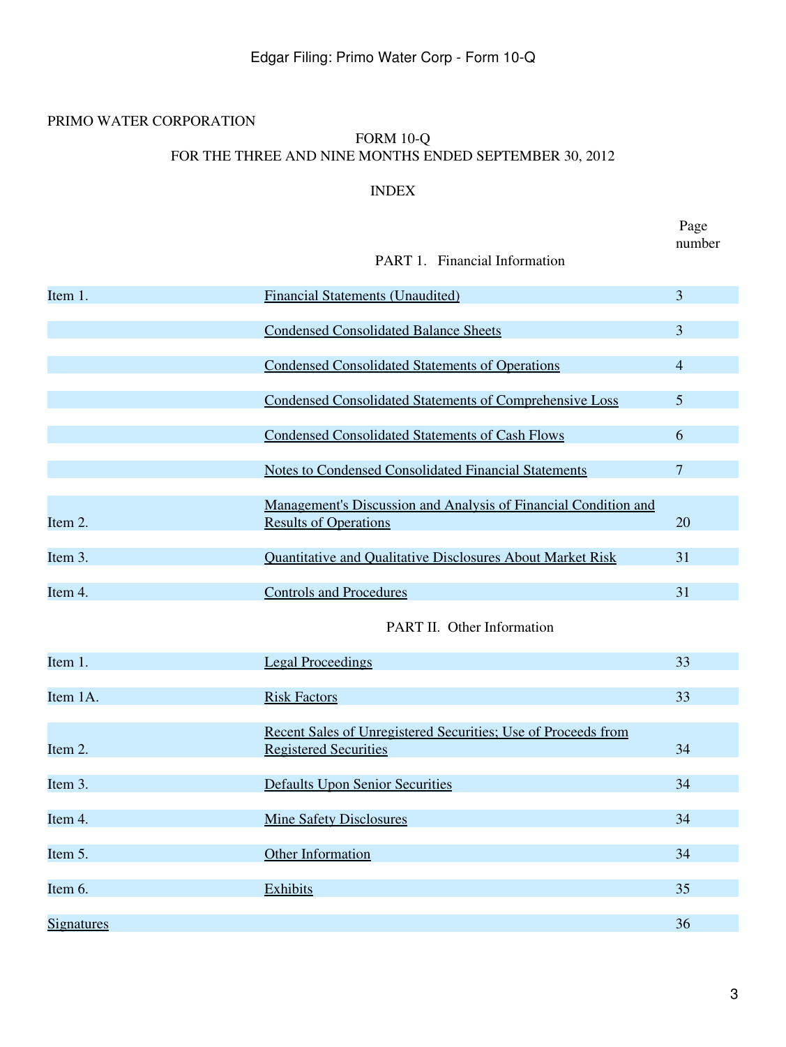PRIMO WATER CORPORATION

FORM 10-Q
FOR THE THREE AND NINE MONTHS ENDED SEPTEMBER 30, 2012

INDEX

| | | Page number |
|---|---|---|
| | PART 1. Financial Information | |
| Item 1. | Financial Statements (Unaudited) | 3 |
| | Condensed Consolidated Balance Sheets | 3 |
| | Condensed Consolidated Statements of Operations | 4 |
| | Condensed Consolidated Statements of Comprehensive Loss | 5 |
| | Condensed Consolidated Statements of Cash Flows | 6 |
| | Notes to Condensed Consolidated Financial Statements | 7 |
| Item 2. | Management's Discussion and Analysis of Financial Condition and Results of Operations | 20 |
| Item 3. | Quantitative and Qualitative Disclosures About Market Risk | 31 |
| Item 4. | Controls and Procedures | 31 |
| | PART II. Other Information | |
| Item 1. | Legal Proceedings | 33 |
| Item 1A. | Risk Factors | 33 |
| Item 2. | Recent Sales of Unregistered Securities; Use of Proceeds from Registered Securities | 34 |
| Item 3. | Defaults Upon Senior Securities | 34 |
| Item 4. | Mine Safety Disclosures | 34 |
| Item 5. | Other Information | 34 |
| Item 6. | Exhibits | 35 |
| Signatures | | 36 |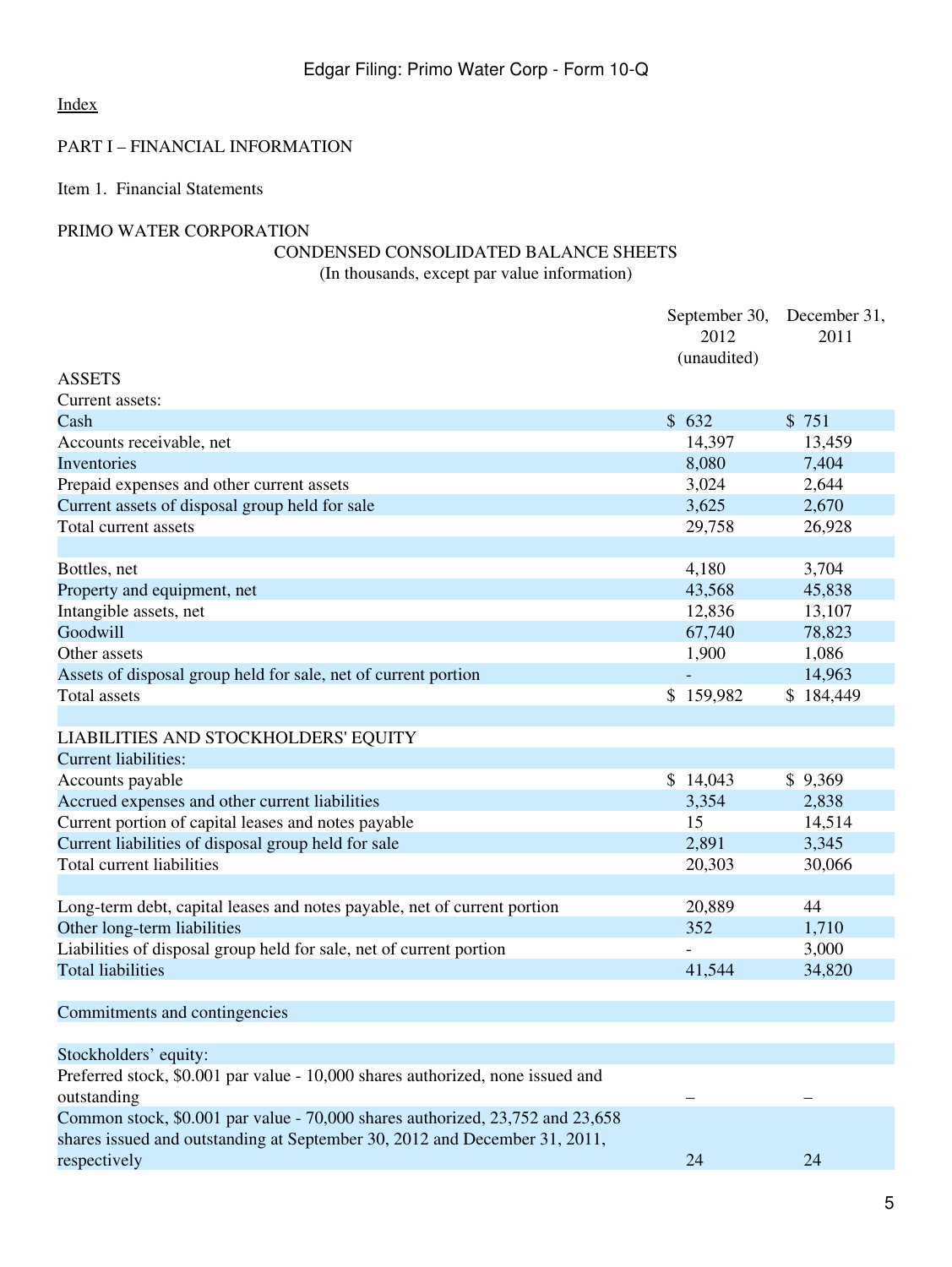Index

PART I – FINANCIAL INFORMATION

Item 1. Financial Statements

PRIMO WATER CORPORATION

CONDENSED CONSOLIDATED BALANCE SHEETS

(In thousands, except par value information)

| | September 30, 2012 (unaudited) | December 31, 2011 |
|---|---|---|
| ASSETS | | |
| Current assets: | | |
| Cash | $ 632 | $ 751 |
| Accounts receivable, net | 14,397 | 13,459 |
| Inventories | 8,080 | 7,404 |
| Prepaid expenses and other current assets | 3,024 | 2,644 |
| Current assets of disposal group held for sale | 3,625 | 2,670 |
| Total current assets | 29,758 | 26,928 |
| | | |
| Bottles, net | 4,180 | 3,704 |
| Property and equipment, net | 43,568 | 45,838 |
| Intangible assets, net | 12,836 | 13,107 |
| Goodwill | 67,740 | 78,823 |
| Other assets | 1,900 | 1,086 |
| Assets of disposal group held for sale, net of current portion | - | 14,963 |
| Total assets | $ 159,982 | $ 184,449 |
| | | |
| LIABILITIES AND STOCKHOLDERS' EQUITY | | |
| Current liabilities: | | |
| Accounts payable | $ 14,043 | $ 9,369 |
| Accrued expenses and other current liabilities | 3,354 | 2,838 |
| Current portion of capital leases and notes payable | 15 | 14,514 |
| Current liabilities of disposal group held for sale | 2,891 | 3,345 |
| Total current liabilities | 20,303 | 30,066 |
| | | |
| Long-term debt, capital leases and notes payable, net of current portion | 20,889 | 44 |
| Other long-term liabilities | 352 | 1,710 |
| Liabilities of disposal group held for sale, net of current portion | - | 3,000 |
| Total liabilities | 41,544 | 34,820 |
| | | |
| Commitments and contingencies | | |
| | | |
| Stockholders' equity: | | |
| Preferred stock, $0.001 par value - 10,000 shares authorized, none issued and outstanding | – | – |
| Common stock, $0.001 par value - 70,000 shares authorized, 23,752 and 23,658 shares issued and outstanding at September 30, 2012 and December 31, 2011, respectively | 24 | 24 |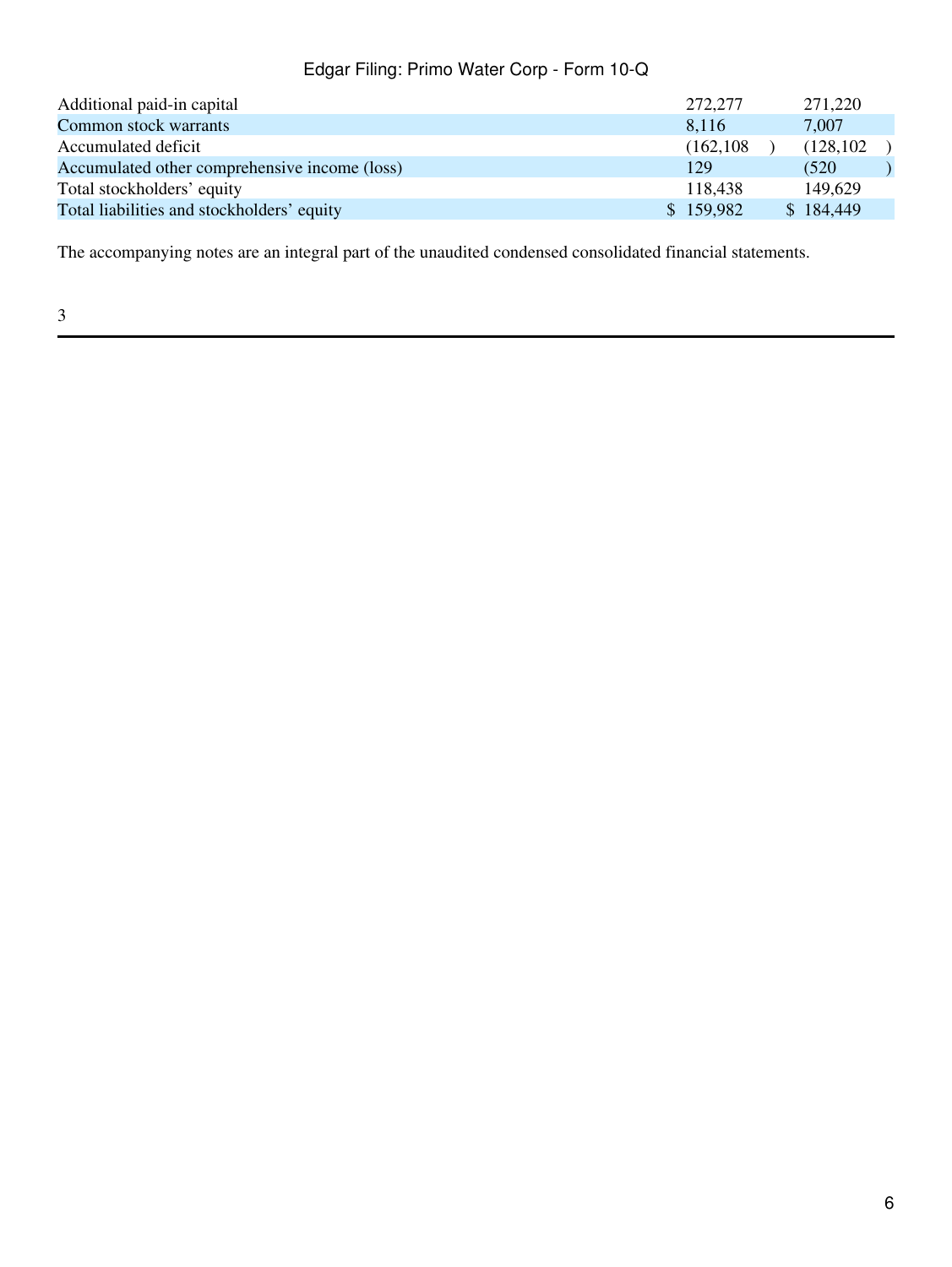| | | |
|---|---|---|
| Additional paid-in capital | 272,277 | 271,220 |
| Common stock warrants | 8,116 | 7,007 |
| Accumulated deficit | (162,108) | (128,102) |
| Accumulated other comprehensive income (loss) | 129 | (520) |
| Total stockholders' equity | 118,438 | 149,629 |
| Total liabilities and stockholders' equity | $ 159,982 | $ 184,449 |

The accompanying notes are an integral part of the unaudited condensed consolidated financial statements.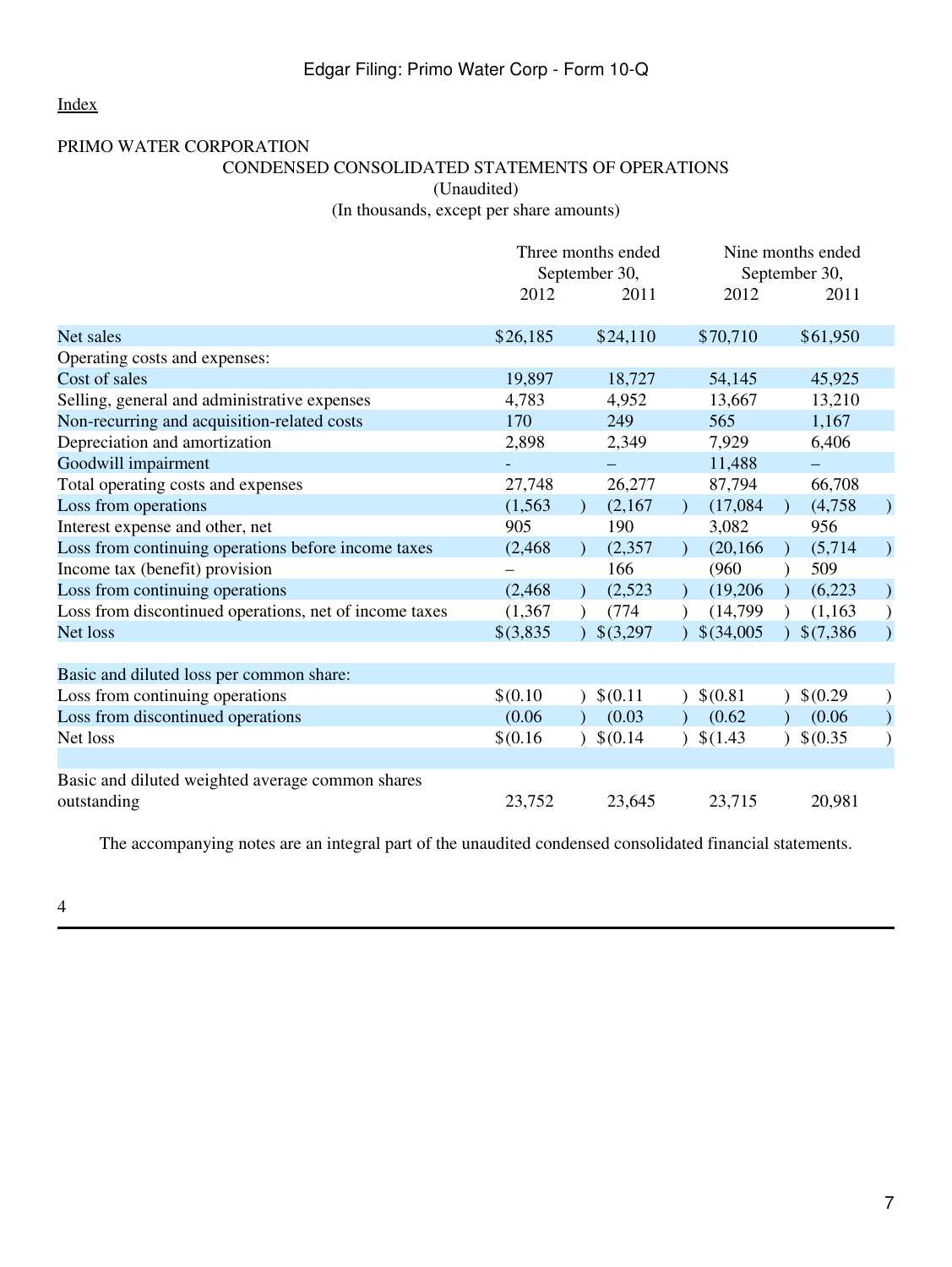Index

PRIMO WATER CORPORATION

CONDENSED CONSOLIDATED STATEMENTS OF OPERATIONS

(Unaudited)

(In thousands, except per share amounts)

| | Three months ended September 30, | | Nine months ended September 30, | |
|---|---|---|---|---|
| | 2012 | 2011 | 2012 | 2011 |
| Net sales | $26,185 | $24,110 | $70,710 | $61,950 |
| Operating costs and expenses: | | | | |
| Cost of sales | 19,897 | 18,727 | 54,145 | 45,925 |
| Selling, general and administrative expenses | 4,783 | 4,952 | 13,667 | 13,210 |
| Non-recurring and acquisition-related costs | 170 | 249 | 565 | 1,167 |
| Depreciation and amortization | 2,898 | 2,349 | 7,929 | 6,406 |
| Goodwill impairment | - | – | 11,488 | – |
| Total operating costs and expenses | 27,748 | 26,277 | 87,794 | 66,708 |
| Loss from operations | (1,563) | (2,167) | (17,084) | (4,758) |
| Interest expense and other, net | 905 | 190 | 3,082 | 956 |
| Loss from continuing operations before income taxes | (2,468) | (2,357) | (20,166) | (5,714) |
| Income tax (benefit) provision | – | 166 | (960) | 509 |
| Loss from continuing operations | (2,468) | (2,523) | (19,206) | (6,223) |
| Loss from discontinued operations, net of income taxes | (1,367) | (774) | (14,799) | (1,163) |
| Net loss | $(3,835) | $(3,297) | $(34,005) | $(7,386) |
| | | | | |
| Basic and diluted loss per common share: | | | | |
| Loss from continuing operations | $(0.10) | $(0.11) | $(0.81) | $(0.29) |
| Loss from discontinued operations | (0.06) | (0.03) | (0.62) | (0.06) |
| Net loss | $(0.16) | $(0.14) | $(1.43) | $(0.35) |
| | | | | |
| Basic and diluted weighted average common shares outstanding | 23,752 | 23,645 | 23,715 | 20,981 |

The accompanying notes are an integral part of the unaudited condensed consolidated financial statements.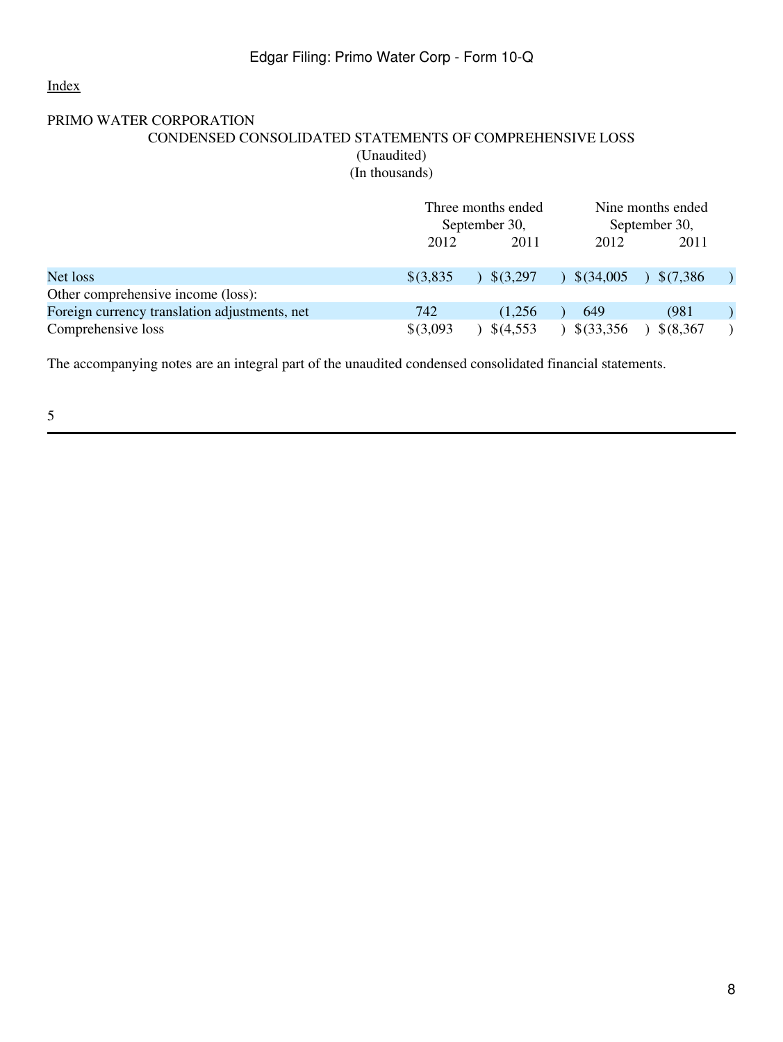PRIMO WATER CORPORATION

CONDENSED CONSOLIDATED STATEMENTS OF COMPREHENSIVE LOSS

(Unaudited)

(In thousands)

| | Three months ended September 30, | | Nine months ended September 30, | |
|---|---|---|---|---|
| | 2012 | 2011 | 2012 | 2011 |
| Net loss | $(3,835) | $(3,297) | $(34,005) | $(7,386) |
| Other comprehensive income (loss): | | | | |
| Foreign currency translation adjustments, net | 742 | (1,256) | 649 | (981) |
| Comprehensive loss | $(3,093) | $(4,553) | $(33,356) | $(8,367) |

The accompanying notes are an integral part of the unaudited condensed consolidated financial statements.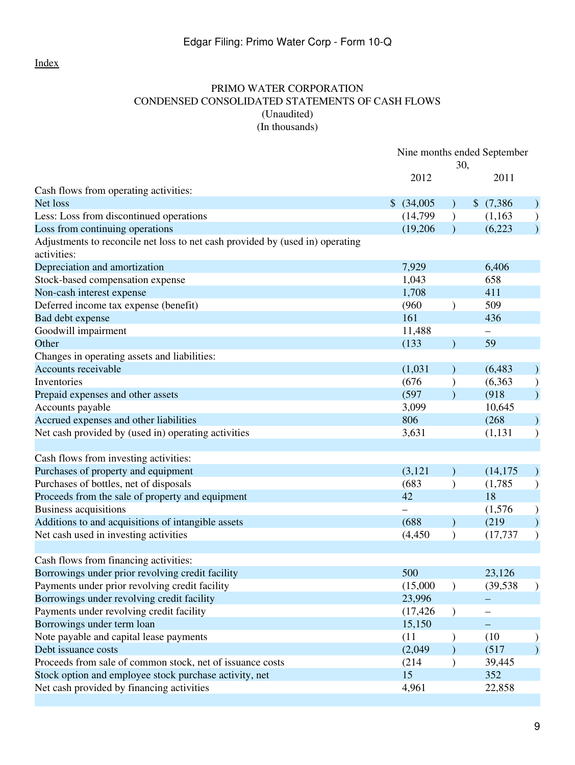Index

PRIMO WATER CORPORATION
CONDENSED CONSOLIDATED STATEMENTS OF CASH FLOWS
(Unaudited)
(In thousands)

| | Nine months ended September 30, | |
|---|---|---|
| | 2012 | 2011 |
| Cash flows from operating activities: | | |
| Net loss | $ (34,005) | $ (7,386) |
| Less: Loss from discontinued operations | (14,799) | (1,163) |
| Loss from continuing operations | (19,206) | (6,223) |
| Adjustments to reconcile net loss to net cash provided by (used in) operating activities: | | |
| Depreciation and amortization | 7,929 | 6,406 |
| Stock-based compensation expense | 1,043 | 658 |
| Non-cash interest expense | 1,708 | 411 |
| Deferred income tax expense (benefit) | (960) | 509 |
| Bad debt expense | 161 | 436 |
| Goodwill impairment | 11,488 | – |
| Other | (133) | 59 |
| Changes in operating assets and liabilities: | | |
| Accounts receivable | (1,031) | (6,483) |
| Inventories | (676) | (6,363) |
| Prepaid expenses and other assets | (597) | (918) |
| Accounts payable | 3,099 | 10,645 |
| Accrued expenses and other liabilities | 806 | (268) |
| Net cash provided by (used in) operating activities | 3,631 | (1,131) |
| | | |
| Cash flows from investing activities: | | |
| Purchases of property and equipment | (3,121) | (14,175) |
| Purchases of bottles, net of disposals | (683) | (1,785) |
| Proceeds from the sale of property and equipment | 42 | 18 |
| Business acquisitions | – | (1,576) |
| Additions to and acquisitions of intangible assets | (688) | (219) |
| Net cash used in investing activities | (4,450) | (17,737) |
| | | |
| Cash flows from financing activities: | | |
| Borrowings under prior revolving credit facility | 500 | 23,126 |
| Payments under prior revolving credit facility | (15,000) | (39,538) |
| Borrowings under revolving credit facility | 23,996 | – |
| Payments under revolving credit facility | (17,426) | – |
| Borrowings under term loan | 15,150 | – |
| Note payable and capital lease payments | (11) | (10) |
| Debt issuance costs | (2,049) | (517) |
| Proceeds from sale of common stock, net of issuance costs | (214) | 39,445 |
| Stock option and employee stock purchase activity, net | 15 | 352 |
| Net cash provided by financing activities | 4,961 | 22,858 |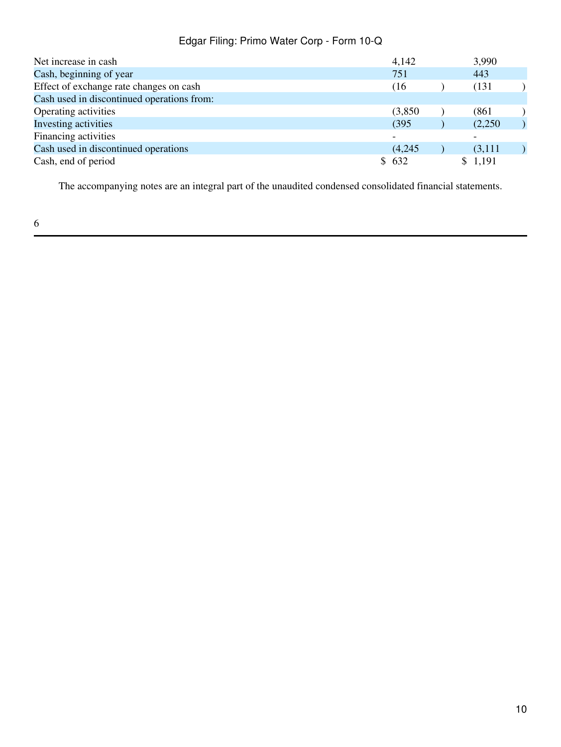| | | |
|---|---|---|
| Net increase in cash | 4,142 | 3,990 |
| Cash, beginning of year | 751 | 443 |
| Effect of exchange rate changes on cash | (16) | (131) |
| Cash used in discontinued operations from: | | |
| Operating activities | (3,850) | (861) |
| Investing activities | (395) | (2,250) |
| Financing activities | - | - |
| Cash used in discontinued operations | (4,245) | (3,111) |
| Cash, end of period | $ 632 | $ 1,191 |

The accompanying notes are an integral part of the unaudited condensed consolidated financial statements.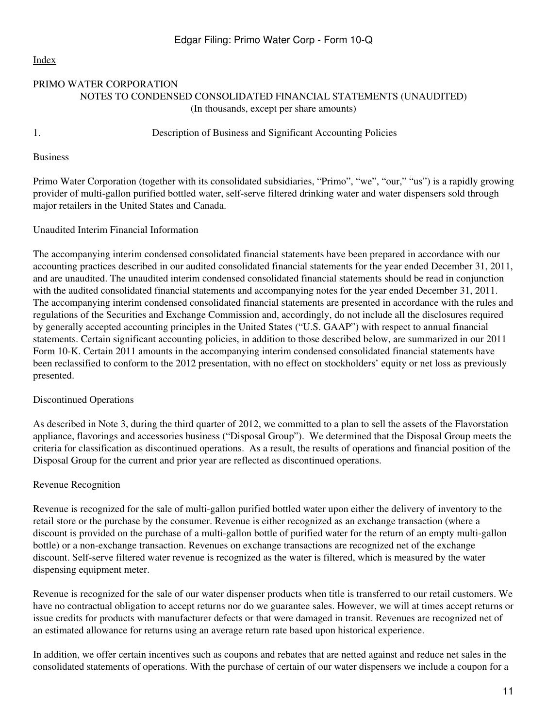PRIMO WATER CORPORATION
NOTES TO CONDENSED CONSOLIDATED FINANCIAL STATEMENTS (UNAUDITED)
(In thousands, except per share amounts)

## 1. Description of Business and Significant Accounting Policies

### Business

Primo Water Corporation (together with its consolidated subsidiaries, "Primo", "we", "our," "us") is a rapidly growing provider of multi-gallon purified bottled water, self-serve filtered drinking water and water dispensers sold through major retailers in the United States and Canada.

### Unaudited Interim Financial Information

The accompanying interim condensed consolidated financial statements have been prepared in accordance with our accounting practices described in our audited consolidated financial statements for the year ended December 31, 2011, and are unaudited. The unaudited interim condensed consolidated financial statements should be read in conjunction with the audited consolidated financial statements and accompanying notes for the year ended December 31, 2011. The accompanying interim condensed consolidated financial statements are presented in accordance with the rules and regulations of the Securities and Exchange Commission and, accordingly, do not include all the disclosures required by generally accepted accounting principles in the United States ("U.S. GAAP") with respect to annual financial statements. Certain significant accounting policies, in addition to those described below, are summarized in our 2011 Form 10-K. Certain 2011 amounts in the accompanying interim condensed consolidated financial statements have been reclassified to conform to the 2012 presentation, with no effect on stockholders' equity or net loss as previously presented.

### Discontinued Operations

As described in Note 3, during the third quarter of 2012, we committed to a plan to sell the assets of the Flavorstation appliance, flavorings and accessories business ("Disposal Group"). We determined that the Disposal Group meets the criteria for classification as discontinued operations. As a result, the results of operations and financial position of the Disposal Group for the current and prior year are reflected as discontinued operations.

### Revenue Recognition

Revenue is recognized for the sale of multi-gallon purified bottled water upon either the delivery of inventory to the retail store or the purchase by the consumer. Revenue is either recognized as an exchange transaction (where a discount is provided on the purchase of a multi-gallon bottle of purified water for the return of an empty multi-gallon bottle) or a non-exchange transaction. Revenues on exchange transactions are recognized net of the exchange discount. Self-serve filtered water revenue is recognized as the water is filtered, which is measured by the water dispensing equipment meter.

Revenue is recognized for the sale of our water dispenser products when title is transferred to our retail customers. We have no contractual obligation to accept returns nor do we guarantee sales. However, we will at times accept returns or issue credits for products with manufacturer defects or that were damaged in transit. Revenues are recognized net of an estimated allowance for returns using an average return rate based upon historical experience.

In addition, we offer certain incentives such as coupons and rebates that are netted against and reduce net sales in the consolidated statements of operations. With the purchase of certain of our water dispensers we include a coupon for a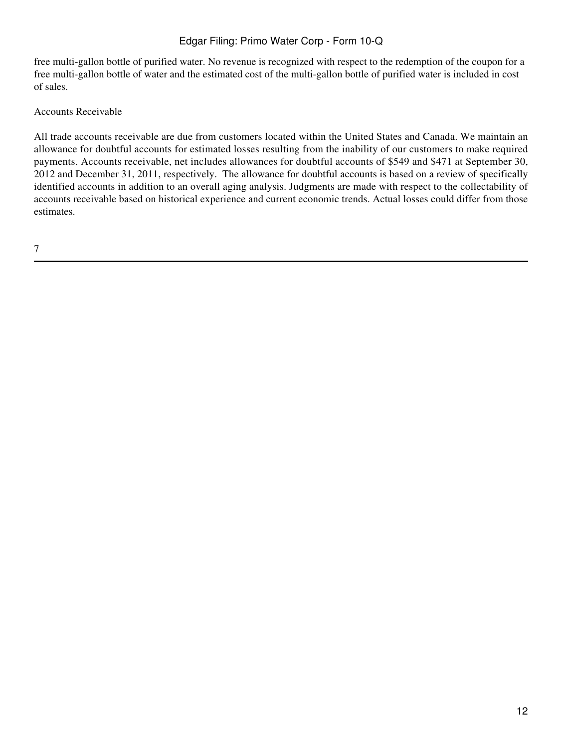free multi-gallon bottle of purified water. No revenue is recognized with respect to the redemption of the coupon for a free multi-gallon bottle of water and the estimated cost of the multi-gallon bottle of purified water is included in cost of sales.

Accounts Receivable

All trade accounts receivable are due from customers located within the United States and Canada. We maintain an allowance for doubtful accounts for estimated losses resulting from the inability of our customers to make required payments. Accounts receivable, net includes allowances for doubtful accounts of $549 and $471 at September 30, 2012 and December 31, 2011, respectively. The allowance for doubtful accounts is based on a review of specifically identified accounts in addition to an overall aging analysis. Judgments are made with respect to the collectability of accounts receivable based on historical experience and current economic trends. Actual losses could differ from those estimates.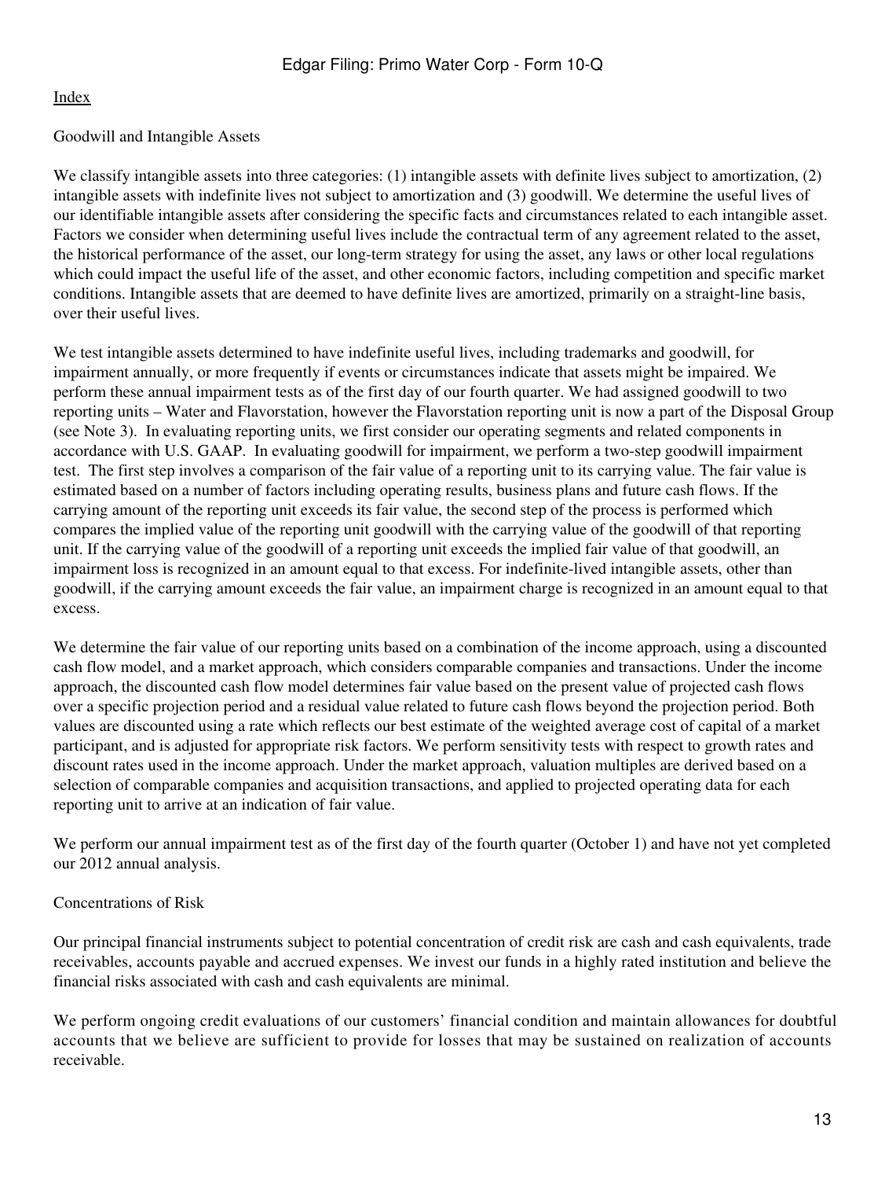Goodwill and Intangible Assets

We classify intangible assets into three categories: (1) intangible assets with definite lives subject to amortization, (2) intangible assets with indefinite lives not subject to amortization and (3) goodwill. We determine the useful lives of our identifiable intangible assets after considering the specific facts and circumstances related to each intangible asset. Factors we consider when determining useful lives include the contractual term of any agreement related to the asset, the historical performance of the asset, our long-term strategy for using the asset, any laws or other local regulations which could impact the useful life of the asset, and other economic factors, including competition and specific market conditions. Intangible assets that are deemed to have definite lives are amortized, primarily on a straight-line basis, over their useful lives.

We test intangible assets determined to have indefinite useful lives, including trademarks and goodwill, for impairment annually, or more frequently if events or circumstances indicate that assets might be impaired. We perform these annual impairment tests as of the first day of our fourth quarter. We had assigned goodwill to two reporting units – Water and Flavorstation, however the Flavorstation reporting unit is now a part of the Disposal Group (see Note 3). In evaluating reporting units, we first consider our operating segments and related components in accordance with U.S. GAAP. In evaluating goodwill for impairment, we perform a two-step goodwill impairment test. The first step involves a comparison of the fair value of a reporting unit to its carrying value. The fair value is estimated based on a number of factors including operating results, business plans and future cash flows. If the carrying amount of the reporting unit exceeds its fair value, the second step of the process is performed which compares the implied value of the reporting unit goodwill with the carrying value of the goodwill of that reporting unit. If the carrying value of the goodwill of a reporting unit exceeds the implied fair value of that goodwill, an impairment loss is recognized in an amount equal to that excess. For indefinite-lived intangible assets, other than goodwill, if the carrying amount exceeds the fair value, an impairment charge is recognized in an amount equal to that excess.

We determine the fair value of our reporting units based on a combination of the income approach, using a discounted cash flow model, and a market approach, which considers comparable companies and transactions. Under the income approach, the discounted cash flow model determines fair value based on the present value of projected cash flows over a specific projection period and a residual value related to future cash flows beyond the projection period. Both values are discounted using a rate which reflects our best estimate of the weighted average cost of capital of a market participant, and is adjusted for appropriate risk factors. We perform sensitivity tests with respect to growth rates and discount rates used in the income approach. Under the market approach, valuation multiples are derived based on a selection of comparable companies and acquisition transactions, and applied to projected operating data for each reporting unit to arrive at an indication of fair value.

We perform our annual impairment test as of the first day of the fourth quarter (October 1) and have not yet completed our 2012 annual analysis.

Concentrations of Risk

Our principal financial instruments subject to potential concentration of credit risk are cash and cash equivalents, trade receivables, accounts payable and accrued expenses. We invest our funds in a highly rated institution and believe the financial risks associated with cash and cash equivalents are minimal.

We perform ongoing credit evaluations of our customers' financial condition and maintain allowances for doubtful accounts that we believe are sufficient to provide for losses that may be sustained on realization of accounts receivable.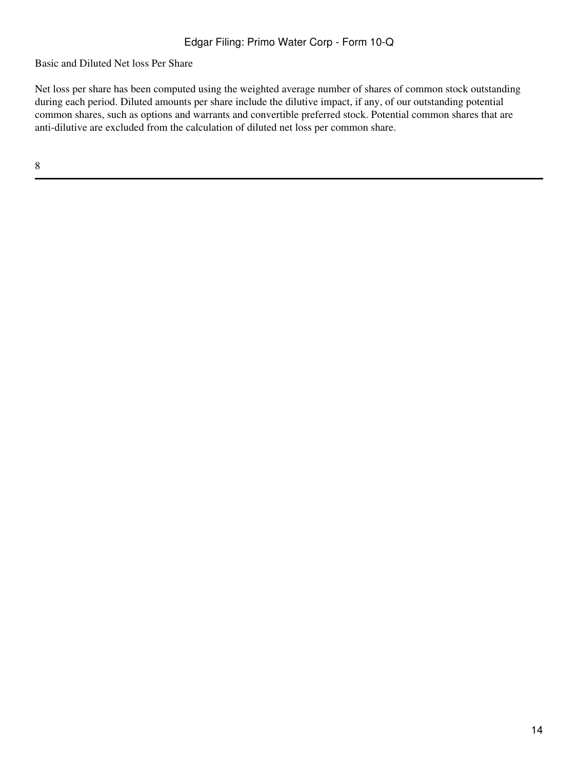Basic and Diluted Net loss Per Share

Net loss per share has been computed using the weighted average number of shares of common stock outstanding during each period. Diluted amounts per share include the dilutive impact, if any, of our outstanding potential common shares, such as options and warrants and convertible preferred stock. Potential common shares that are anti-dilutive are excluded from the calculation of diluted net loss per common share.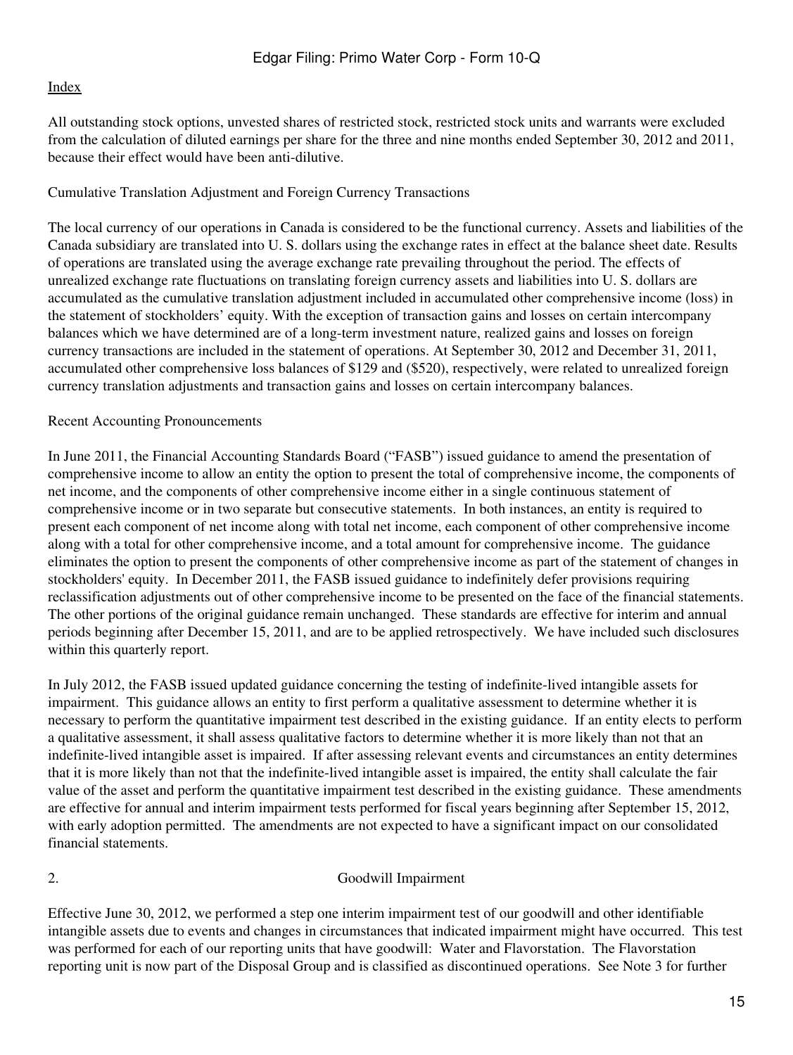All outstanding stock options, unvested shares of restricted stock, restricted stock units and warrants were excluded from the calculation of diluted earnings per share for the three and nine months ended September 30, 2012 and 2011, because their effect would have been anti-dilutive.

Cumulative Translation Adjustment and Foreign Currency Transactions

The local currency of our operations in Canada is considered to be the functional currency. Assets and liabilities of the Canada subsidiary are translated into U. S. dollars using the exchange rates in effect at the balance sheet date. Results of operations are translated using the average exchange rate prevailing throughout the period. The effects of unrealized exchange rate fluctuations on translating foreign currency assets and liabilities into U. S. dollars are accumulated as the cumulative translation adjustment included in accumulated other comprehensive income (loss) in the statement of stockholders' equity. With the exception of transaction gains and losses on certain intercompany balances which we have determined are of a long-term investment nature, realized gains and losses on foreign currency transactions are included in the statement of operations. At September 30, 2012 and December 31, 2011, accumulated other comprehensive loss balances of $129 and ($520), respectively, were related to unrealized foreign currency translation adjustments and transaction gains and losses on certain intercompany balances.

Recent Accounting Pronouncements

In June 2011, the Financial Accounting Standards Board ("FASB") issued guidance to amend the presentation of comprehensive income to allow an entity the option to present the total of comprehensive income, the components of net income, and the components of other comprehensive income either in a single continuous statement of comprehensive income or in two separate but consecutive statements. In both instances, an entity is required to present each component of net income along with total net income, each component of other comprehensive income along with a total for other comprehensive income, and a total amount for comprehensive income. The guidance eliminates the option to present the components of other comprehensive income as part of the statement of changes in stockholders' equity. In December 2011, the FASB issued guidance to indefinitely defer provisions requiring reclassification adjustments out of other comprehensive income to be presented on the face of the financial statements. The other portions of the original guidance remain unchanged. These standards are effective for interim and annual periods beginning after December 15, 2011, and are to be applied retrospectively. We have included such disclosures within this quarterly report.

In July 2012, the FASB issued updated guidance concerning the testing of indefinite-lived intangible assets for impairment. This guidance allows an entity to first perform a qualitative assessment to determine whether it is necessary to perform the quantitative impairment test described in the existing guidance. If an entity elects to perform a qualitative assessment, it shall assess qualitative factors to determine whether it is more likely than not that an indefinite-lived intangible asset is impaired. If after assessing relevant events and circumstances an entity determines that it is more likely than not that the indefinite-lived intangible asset is impaired, the entity shall calculate the fair value of the asset and perform the quantitative impairment test described in the existing guidance. These amendments are effective for annual and interim impairment tests performed for fiscal years beginning after September 15, 2012, with early adoption permitted. The amendments are not expected to have a significant impact on our consolidated financial statements.

## 2. Goodwill Impairment

Effective June 30, 2012, we performed a step one interim impairment test of our goodwill and other identifiable intangible assets due to events and changes in circumstances that indicated impairment might have occurred. This test was performed for each of our reporting units that have goodwill: Water and Flavorstation. The Flavorstation reporting unit is now part of the Disposal Group and is classified as discontinued operations. See Note 3 for further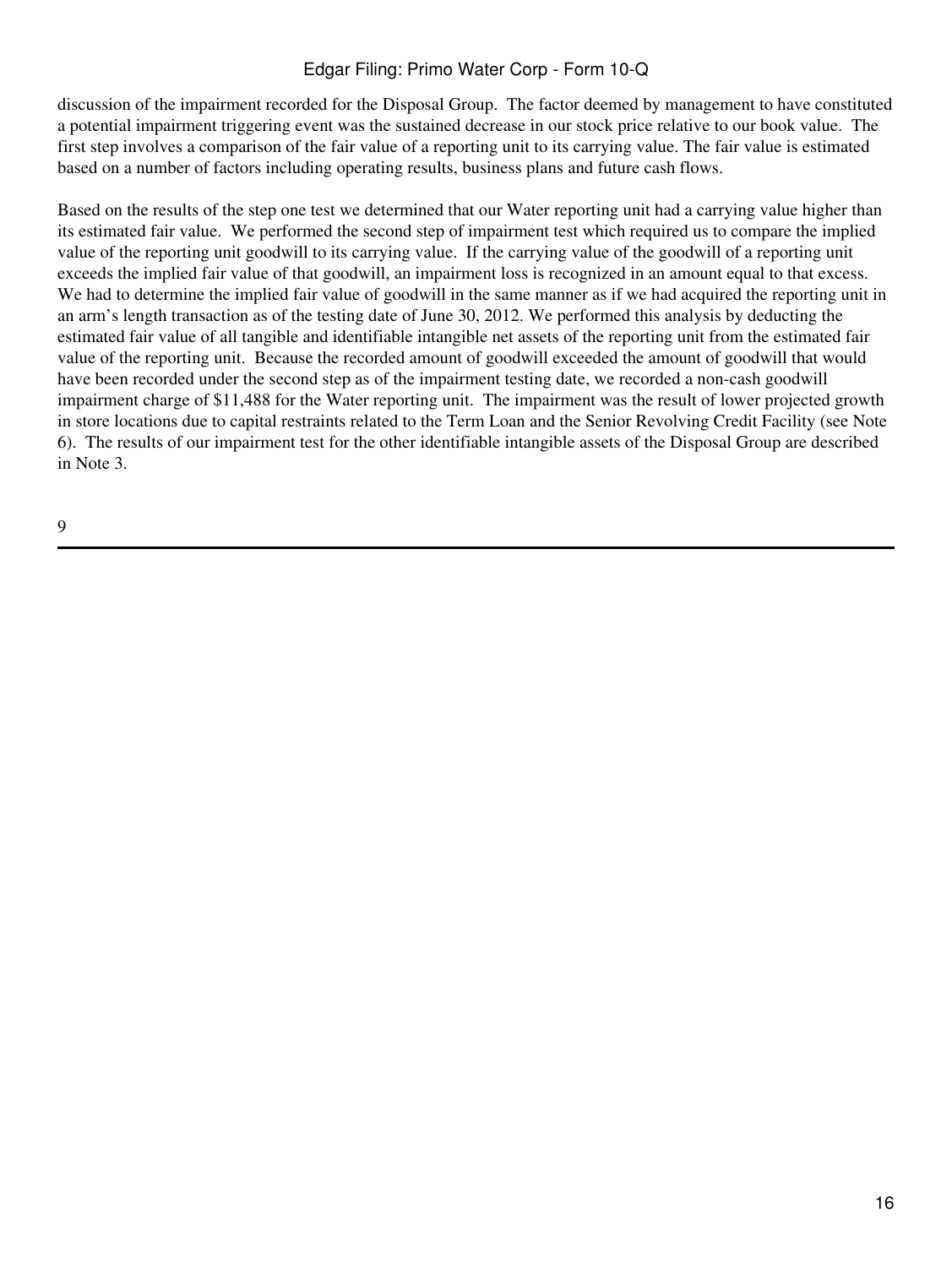discussion of the impairment recorded for the Disposal Group. The factor deemed by management to have constituted a potential impairment triggering event was the sustained decrease in our stock price relative to our book value. The first step involves a comparison of the fair value of a reporting unit to its carrying value. The fair value is estimated based on a number of factors including operating results, business plans and future cash flows.

Based on the results of the step one test we determined that our Water reporting unit had a carrying value higher than its estimated fair value. We performed the second step of impairment test which required us to compare the implied value of the reporting unit goodwill to its carrying value. If the carrying value of the goodwill of a reporting unit exceeds the implied fair value of that goodwill, an impairment loss is recognized in an amount equal to that excess. We had to determine the implied fair value of goodwill in the same manner as if we had acquired the reporting unit in an arm's length transaction as of the testing date of June 30, 2012. We performed this analysis by deducting the estimated fair value of all tangible and identifiable intangible net assets of the reporting unit from the estimated fair value of the reporting unit. Because the recorded amount of goodwill exceeded the amount of goodwill that would have been recorded under the second step as of the impairment testing date, we recorded a non-cash goodwill impairment charge of $11,488 for the Water reporting unit. The impairment was the result of lower projected growth in store locations due to capital restraints related to the Term Loan and the Senior Revolving Credit Facility (see Note 6). The results of our impairment test for the other identifiable intangible assets of the Disposal Group are described in Note 3.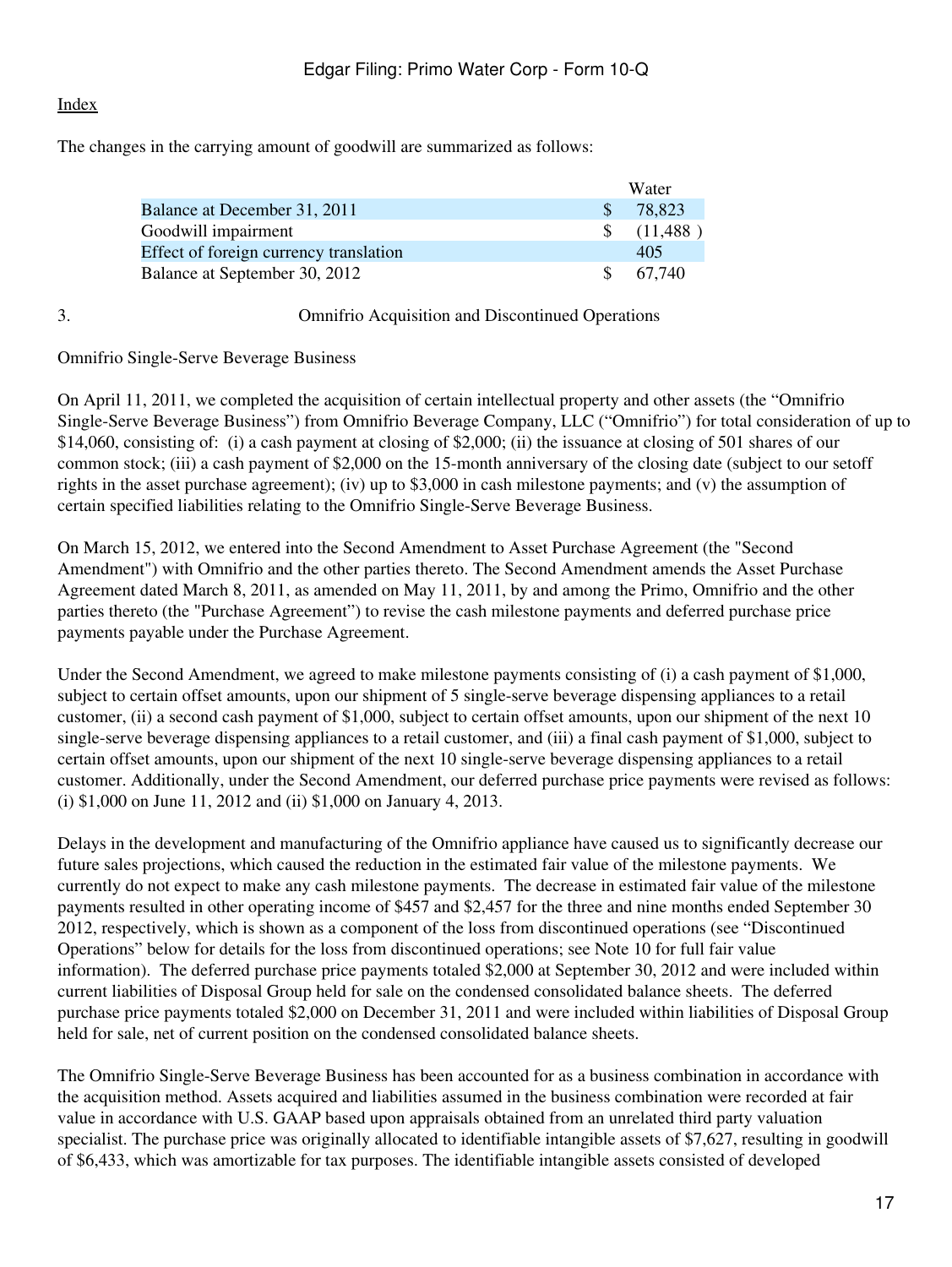Index

The changes in the carrying amount of goodwill are summarized as follows:

| | Water |
|---|---|
| Balance at December 31, 2011 | $ 78,823 |
| Goodwill impairment | $ (11,488 ) |
| Effect of foreign currency translation | 405 |
| Balance at September 30, 2012 | $ 67,740 |

3. Omnifrio Acquisition and Discontinued Operations

Omnifrio Single-Serve Beverage Business

On April 11, 2011, we completed the acquisition of certain intellectual property and other assets (the "Omnifrio Single-Serve Beverage Business") from Omnifrio Beverage Company, LLC ("Omnifrio") for total consideration of up to $14,060, consisting of: (i) a cash payment at closing of $2,000; (ii) the issuance at closing of 501 shares of our common stock; (iii) a cash payment of $2,000 on the 15-month anniversary of the closing date (subject to our setoff rights in the asset purchase agreement); (iv) up to $3,000 in cash milestone payments; and (v) the assumption of certain specified liabilities relating to the Omnifrio Single-Serve Beverage Business.

On March 15, 2012, we entered into the Second Amendment to Asset Purchase Agreement (the "Second Amendment") with Omnifrio and the other parties thereto. The Second Amendment amends the Asset Purchase Agreement dated March 8, 2011, as amended on May 11, 2011, by and among the Primo, Omnifrio and the other parties thereto (the "Purchase Agreement") to revise the cash milestone payments and deferred purchase price payments payable under the Purchase Agreement.

Under the Second Amendment, we agreed to make milestone payments consisting of (i) a cash payment of $1,000, subject to certain offset amounts, upon our shipment of 5 single-serve beverage dispensing appliances to a retail customer, (ii) a second cash payment of $1,000, subject to certain offset amounts, upon our shipment of the next 10 single-serve beverage dispensing appliances to a retail customer, and (iii) a final cash payment of $1,000, subject to certain offset amounts, upon our shipment of the next 10 single-serve beverage dispensing appliances to a retail customer. Additionally, under the Second Amendment, our deferred purchase price payments were revised as follows: (i) $1,000 on June 11, 2012 and (ii) $1,000 on January 4, 2013.

Delays in the development and manufacturing of the Omnifrio appliance have caused us to significantly decrease our future sales projections, which caused the reduction in the estimated fair value of the milestone payments. We currently do not expect to make any cash milestone payments. The decrease in estimated fair value of the milestone payments resulted in other operating income of $457 and $2,457 for the three and nine months ended September 30 2012, respectively, which is shown as a component of the loss from discontinued operations (see "Discontinued Operations" below for details for the loss from discontinued operations; see Note 10 for full fair value information). The deferred purchase price payments totaled $2,000 at September 30, 2012 and were included within current liabilities of Disposal Group held for sale on the condensed consolidated balance sheets. The deferred purchase price payments totaled $2,000 on December 31, 2011 and were included within liabilities of Disposal Group held for sale, net of current position on the condensed consolidated balance sheets.

The Omnifrio Single-Serve Beverage Business has been accounted for as a business combination in accordance with the acquisition method. Assets acquired and liabilities assumed in the business combination were recorded at fair value in accordance with U.S. GAAP based upon appraisals obtained from an unrelated third party valuation specialist. The purchase price was originally allocated to identifiable intangible assets of $7,627, resulting in goodwill of $6,433, which was amortizable for tax purposes. The identifiable intangible assets consisted of developed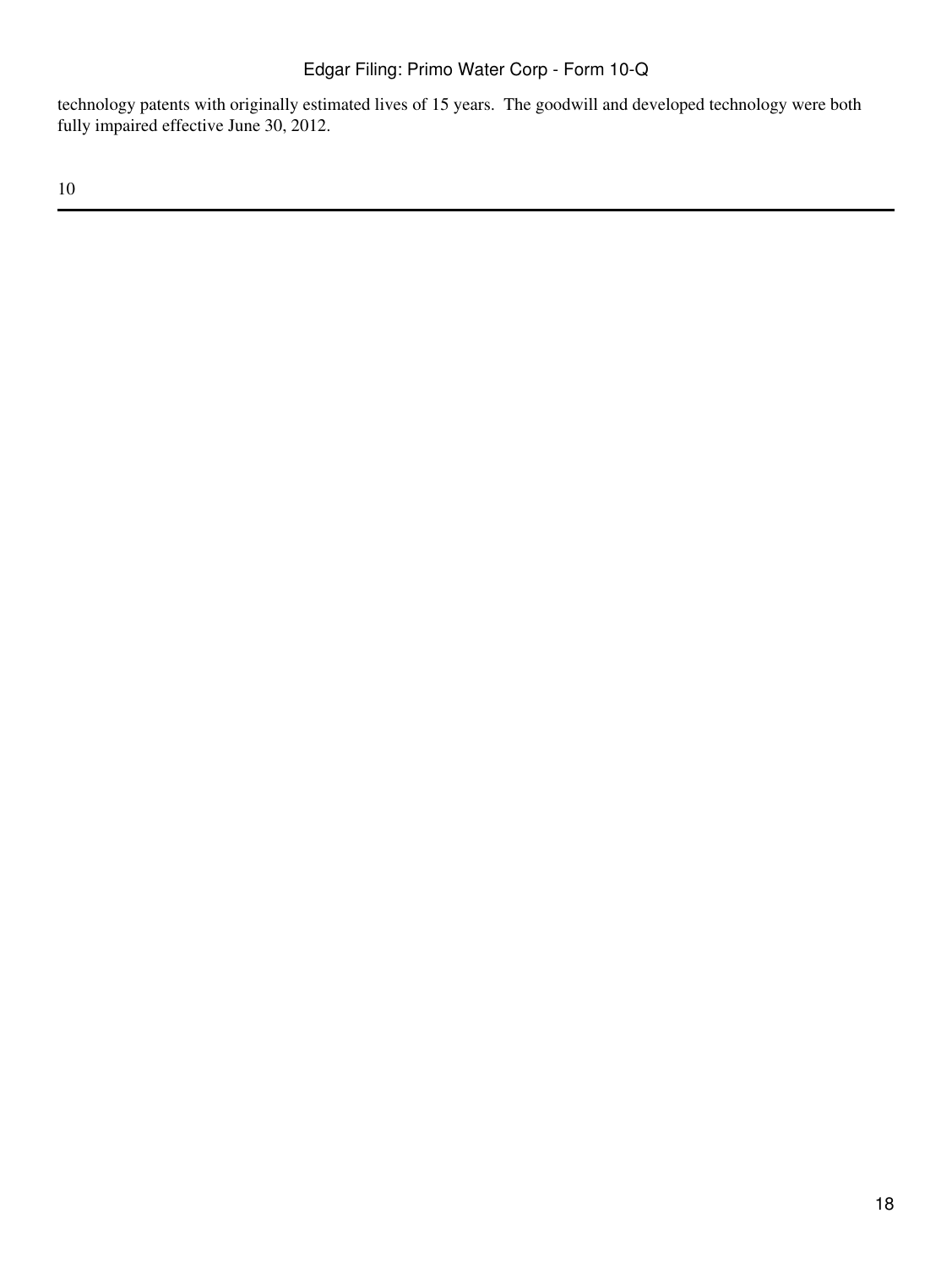technology patents with originally estimated lives of 15 years. The goodwill and developed technology were both fully impaired effective June 30, 2012.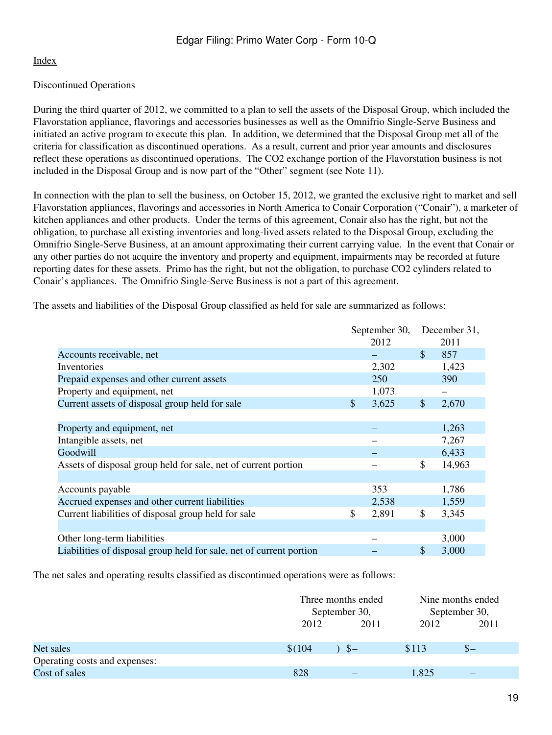Index

Discontinued Operations

During the third quarter of 2012, we committed to a plan to sell the assets of the Disposal Group, which included the Flavorstation appliance, flavorings and accessories businesses as well as the Omnifrio Single-Serve Business and initiated an active program to execute this plan. In addition, we determined that the Disposal Group met all of the criteria for classification as discontinued operations. As a result, current and prior year amounts and disclosures reflect these operations as discontinued operations. The CO2 exchange portion of the Flavorstation business is not included in the Disposal Group and is now part of the "Other" segment (see Note 11).

In connection with the plan to sell the business, on October 15, 2012, we granted the exclusive right to market and sell Flavorstation appliances, flavorings and accessories in North America to Conair Corporation ("Conair"), a marketer of kitchen appliances and other products. Under the terms of this agreement, Conair also has the right, but not the obligation, to purchase all existing inventories and long-lived assets related to the Disposal Group, excluding the Omnifrio Single-Serve Business, at an amount approximating their current carrying value. In the event that Conair or any other parties do not acquire the inventory and property and equipment, impairments may be recorded at future reporting dates for these assets. Primo has the right, but not the obligation, to purchase CO2 cylinders related to Conair's appliances. The Omnifrio Single-Serve Business is not a part of this agreement.

The assets and liabilities of the Disposal Group classified as held for sale are summarized as follows:

| | September 30, 2012 | December 31, 2011 |
|---|---|---|
| Accounts receivable, net | – | $ 857 |
| Inventories | 2,302 | 1,423 |
| Prepaid expenses and other current assets | 250 | 390 |
| Property and equipment, net | 1,073 | – |
| Current assets of disposal group held for sale | $ 3,625 | $ 2,670 |
| | | |
| Property and equipment, net | – | 1,263 |
| Intangible assets, net | – | 7,267 |
| Goodwill | – | 6,433 |
| Assets of disposal group held for sale, net of current portion | – | $ 14,963 |
| | | |
| Accounts payable | 353 | 1,786 |
| Accrued expenses and other current liabilities | 2,538 | 1,559 |
| Current liabilities of disposal group held for sale | $ 2,891 | $ 3,345 |
| | | |
| Other long-term liabilities | – | 3,000 |
| Liabilities of disposal group held for sale, net of current portion | – | $ 3,000 |

The net sales and operating results classified as discontinued operations were as follows:

| | Three months ended September 30, | | Nine months ended September 30, | |
|---|---|---|---|---|
| | 2012 | 2011 | 2012 | 2011 |
| Net sales | $(104) | $– | $113 | $– |
| Operating costs and expenses: | | | | |
| Cost of sales | 828 | – | 1,825 | – |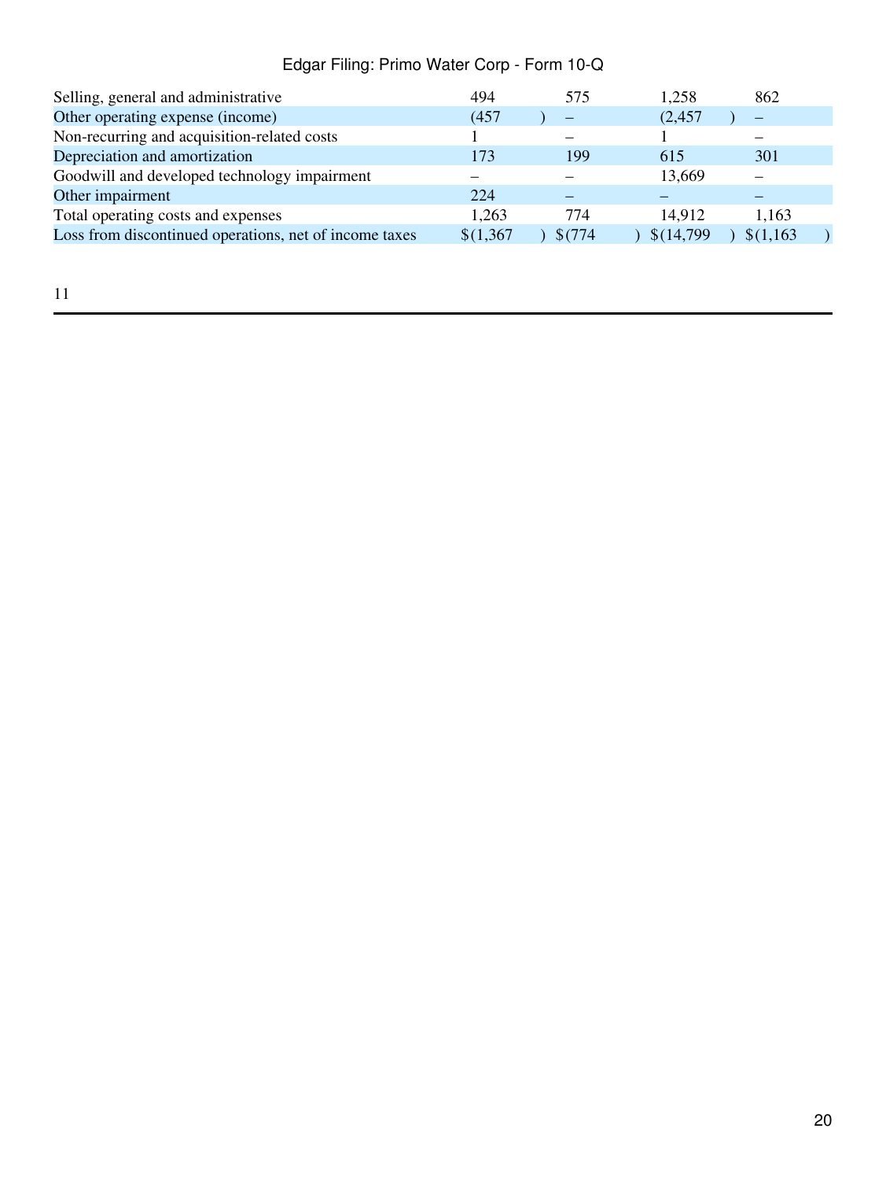| | | | | |
|---|---|---|---|---|
| Selling, general and administrative | 494 | 575 | 1,258 | 862 |
| Other operating expense (income) | (457) | – | (2,457) | – |
| Non-recurring and acquisition-related costs | 1 | – | 1 | – |
| Depreciation and amortization | 173 | 199 | 615 | 301 |
| Goodwill and developed technology impairment | – | – | 13,669 | – |
| Other impairment | 224 | – | – | – |
| Total operating costs and expenses | 1,263 | 774 | 14,912 | 1,163 |
| Loss from discontinued operations, net of income taxes | $(1,367) | $(774) | $(14,799) | $(1,163) |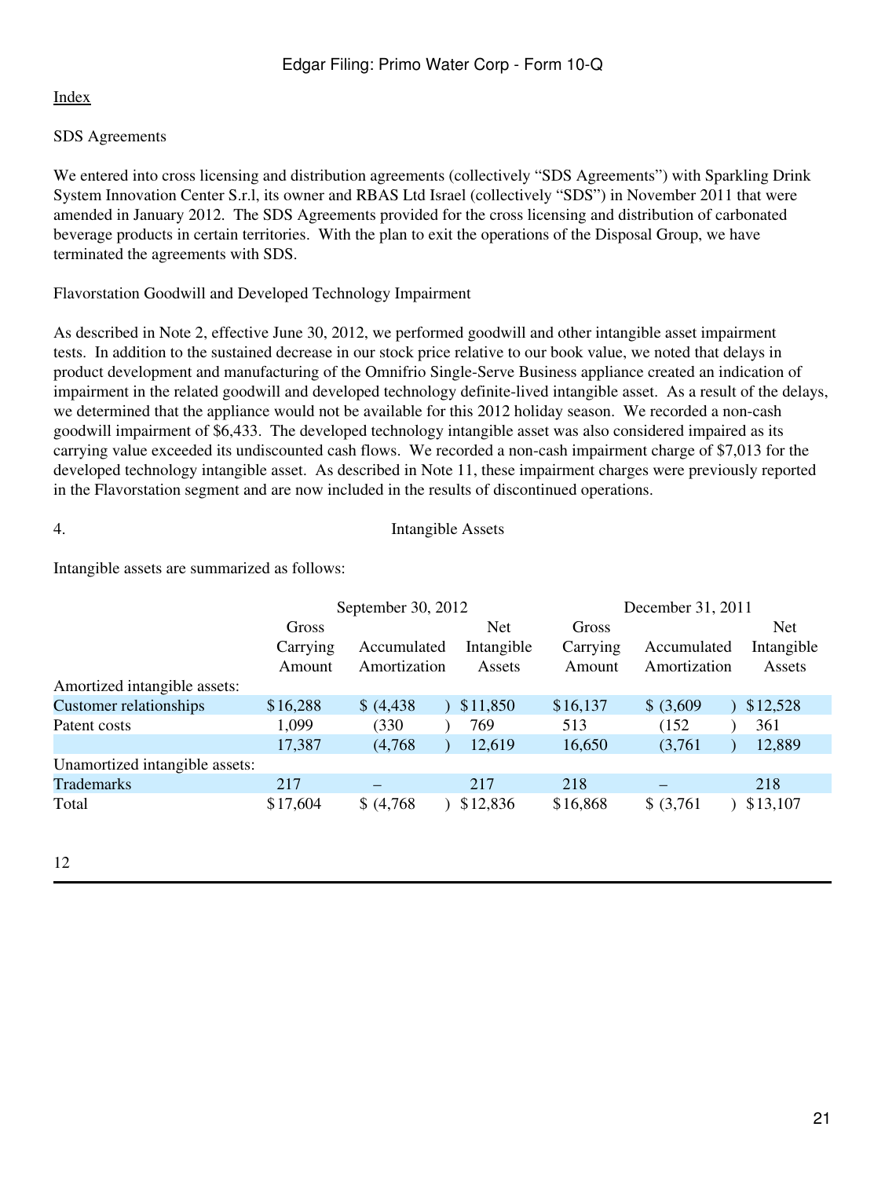SDS Agreements

We entered into cross licensing and distribution agreements (collectively "SDS Agreements") with Sparkling Drink System Innovation Center S.r.l, its owner and RBAS Ltd Israel (collectively "SDS") in November 2011 that were amended in January 2012. The SDS Agreements provided for the cross licensing and distribution of carbonated beverage products in certain territories. With the plan to exit the operations of the Disposal Group, we have terminated the agreements with SDS.

Flavorstation Goodwill and Developed Technology Impairment

As described in Note 2, effective June 30, 2012, we performed goodwill and other intangible asset impairment tests. In addition to the sustained decrease in our stock price relative to our book value, we noted that delays in product development and manufacturing of the Omnifrio Single-Serve Business appliance created an indication of impairment in the related goodwill and developed technology definite-lived intangible asset. As a result of the delays, we determined that the appliance would not be available for this 2012 holiday season. We recorded a non-cash goodwill impairment of $6,433. The developed technology intangible asset was also considered impaired as its carrying value exceeded its undiscounted cash flows. We recorded a non-cash impairment charge of $7,013 for the developed technology intangible asset. As described in Note 11, these impairment charges were previously reported in the Flavorstation segment and are now included in the results of discontinued operations.

## 4. Intangible Assets

Intangible assets are summarized as follows:

| | September 30, 2012 | | | December 31, 2011 | | |
|---|---|---|---|---|---|---|
| | Gross Carrying Amount | Accumulated Amortization | Net Intangible Assets | Gross Carrying Amount | Accumulated Amortization | Net Intangible Assets |
| Amortized intangible assets: | | | | | | |
| Customer relationships | $16,288 | $ (4,438) | $11,850 | $16,137 | $ (3,609) | $12,528 |
| Patent costs | 1,099 | (330) | 769 | 513 | (152) | 361 |
| | 17,387 | (4,768) | 12,619 | 16,650 | (3,761) | 12,889 |
| Unamortized intangible assets: | | | | | | |
| Trademarks | 217 | – | 217 | 218 | – | 218 |
| Total | $17,604 | $ (4,768) | $12,836 | $16,868 | $ (3,761) | $13,107 |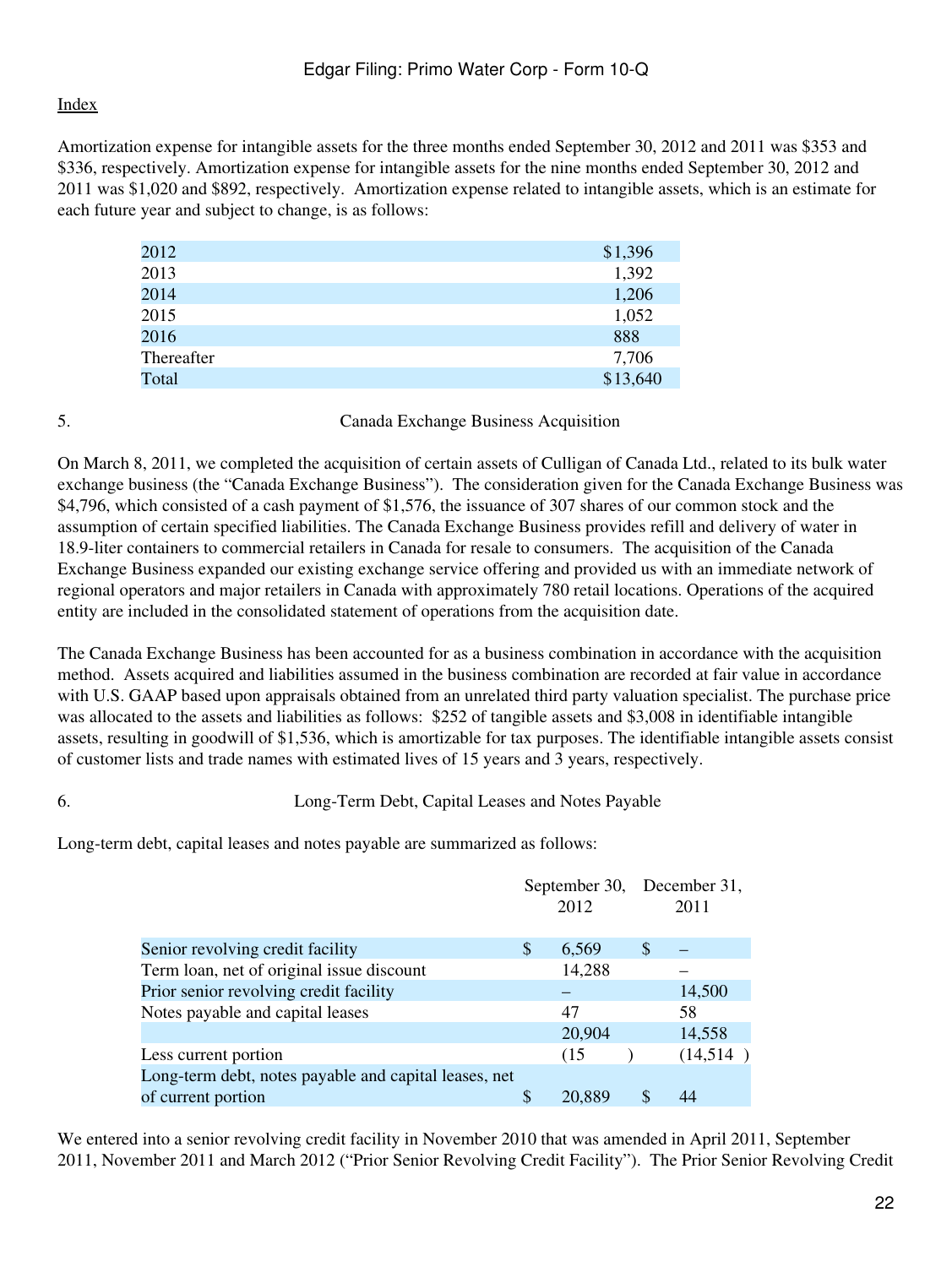Amortization expense for intangible assets for the three months ended September 30, 2012 and 2011 was $353 and $336, respectively. Amortization expense for intangible assets for the nine months ended September 30, 2012 and 2011 was $1,020 and $892, respectively. Amortization expense related to intangible assets, which is an estimate for each future year and subject to change, is as follows:

| | |
|---|---|
| 2012 | $1,396 |
| 2013 | 1,392 |
| 2014 | 1,206 |
| 2015 | 1,052 |
| 2016 | 888 |
| Thereafter | 7,706 |
| Total | $13,640 |

## 5. Canada Exchange Business Acquisition

On March 8, 2011, we completed the acquisition of certain assets of Culligan of Canada Ltd., related to its bulk water exchange business (the "Canada Exchange Business"). The consideration given for the Canada Exchange Business was $4,796, which consisted of a cash payment of $1,576, the issuance of 307 shares of our common stock and the assumption of certain specified liabilities. The Canada Exchange Business provides refill and delivery of water in 18.9-liter containers to commercial retailers in Canada for resale to consumers. The acquisition of the Canada Exchange Business expanded our existing exchange service offering and provided us with an immediate network of regional operators and major retailers in Canada with approximately 780 retail locations. Operations of the acquired entity are included in the consolidated statement of operations from the acquisition date.

The Canada Exchange Business has been accounted for as a business combination in accordance with the acquisition method. Assets acquired and liabilities assumed in the business combination are recorded at fair value in accordance with U.S. GAAP based upon appraisals obtained from an unrelated third party valuation specialist. The purchase price was allocated to the assets and liabilities as follows: $252 of tangible assets and $3,008 in identifiable intangible assets, resulting in goodwill of $1,536, which is amortizable for tax purposes. The identifiable intangible assets consist of customer lists and trade names with estimated lives of 15 years and 3 years, respectively.

## 6. Long-Term Debt, Capital Leases and Notes Payable

Long-term debt, capital leases and notes payable are summarized as follows:

| | September 30, 2012 | December 31, 2011 |
|---|---|---|
| Senior revolving credit facility | $ 6,569 | $ – |
| Term loan, net of original issue discount | 14,288 | – |
| Prior senior revolving credit facility | – | 14,500 |
| Notes payable and capital leases | 47 | 58 |
| | 20,904 | 14,558 |
| Less current portion | (15) | (14,514) |
| Long-term debt, notes payable and capital leases, net of current portion | $ 20,889 | $ 44 |

We entered into a senior revolving credit facility in November 2010 that was amended in April 2011, September 2011, November 2011 and March 2012 ("Prior Senior Revolving Credit Facility"). The Prior Senior Revolving Credit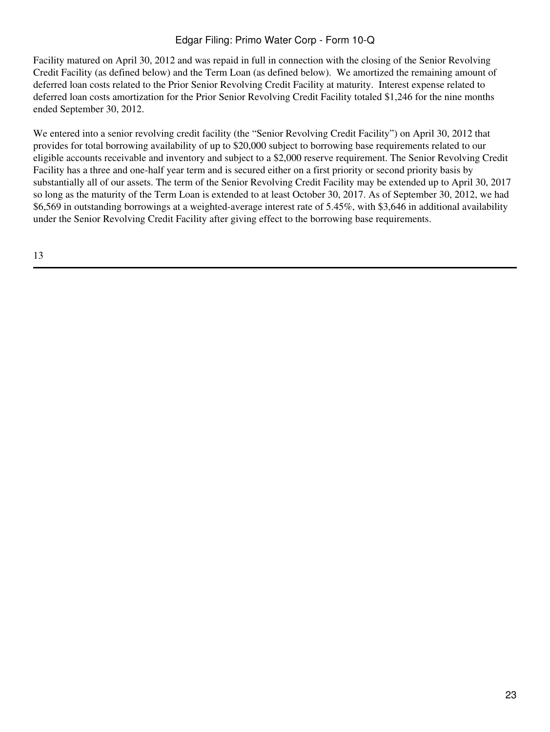Facility matured on April 30, 2012 and was repaid in full in connection with the closing of the Senior Revolving Credit Facility (as defined below) and the Term Loan (as defined below). We amortized the remaining amount of deferred loan costs related to the Prior Senior Revolving Credit Facility at maturity. Interest expense related to deferred loan costs amortization for the Prior Senior Revolving Credit Facility totaled $1,246 for the nine months ended September 30, 2012.

We entered into a senior revolving credit facility (the "Senior Revolving Credit Facility") on April 30, 2012 that provides for total borrowing availability of up to $20,000 subject to borrowing base requirements related to our eligible accounts receivable and inventory and subject to a $2,000 reserve requirement. The Senior Revolving Credit Facility has a three and one-half year term and is secured either on a first priority or second priority basis by substantially all of our assets. The term of the Senior Revolving Credit Facility may be extended up to April 30, 2017 so long as the maturity of the Term Loan is extended to at least October 30, 2017. As of September 30, 2012, we had $6,569 in outstanding borrowings at a weighted-average interest rate of 5.45%, with $3,646 in additional availability under the Senior Revolving Credit Facility after giving effect to the borrowing base requirements.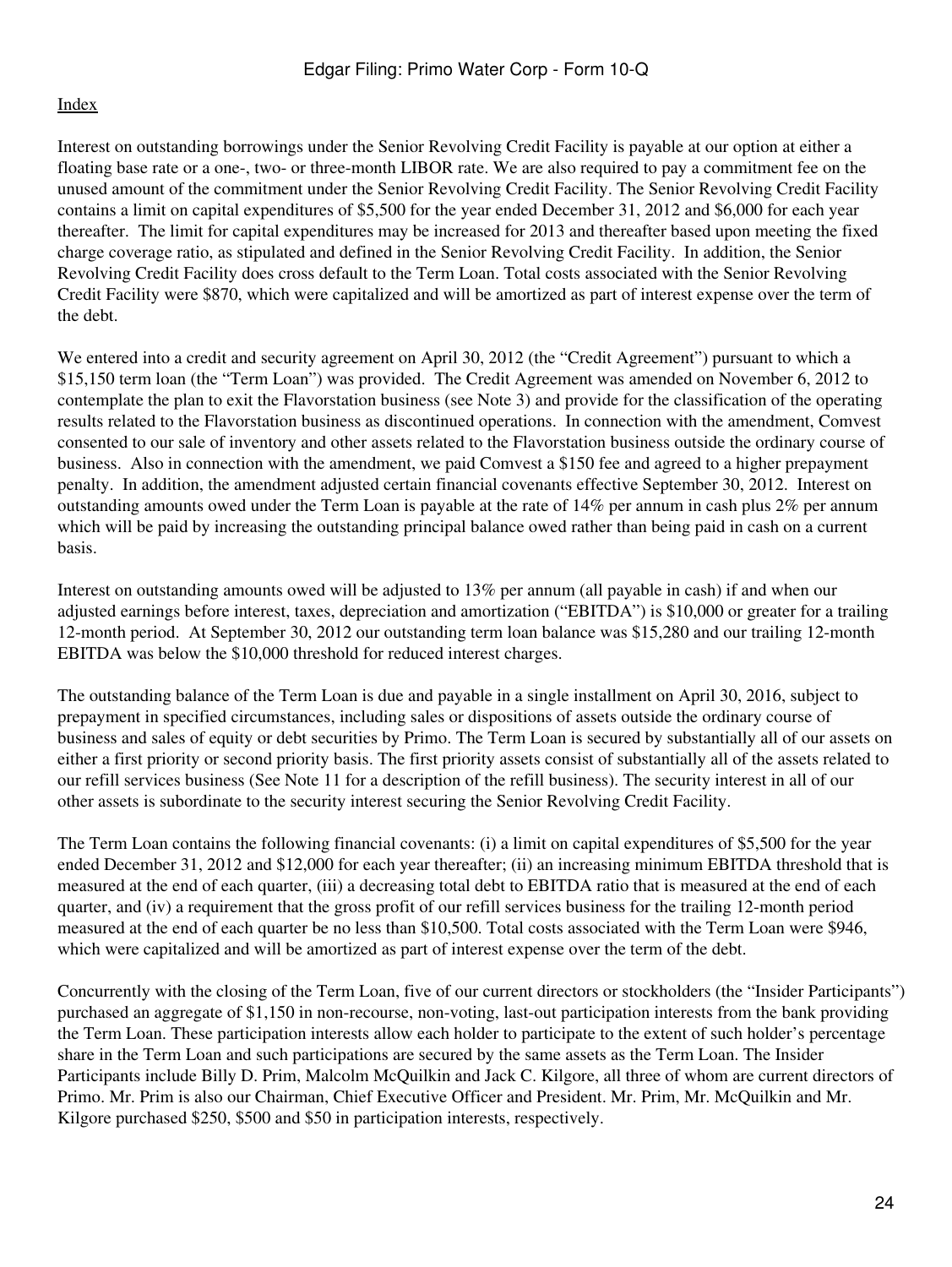Interest on outstanding borrowings under the Senior Revolving Credit Facility is payable at our option at either a floating base rate or a one-, two- or three-month LIBOR rate. We are also required to pay a commitment fee on the unused amount of the commitment under the Senior Revolving Credit Facility. The Senior Revolving Credit Facility contains a limit on capital expenditures of $5,500 for the year ended December 31, 2012 and $6,000 for each year thereafter. The limit for capital expenditures may be increased for 2013 and thereafter based upon meeting the fixed charge coverage ratio, as stipulated and defined in the Senior Revolving Credit Facility. In addition, the Senior Revolving Credit Facility does cross default to the Term Loan. Total costs associated with the Senior Revolving Credit Facility were $870, which were capitalized and will be amortized as part of interest expense over the term of the debt.

We entered into a credit and security agreement on April 30, 2012 (the "Credit Agreement") pursuant to which a $15,150 term loan (the "Term Loan") was provided. The Credit Agreement was amended on November 6, 2012 to contemplate the plan to exit the Flavorstation business (see Note 3) and provide for the classification of the operating results related to the Flavorstation business as discontinued operations. In connection with the amendment, Comvest consented to our sale of inventory and other assets related to the Flavorstation business outside the ordinary course of business. Also in connection with the amendment, we paid Comvest a $150 fee and agreed to a higher prepayment penalty. In addition, the amendment adjusted certain financial covenants effective September 30, 2012. Interest on outstanding amounts owed under the Term Loan is payable at the rate of 14% per annum in cash plus 2% per annum which will be paid by increasing the outstanding principal balance owed rather than being paid in cash on a current basis.

Interest on outstanding amounts owed will be adjusted to 13% per annum (all payable in cash) if and when our adjusted earnings before interest, taxes, depreciation and amortization ("EBITDA") is $10,000 or greater for a trailing 12-month period. At September 30, 2012 our outstanding term loan balance was $15,280 and our trailing 12-month EBITDA was below the $10,000 threshold for reduced interest charges.

The outstanding balance of the Term Loan is due and payable in a single installment on April 30, 2016, subject to prepayment in specified circumstances, including sales or dispositions of assets outside the ordinary course of business and sales of equity or debt securities by Primo. The Term Loan is secured by substantially all of our assets on either a first priority or second priority basis. The first priority assets consist of substantially all of the assets related to our refill services business (See Note 11 for a description of the refill business). The security interest in all of our other assets is subordinate to the security interest securing the Senior Revolving Credit Facility.

The Term Loan contains the following financial covenants: (i) a limit on capital expenditures of $5,500 for the year ended December 31, 2012 and $12,000 for each year thereafter; (ii) an increasing minimum EBITDA threshold that is measured at the end of each quarter, (iii) a decreasing total debt to EBITDA ratio that is measured at the end of each quarter, and (iv) a requirement that the gross profit of our refill services business for the trailing 12-month period measured at the end of each quarter be no less than $10,500. Total costs associated with the Term Loan were $946, which were capitalized and will be amortized as part of interest expense over the term of the debt.

Concurrently with the closing of the Term Loan, five of our current directors or stockholders (the "Insider Participants") purchased an aggregate of $1,150 in non-recourse, non-voting, last-out participation interests from the bank providing the Term Loan. These participation interests allow each holder to participate to the extent of such holder's percentage share in the Term Loan and such participations are secured by the same assets as the Term Loan. The Insider Participants include Billy D. Prim, Malcolm McQuilkin and Jack C. Kilgore, all three of whom are current directors of Primo. Mr. Prim is also our Chairman, Chief Executive Officer and President. Mr. Prim, Mr. McQuilkin and Mr. Kilgore purchased $250, $500 and $50 in participation interests, respectively.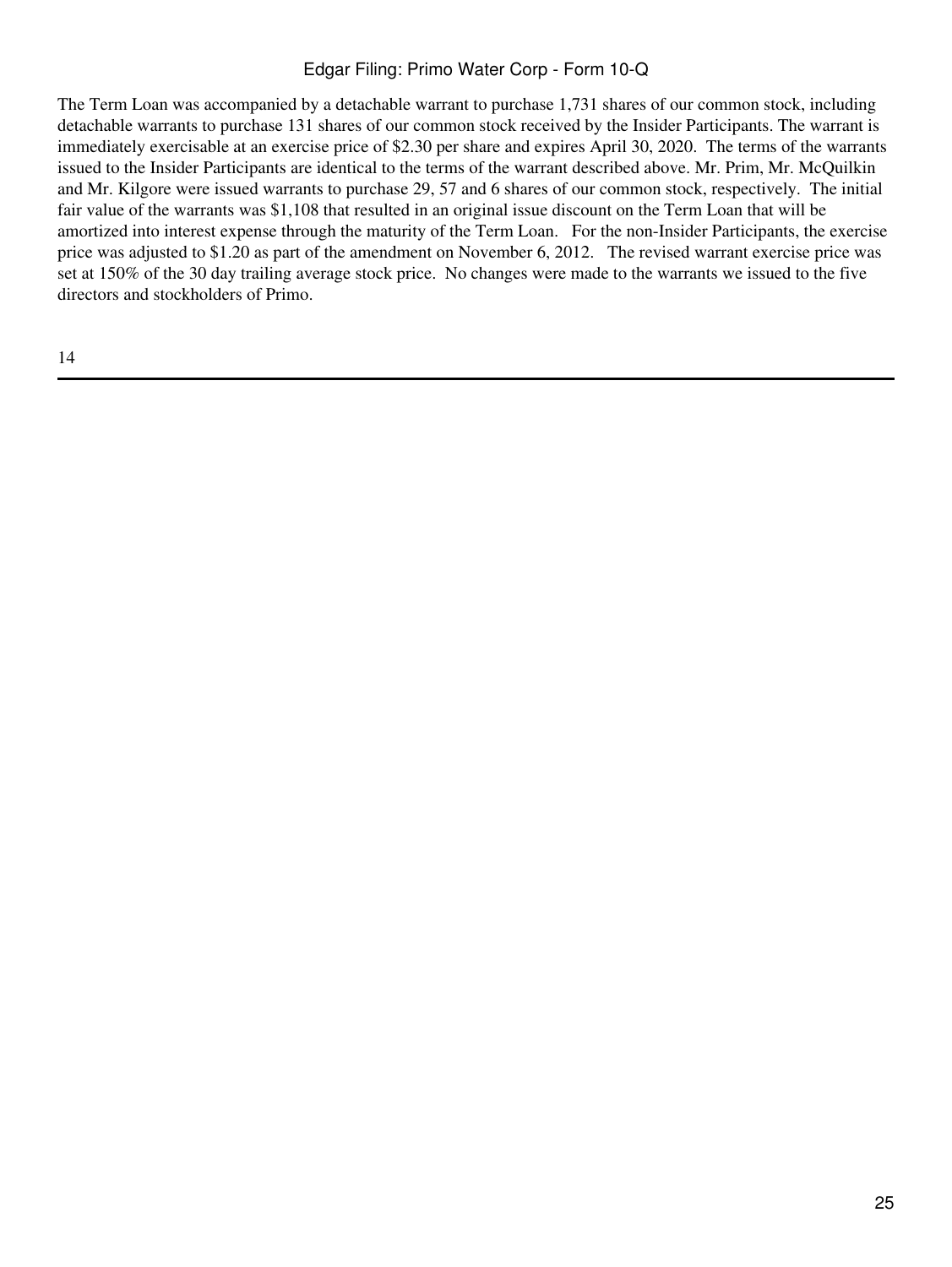The Term Loan was accompanied by a detachable warrant to purchase 1,731 shares of our common stock, including detachable warrants to purchase 131 shares of our common stock received by the Insider Participants. The warrant is immediately exercisable at an exercise price of $2.30 per share and expires April 30, 2020. The terms of the warrants issued to the Insider Participants are identical to the terms of the warrant described above. Mr. Prim, Mr. McQuilkin and Mr. Kilgore were issued warrants to purchase 29, 57 and 6 shares of our common stock, respectively. The initial fair value of the warrants was $1,108 that resulted in an original issue discount on the Term Loan that will be amortized into interest expense through the maturity of the Term Loan. For the non-Insider Participants, the exercise price was adjusted to $1.20 as part of the amendment on November 6, 2012. The revised warrant exercise price was set at 150% of the 30 day trailing average stock price. No changes were made to the warrants we issued to the five directors and stockholders of Primo.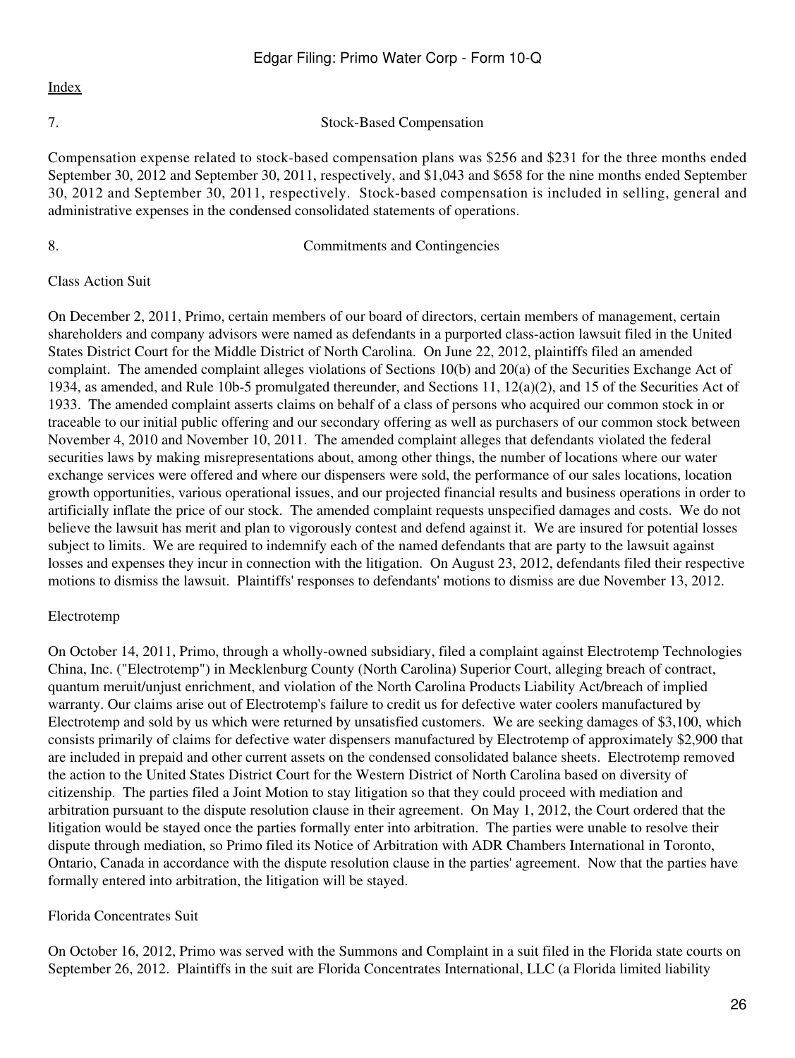## 7. Stock-Based Compensation

Compensation expense related to stock-based compensation plans was $256 and $231 for the three months ended September 30, 2012 and September 30, 2011, respectively, and $1,043 and $658 for the nine months ended September 30, 2012 and September 30, 2011, respectively. Stock-based compensation is included in selling, general and administrative expenses in the condensed consolidated statements of operations.

## 8. Commitments and Contingencies

Class Action Suit

On December 2, 2011, Primo, certain members of our board of directors, certain members of management, certain shareholders and company advisors were named as defendants in a purported class-action lawsuit filed in the United States District Court for the Middle District of North Carolina. On June 22, 2012, plaintiffs filed an amended complaint. The amended complaint alleges violations of Sections 10(b) and 20(a) of the Securities Exchange Act of 1934, as amended, and Rule 10b-5 promulgated thereunder, and Sections 11, 12(a)(2), and 15 of the Securities Act of 1933. The amended complaint asserts claims on behalf of a class of persons who acquired our common stock in or traceable to our initial public offering and our secondary offering as well as purchasers of our common stock between November 4, 2010 and November 10, 2011. The amended complaint alleges that defendants violated the federal securities laws by making misrepresentations about, among other things, the number of locations where our water exchange services were offered and where our dispensers were sold, the performance of our sales locations, location growth opportunities, various operational issues, and our projected financial results and business operations in order to artificially inflate the price of our stock. The amended complaint requests unspecified damages and costs. We do not believe the lawsuit has merit and plan to vigorously contest and defend against it. We are insured for potential losses subject to limits. We are required to indemnify each of the named defendants that are party to the lawsuit against losses and expenses they incur in connection with the litigation. On August 23, 2012, defendants filed their respective motions to dismiss the lawsuit. Plaintiffs' responses to defendants' motions to dismiss are due November 13, 2012.

Electrotemp

On October 14, 2011, Primo, through a wholly-owned subsidiary, filed a complaint against Electrotemp Technologies China, Inc. ("Electrotemp") in Mecklenburg County (North Carolina) Superior Court, alleging breach of contract, quantum meruit/unjust enrichment, and violation of the North Carolina Products Liability Act/breach of implied warranty. Our claims arise out of Electrotemp's failure to credit us for defective water coolers manufactured by Electrotemp and sold by us which were returned by unsatisfied customers. We are seeking damages of $3,100, which consists primarily of claims for defective water dispensers manufactured by Electrotemp of approximately $2,900 that are included in prepaid and other current assets on the condensed consolidated balance sheets. Electrotemp removed the action to the United States District Court for the Western District of North Carolina based on diversity of citizenship. The parties filed a Joint Motion to stay litigation so that they could proceed with mediation and arbitration pursuant to the dispute resolution clause in their agreement. On May 1, 2012, the Court ordered that the litigation would be stayed once the parties formally enter into arbitration. The parties were unable to resolve their dispute through mediation, so Primo filed its Notice of Arbitration with ADR Chambers International in Toronto, Ontario, Canada in accordance with the dispute resolution clause in the parties' agreement. Now that the parties have formally entered into arbitration, the litigation will be stayed.

Florida Concentrates Suit

On October 16, 2012, Primo was served with the Summons and Complaint in a suit filed in the Florida state courts on September 26, 2012. Plaintiffs in the suit are Florida Concentrates International, LLC (a Florida limited liability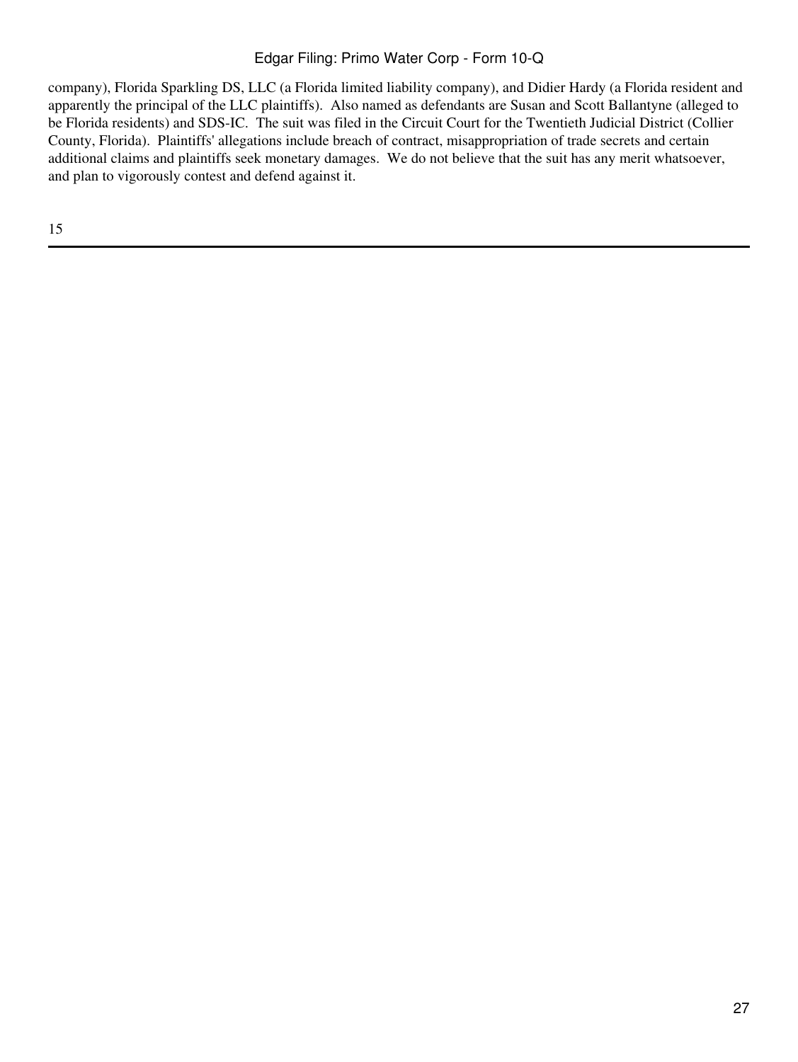company), Florida Sparkling DS, LLC (a Florida limited liability company), and Didier Hardy (a Florida resident and apparently the principal of the LLC plaintiffs). Also named as defendants are Susan and Scott Ballantyne (alleged to be Florida residents) and SDS-IC. The suit was filed in the Circuit Court for the Twentieth Judicial District (Collier County, Florida). Plaintiffs' allegations include breach of contract, misappropriation of trade secrets and certain additional claims and plaintiffs seek monetary damages. We do not believe that the suit has any merit whatsoever, and plan to vigorously contest and defend against it.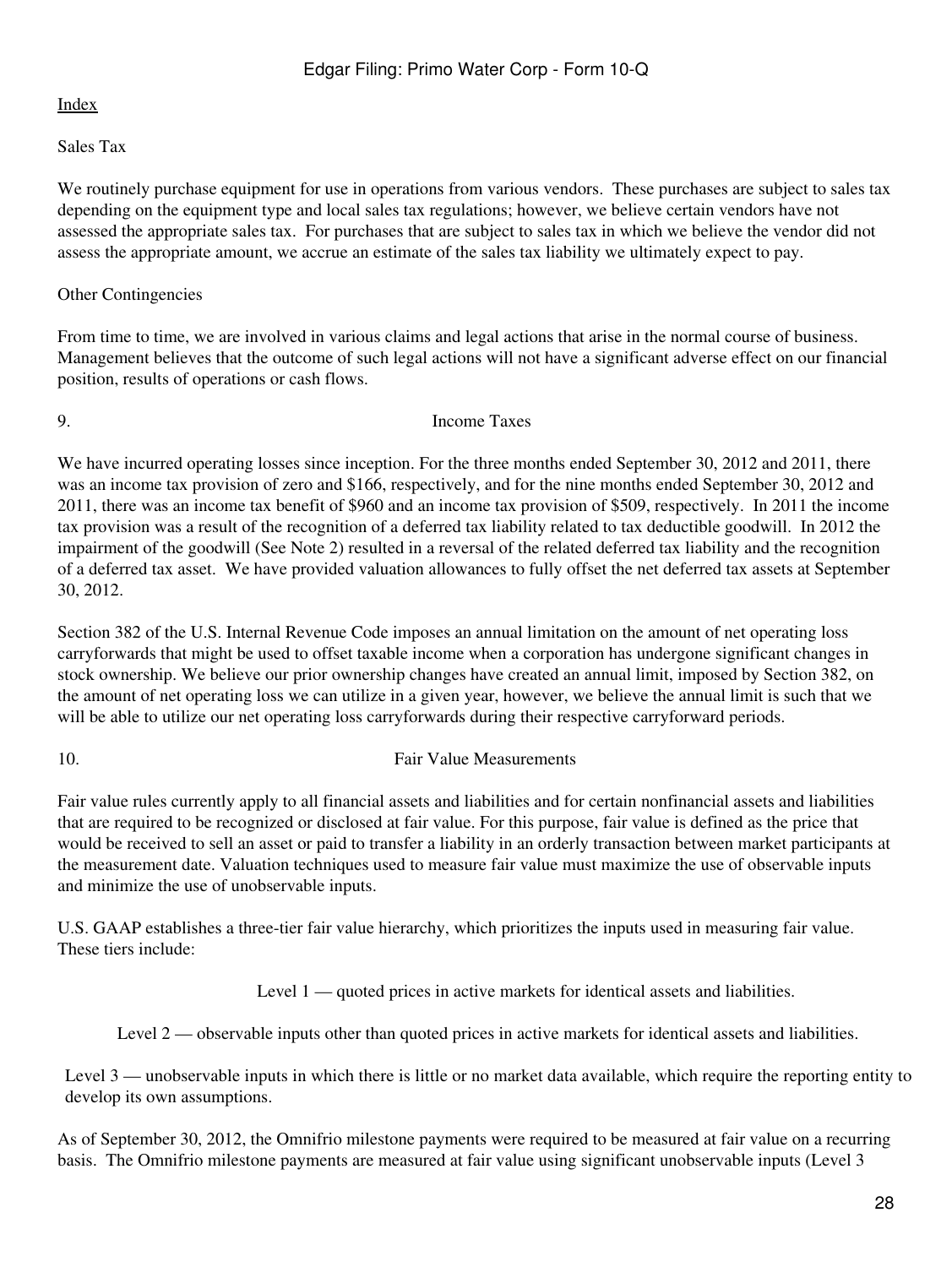Sales Tax

We routinely purchase equipment for use in operations from various vendors. These purchases are subject to sales tax depending on the equipment type and local sales tax regulations; however, we believe certain vendors have not assessed the appropriate sales tax. For purchases that are subject to sales tax in which we believe the vendor did not assess the appropriate amount, we accrue an estimate of the sales tax liability we ultimately expect to pay.

Other Contingencies

From time to time, we are involved in various claims and legal actions that arise in the normal course of business. Management believes that the outcome of such legal actions will not have a significant adverse effect on our financial position, results of operations or cash flows.

## 9. Income Taxes

We have incurred operating losses since inception. For the three months ended September 30, 2012 and 2011, there was an income tax provision of zero and $166, respectively, and for the nine months ended September 30, 2012 and 2011, there was an income tax benefit of $960 and an income tax provision of $509, respectively. In 2011 the income tax provision was a result of the recognition of a deferred tax liability related to tax deductible goodwill. In 2012 the impairment of the goodwill (See Note 2) resulted in a reversal of the related deferred tax liability and the recognition of a deferred tax asset. We have provided valuation allowances to fully offset the net deferred tax assets at September 30, 2012.

Section 382 of the U.S. Internal Revenue Code imposes an annual limitation on the amount of net operating loss carryforwards that might be used to offset taxable income when a corporation has undergone significant changes in stock ownership. We believe our prior ownership changes have created an annual limit, imposed by Section 382, on the amount of net operating loss we can utilize in a given year, however, we believe the annual limit is such that we will be able to utilize our net operating loss carryforwards during their respective carryforward periods.

## 10. Fair Value Measurements

Fair value rules currently apply to all financial assets and liabilities and for certain nonfinancial assets and liabilities that are required to be recognized or disclosed at fair value. For this purpose, fair value is defined as the price that would be received to sell an asset or paid to transfer a liability in an orderly transaction between market participants at the measurement date. Valuation techniques used to measure fair value must maximize the use of observable inputs and minimize the use of unobservable inputs.

U.S. GAAP establishes a three-tier fair value hierarchy, which prioritizes the inputs used in measuring fair value. These tiers include:

Level 1 — quoted prices in active markets for identical assets and liabilities.

Level 2 — observable inputs other than quoted prices in active markets for identical assets and liabilities.

Level 3 — unobservable inputs in which there is little or no market data available, which require the reporting entity to develop its own assumptions.

As of September 30, 2012, the Omnifrio milestone payments were required to be measured at fair value on a recurring basis. The Omnifrio milestone payments are measured at fair value using significant unobservable inputs (Level 3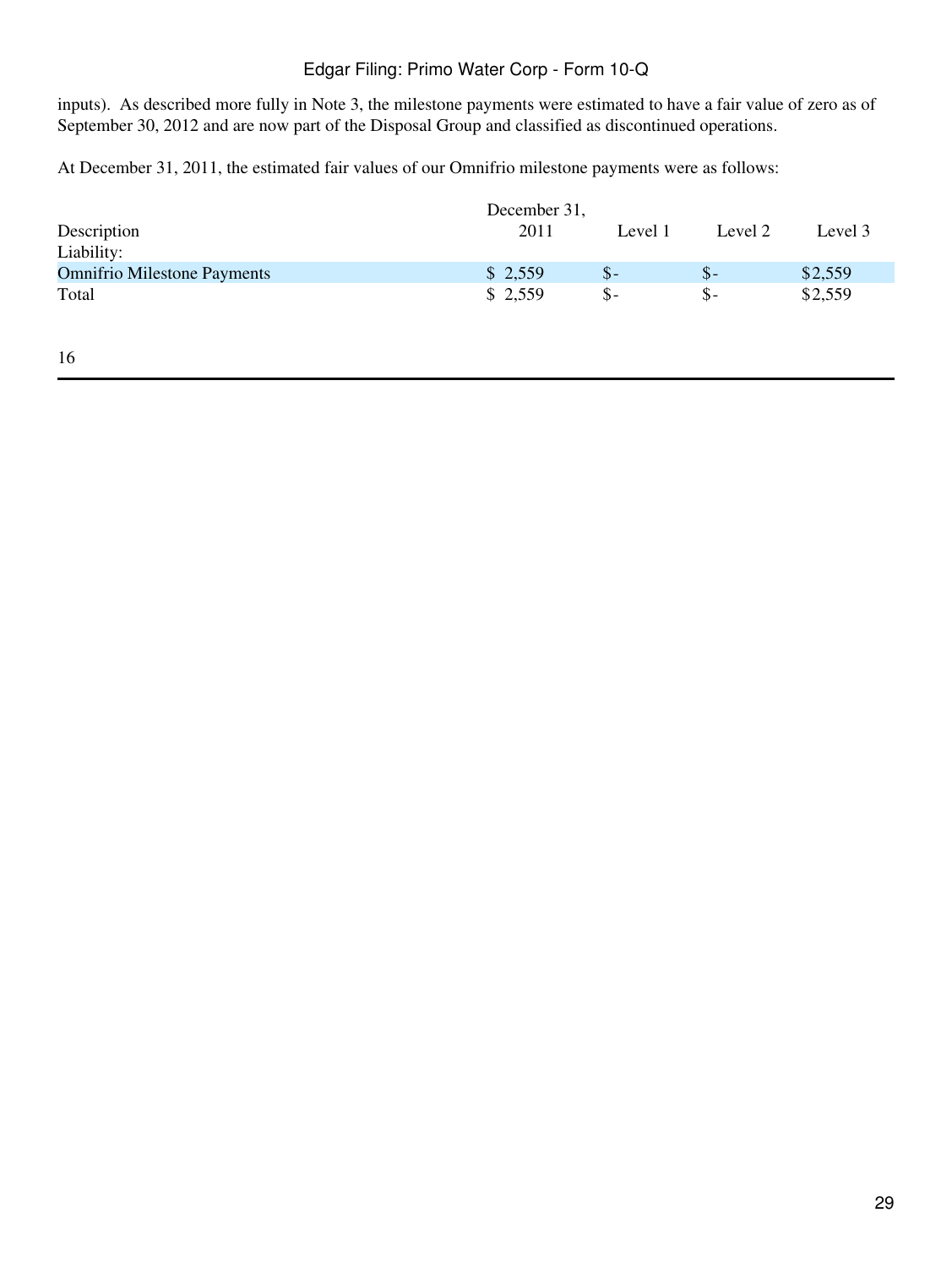inputs). As described more fully in Note 3, the milestone payments were estimated to have a fair value of zero as of September 30, 2012 and are now part of the Disposal Group and classified as discontinued operations.

At December 31, 2011, the estimated fair values of our Omnifrio milestone payments were as follows:

| Description | December 31, 2011 | Level 1 | Level 2 | Level 3 |
|---|---|---|---|---|
| Liability: | | | | |
| Omnifrio Milestone Payments | $ 2,559 | $- | $- | $2,559 |
| Total | $ 2,559 | $- | $- | $2,559 |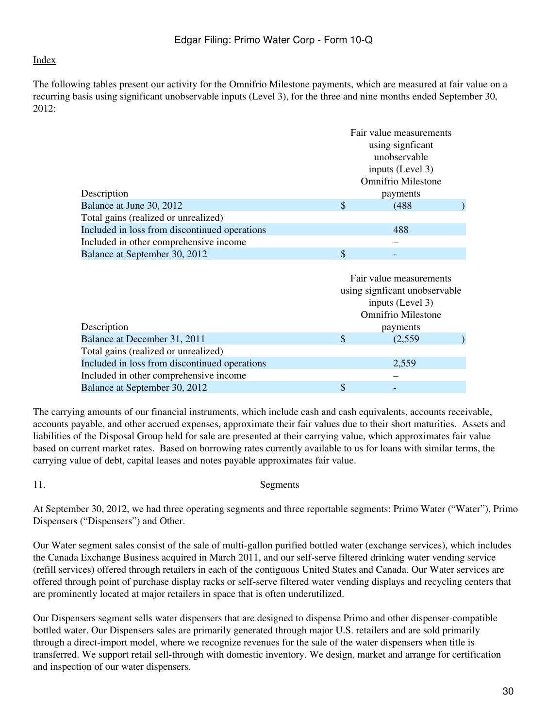[Index](#)

The following tables present our activity for the Omnifrio Milestone payments, which are measured at fair value on a recurring basis using significant unobservable inputs (Level 3), for the three and nine months ended September 30, 2012:

| Description | Fair value measurements using signficant unobservable inputs (Level 3) Omnifrio Milestone payments |
|---|---|
| Balance at June 30, 2012 | $ (488 ) |
| Total gains (realized or unrealized) | |
| Included in loss from discontinued operations | 488 |
| Included in other comprehensive income | – |
| Balance at September 30, 2012 | $ - |

| Description | Fair value measurements using signficant unobservable inputs (Level 3) Omnifrio Milestone payments |
|---|---|
| Balance at December 31, 2011 | $ (2,559 ) |
| Total gains (realized or unrealized) | |
| Included in loss from discontinued operations | 2,559 |
| Included in other comprehensive income | – |
| Balance at September 30, 2012 | $ - |

The carrying amounts of our financial instruments, which include cash and cash equivalents, accounts receivable, accounts payable, and other accrued expenses, approximate their fair values due to their short maturities. Assets and liabilities of the Disposal Group held for sale are presented at their carrying value, which approximates fair value based on current market rates. Based on borrowing rates currently available to us for loans with similar terms, the carrying value of debt, capital leases and notes payable approximates fair value.

## 11. Segments

At September 30, 2012, we had three operating segments and three reportable segments: Primo Water ("Water"), Primo Dispensers ("Dispensers") and Other.

Our Water segment sales consist of the sale of multi-gallon purified bottled water (exchange services), which includes the Canada Exchange Business acquired in March 2011, and our self-serve filtered drinking water vending service (refill services) offered through retailers in each of the contiguous United States and Canada. Our Water services are offered through point of purchase display racks or self-serve filtered water vending displays and recycling centers that are prominently located at major retailers in space that is often underutilized.

Our Dispensers segment sells water dispensers that are designed to dispense Primo and other dispenser-compatible bottled water. Our Dispensers sales are primarily generated through major U.S. retailers and are sold primarily through a direct-import model, where we recognize revenues for the sale of the water dispensers when title is transferred. We support retail sell-through with domestic inventory. We design, market and arrange for certification and inspection of our water dispensers.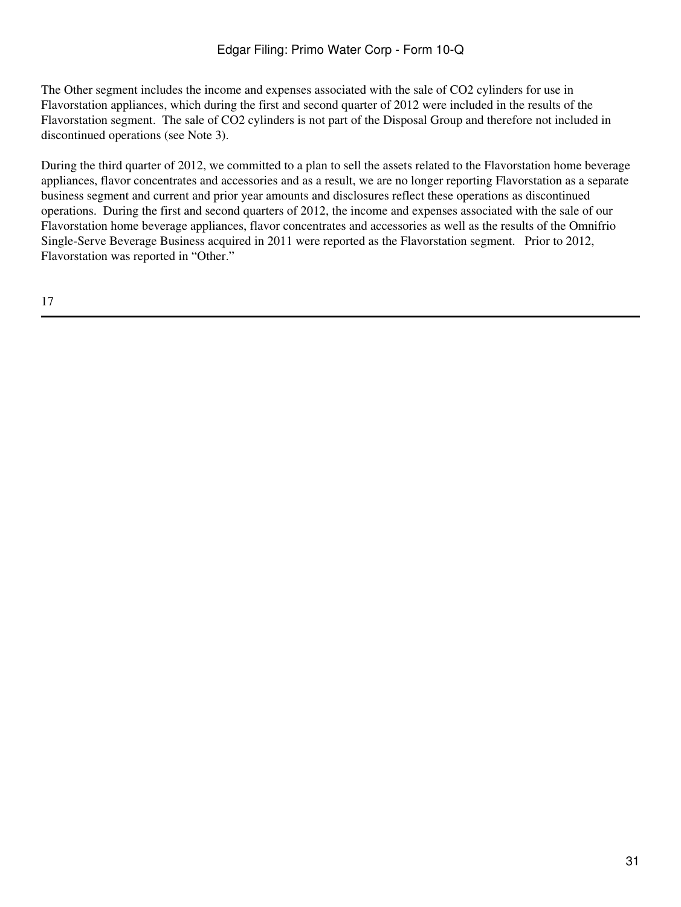The Other segment includes the income and expenses associated with the sale of $CO_2$ cylinders for use in Flavorstation appliances, which during the first and second quarter of 2012 were included in the results of the Flavorstation segment. The sale of $CO_2$ cylinders is not part of the Disposal Group and therefore not included in discontinued operations (see Note 3).

During the third quarter of 2012, we committed to a plan to sell the assets related to the Flavorstation home beverage appliances, flavor concentrates and accessories and as a result, we are no longer reporting Flavorstation as a separate business segment and current and prior year amounts and disclosures reflect these operations as discontinued operations. During the first and second quarters of 2012, the income and expenses associated with the sale of our Flavorstation home beverage appliances, flavor concentrates and accessories as well as the results of the Omnifrio Single-Serve Beverage Business acquired in 2011 were reported as the Flavorstation segment. Prior to 2012, Flavorstation was reported in "Other."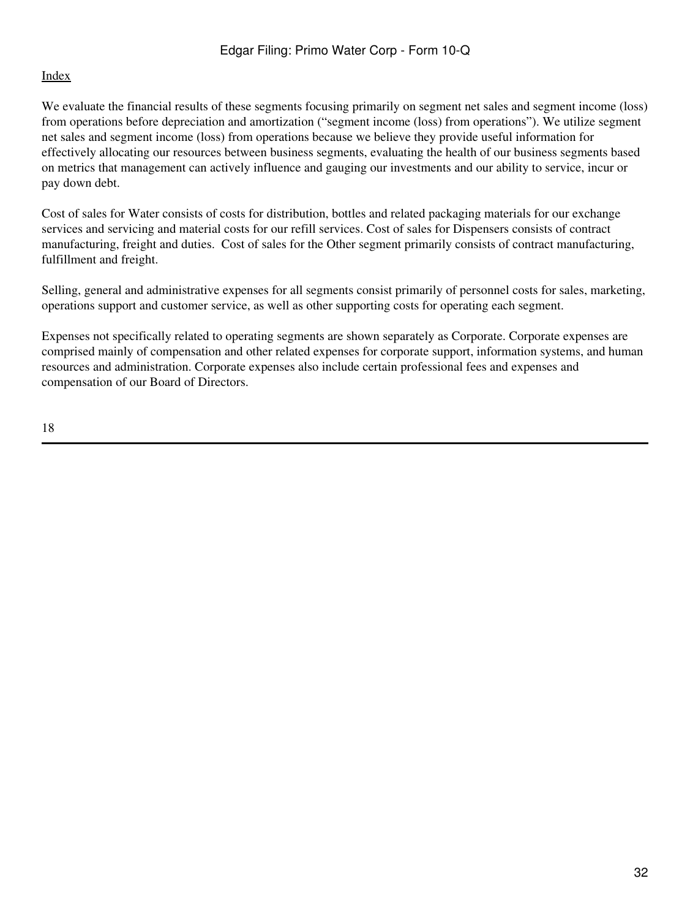We evaluate the financial results of these segments focusing primarily on segment net sales and segment income (loss) from operations before depreciation and amortization ("segment income (loss) from operations"). We utilize segment net sales and segment income (loss) from operations because we believe they provide useful information for effectively allocating our resources between business segments, evaluating the health of our business segments based on metrics that management can actively influence and gauging our investments and our ability to service, incur or pay down debt.

Cost of sales for Water consists of costs for distribution, bottles and related packaging materials for our exchange services and servicing and material costs for our refill services. Cost of sales for Dispensers consists of contract manufacturing, freight and duties. Cost of sales for the Other segment primarily consists of contract manufacturing, fulfillment and freight.

Selling, general and administrative expenses for all segments consist primarily of personnel costs for sales, marketing, operations support and customer service, as well as other supporting costs for operating each segment.

Expenses not specifically related to operating segments are shown separately as Corporate. Corporate expenses are comprised mainly of compensation and other related expenses for corporate support, information systems, and human resources and administration. Corporate expenses also include certain professional fees and expenses and compensation of our Board of Directors.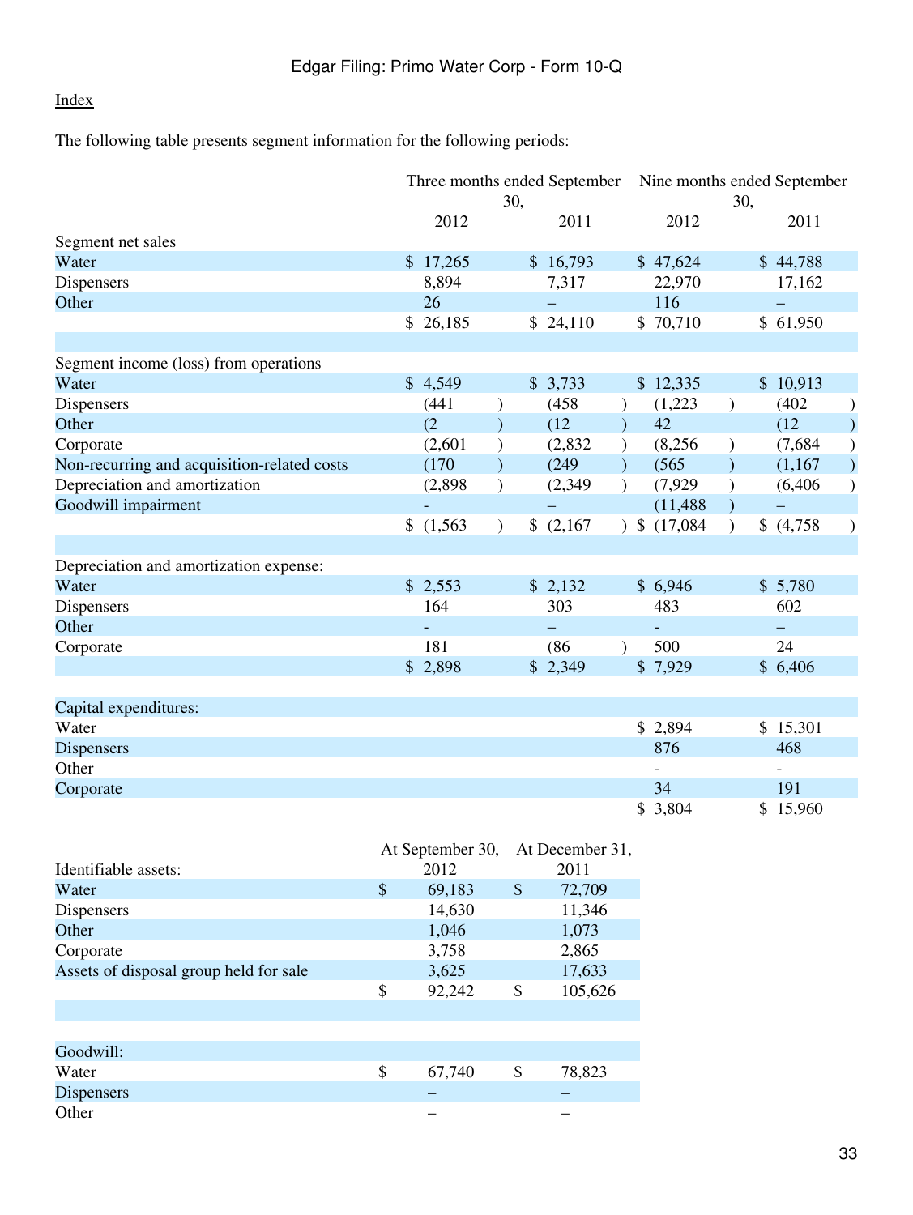[Index](#)

The following table presents segment information for the following periods:

| | Three months ended September 30, | | Nine months ended September 30, | |
|---|---|---|---|---|
| | 2012 | 2011 | 2012 | 2011 |
| Segment net sales | | | | |
| Water | $ 17,265 | $ 16,793 | $ 47,624 | $ 44,788 |
| Dispensers | 8,894 | 7,317 | 22,970 | 17,162 |
| Other | 26 | – | 116 | – |
| | $ 26,185 | $ 24,110 | $ 70,710 | $ 61,950 |
| | | | | |
| Segment income (loss) from operations | | | | |
| Water | $ 4,549 | $ 3,733 | $ 12,335 | $ 10,913 |
| Dispensers | (441) | (458) | (1,223) | (402) |
| Other | (2) | (12) | 42 | (12) |
| Corporate | (2,601) | (2,832) | (8,256) | (7,684) |
| Non-recurring and acquisition-related costs | (170) | (249) | (565) | (1,167) |
| Depreciation and amortization | (2,898) | (2,349) | (7,929) | (6,406) |
| Goodwill impairment | - | – | (11,488) | – |
| | $ (1,563) | $ (2,167) | $ (17,084) | $ (4,758) |
| | | | | |
| Depreciation and amortization expense: | | | | |
| Water | $ 2,553 | $ 2,132 | $ 6,946 | $ 5,780 |
| Dispensers | 164 | 303 | 483 | 602 |
| Other | - | – | - | – |
| Corporate | 181 | (86) | 500 | 24 |
| | $ 2,898 | $ 2,349 | $ 7,929 | $ 6,406 |
| | | | | |
| Capital expenditures: | | | | |
| Water | | | $ 2,894 | $ 15,301 |
| Dispensers | | | 876 | 468 |
| Other | | | - | - |
| Corporate | | | 34 | 191 |
| | | | $ 3,804 | $ 15,960 |

| Identifiable assets: | At September 30, 2012 | At December 31, 2011 |
|---|---|---|
| Water | $ 69,183 | $ 72,709 |
| Dispensers | 14,630 | 11,346 |
| Other | 1,046 | 1,073 |
| Corporate | 3,758 | 2,865 |
| Assets of disposal group held for sale | 3,625 | 17,633 |
| | $ 92,242 | $ 105,626 |
| | | |
| Goodwill: | | |
| Water | $ 67,740 | $ 78,823 |
| Dispensers | – | – |
| Other | – | – |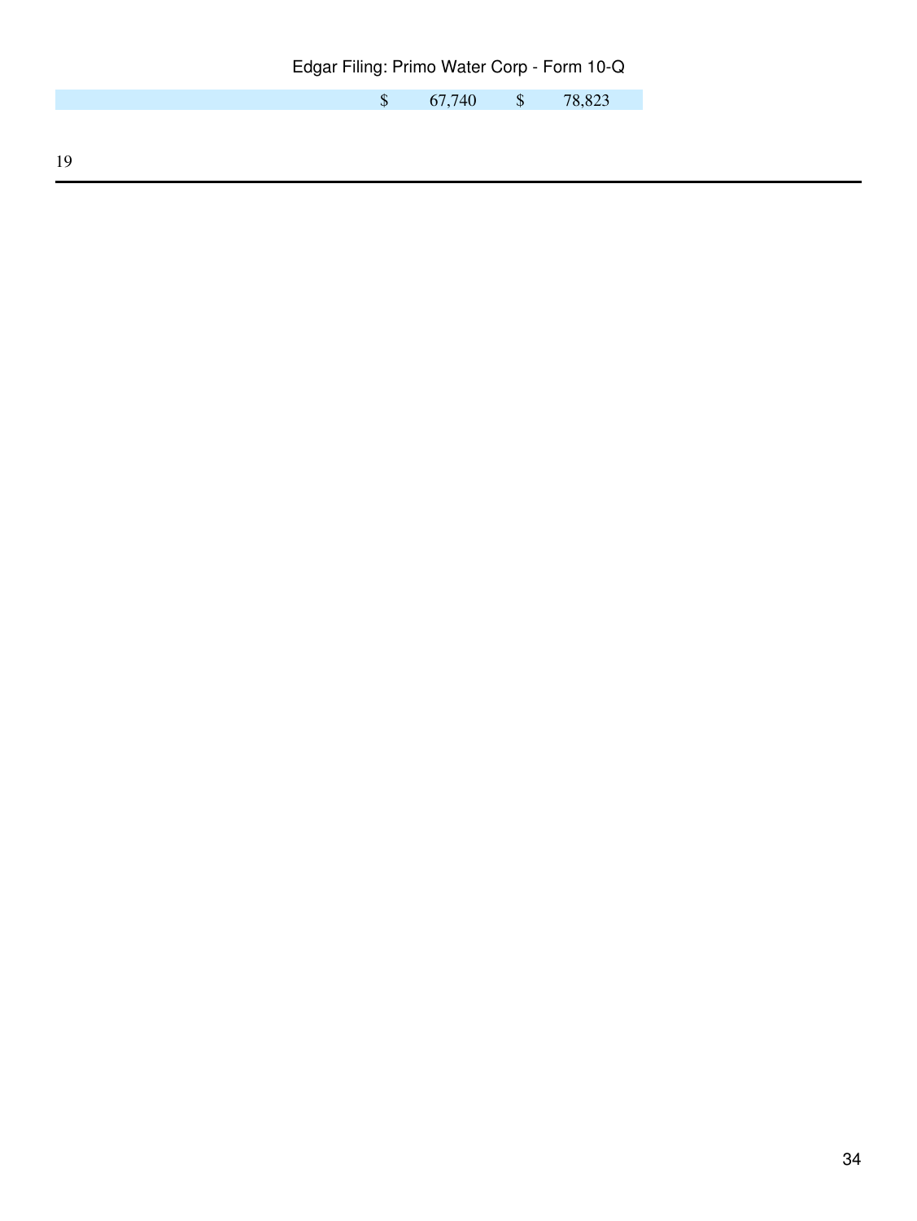| | | |
|---|---|---|
| | $ 67,740 | $ 78,823 |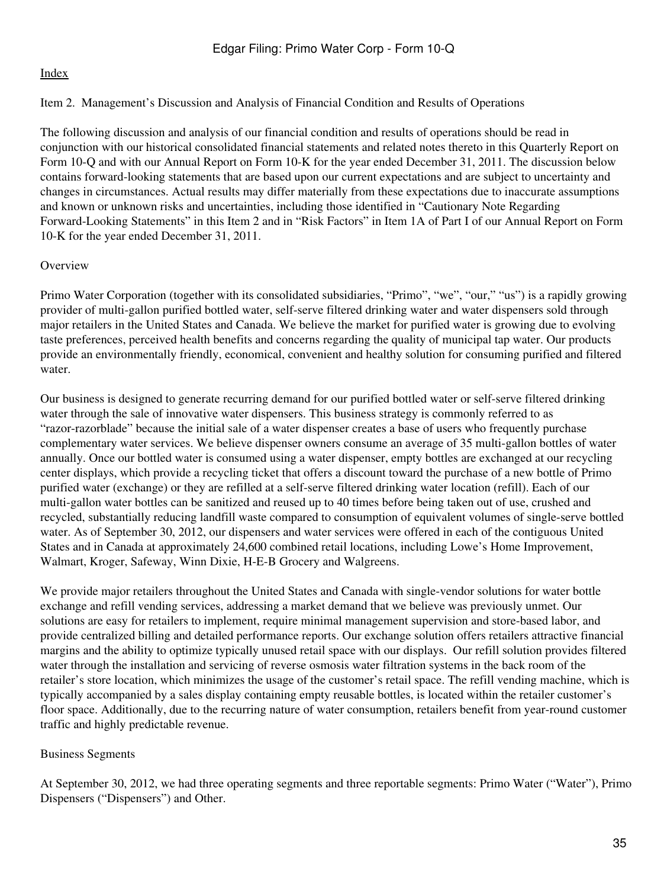Index

## Item 2. Management's Discussion and Analysis of Financial Condition and Results of Operations

The following discussion and analysis of our financial condition and results of operations should be read in conjunction with our historical consolidated financial statements and related notes thereto in this Quarterly Report on Form 10-Q and with our Annual Report on Form 10-K for the year ended December 31, 2011. The discussion below contains forward-looking statements that are based upon our current expectations and are subject to uncertainty and changes in circumstances. Actual results may differ materially from these expectations due to inaccurate assumptions and known or unknown risks and uncertainties, including those identified in "Cautionary Note Regarding Forward-Looking Statements" in this Item 2 and in "Risk Factors" in Item 1A of Part I of our Annual Report on Form 10-K for the year ended December 31, 2011.

### Overview

Primo Water Corporation (together with its consolidated subsidiaries, "Primo", "we", "our," "us") is a rapidly growing provider of multi-gallon purified bottled water, self-serve filtered drinking water and water dispensers sold through major retailers in the United States and Canada. We believe the market for purified water is growing due to evolving taste preferences, perceived health benefits and concerns regarding the quality of municipal tap water. Our products provide an environmentally friendly, economical, convenient and healthy solution for consuming purified and filtered water.

Our business is designed to generate recurring demand for our purified bottled water or self-serve filtered drinking water through the sale of innovative water dispensers. This business strategy is commonly referred to as "razor-razorblade" because the initial sale of a water dispenser creates a base of users who frequently purchase complementary water services. We believe dispenser owners consume an average of 35 multi-gallon bottles of water annually. Once our bottled water is consumed using a water dispenser, empty bottles are exchanged at our recycling center displays, which provide a recycling ticket that offers a discount toward the purchase of a new bottle of Primo purified water (exchange) or they are refilled at a self-serve filtered drinking water location (refill). Each of our multi-gallon water bottles can be sanitized and reused up to 40 times before being taken out of use, crushed and recycled, substantially reducing landfill waste compared to consumption of equivalent volumes of single-serve bottled water. As of September 30, 2012, our dispensers and water services were offered in each of the contiguous United States and in Canada at approximately 24,600 combined retail locations, including Lowe's Home Improvement, Walmart, Kroger, Safeway, Winn Dixie, H-E-B Grocery and Walgreens.

We provide major retailers throughout the United States and Canada with single-vendor solutions for water bottle exchange and refill vending services, addressing a market demand that we believe was previously unmet. Our solutions are easy for retailers to implement, require minimal management supervision and store-based labor, and provide centralized billing and detailed performance reports. Our exchange solution offers retailers attractive financial margins and the ability to optimize typically unused retail space with our displays. Our refill solution provides filtered water through the installation and servicing of reverse osmosis water filtration systems in the back room of the retailer's store location, which minimizes the usage of the customer's retail space. The refill vending machine, which is typically accompanied by a sales display containing empty reusable bottles, is located within the retailer customer's floor space. Additionally, due to the recurring nature of water consumption, retailers benefit from year-round customer traffic and highly predictable revenue.

### Business Segments

At September 30, 2012, we had three operating segments and three reportable segments: Primo Water ("Water"), Primo Dispensers ("Dispensers") and Other.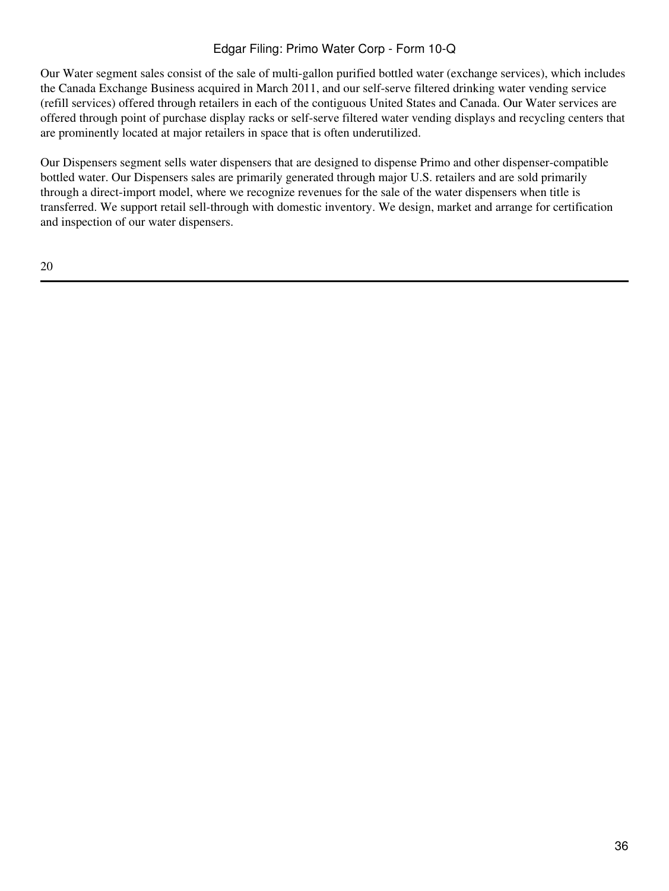Our Water segment sales consist of the sale of multi-gallon purified bottled water (exchange services), which includes the Canada Exchange Business acquired in March 2011, and our self-serve filtered drinking water vending service (refill services) offered through retailers in each of the contiguous United States and Canada. Our Water services are offered through point of purchase display racks or self-serve filtered water vending displays and recycling centers that are prominently located at major retailers in space that is often underutilized.

Our Dispensers segment sells water dispensers that are designed to dispense Primo and other dispenser-compatible bottled water. Our Dispensers sales are primarily generated through major U.S. retailers and are sold primarily through a direct-import model, where we recognize revenues for the sale of the water dispensers when title is transferred. We support retail sell-through with domestic inventory. We design, market and arrange for certification and inspection of our water dispensers.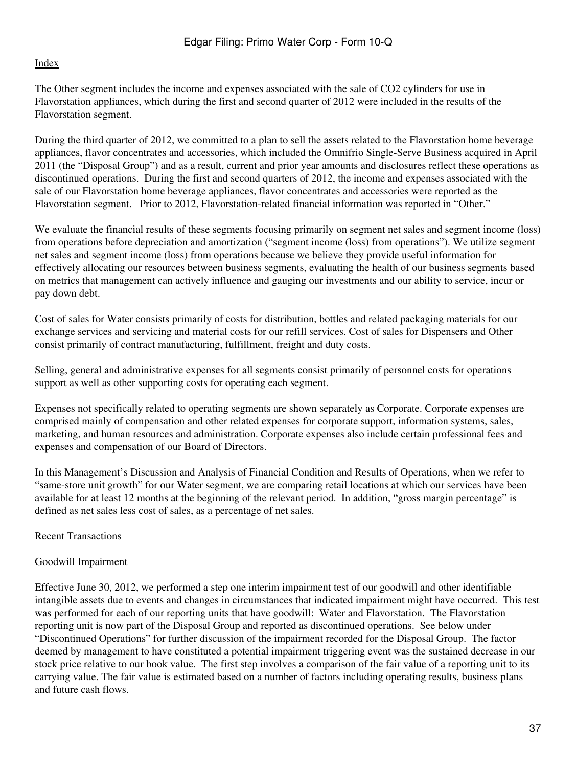The Other segment includes the income and expenses associated with the sale of $CO_2$ cylinders for use in Flavorstation appliances, which during the first and second quarter of 2012 were included in the results of the Flavorstation segment.

During the third quarter of 2012, we committed to a plan to sell the assets related to the Flavorstation home beverage appliances, flavor concentrates and accessories, which included the Omnifrio Single-Serve Business acquired in April 2011 (the “Disposal Group”) and as a result, current and prior year amounts and disclosures reflect these operations as discontinued operations. During the first and second quarters of 2012, the income and expenses associated with the sale of our Flavorstation home beverage appliances, flavor concentrates and accessories were reported as the Flavorstation segment. Prior to 2012, Flavorstation-related financial information was reported in “Other.”

We evaluate the financial results of these segments focusing primarily on segment net sales and segment income (loss) from operations before depreciation and amortization (“segment income (loss) from operations”). We utilize segment net sales and segment income (loss) from operations because we believe they provide useful information for effectively allocating our resources between business segments, evaluating the health of our business segments based on metrics that management can actively influence and gauging our investments and our ability to service, incur or pay down debt.

Cost of sales for Water consists primarily of costs for distribution, bottles and related packaging materials for our exchange services and servicing and material costs for our refill services. Cost of sales for Dispensers and Other consist primarily of contract manufacturing, fulfillment, freight and duty costs.

Selling, general and administrative expenses for all segments consist primarily of personnel costs for operations support as well as other supporting costs for operating each segment.

Expenses not specifically related to operating segments are shown separately as Corporate. Corporate expenses are comprised mainly of compensation and other related expenses for corporate support, information systems, sales, marketing, and human resources and administration. Corporate expenses also include certain professional fees and expenses and compensation of our Board of Directors.

In this Management’s Discussion and Analysis of Financial Condition and Results of Operations, when we refer to “same-store unit growth” for our Water segment, we are comparing retail locations at which our services have been available for at least 12 months at the beginning of the relevant period. In addition, “gross margin percentage” is defined as net sales less cost of sales, as a percentage of net sales.

Recent Transactions

Goodwill Impairment

Effective June 30, 2012, we performed a step one interim impairment test of our goodwill and other identifiable intangible assets due to events and changes in circumstances that indicated impairment might have occurred. This test was performed for each of our reporting units that have goodwill: Water and Flavorstation. The Flavorstation reporting unit is now part of the Disposal Group and reported as discontinued operations. See below under “Discontinued Operations” for further discussion of the impairment recorded for the Disposal Group. The factor deemed by management to have constituted a potential impairment triggering event was the sustained decrease in our stock price relative to our book value. The first step involves a comparison of the fair value of a reporting unit to its carrying value. The fair value is estimated based on a number of factors including operating results, business plans and future cash flows.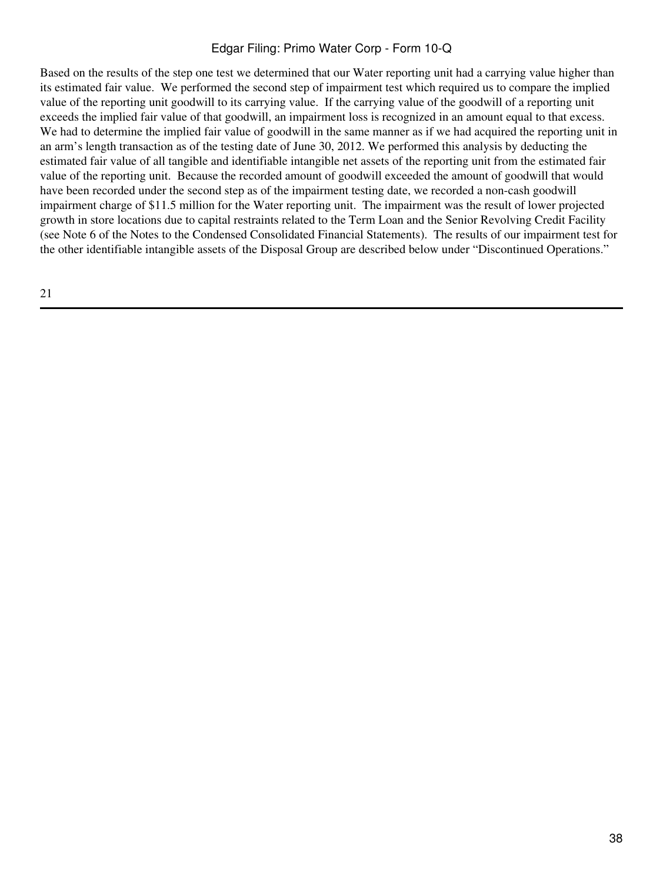Based on the results of the step one test we determined that our Water reporting unit had a carrying value higher than its estimated fair value. We performed the second step of impairment test which required us to compare the implied value of the reporting unit goodwill to its carrying value. If the carrying value of the goodwill of a reporting unit exceeds the implied fair value of that goodwill, an impairment loss is recognized in an amount equal to that excess. We had to determine the implied fair value of goodwill in the same manner as if we had acquired the reporting unit in an arm's length transaction as of the testing date of June 30, 2012. We performed this analysis by deducting the estimated fair value of all tangible and identifiable intangible net assets of the reporting unit from the estimated fair value of the reporting unit. Because the recorded amount of goodwill exceeded the amount of goodwill that would have been recorded under the second step as of the impairment testing date, we recorded a non-cash goodwill impairment charge of $11.5 million for the Water reporting unit. The impairment was the result of lower projected growth in store locations due to capital restraints related to the Term Loan and the Senior Revolving Credit Facility (see Note 6 of the Notes to the Condensed Consolidated Financial Statements). The results of our impairment test for the other identifiable intangible assets of the Disposal Group are described below under "Discontinued Operations."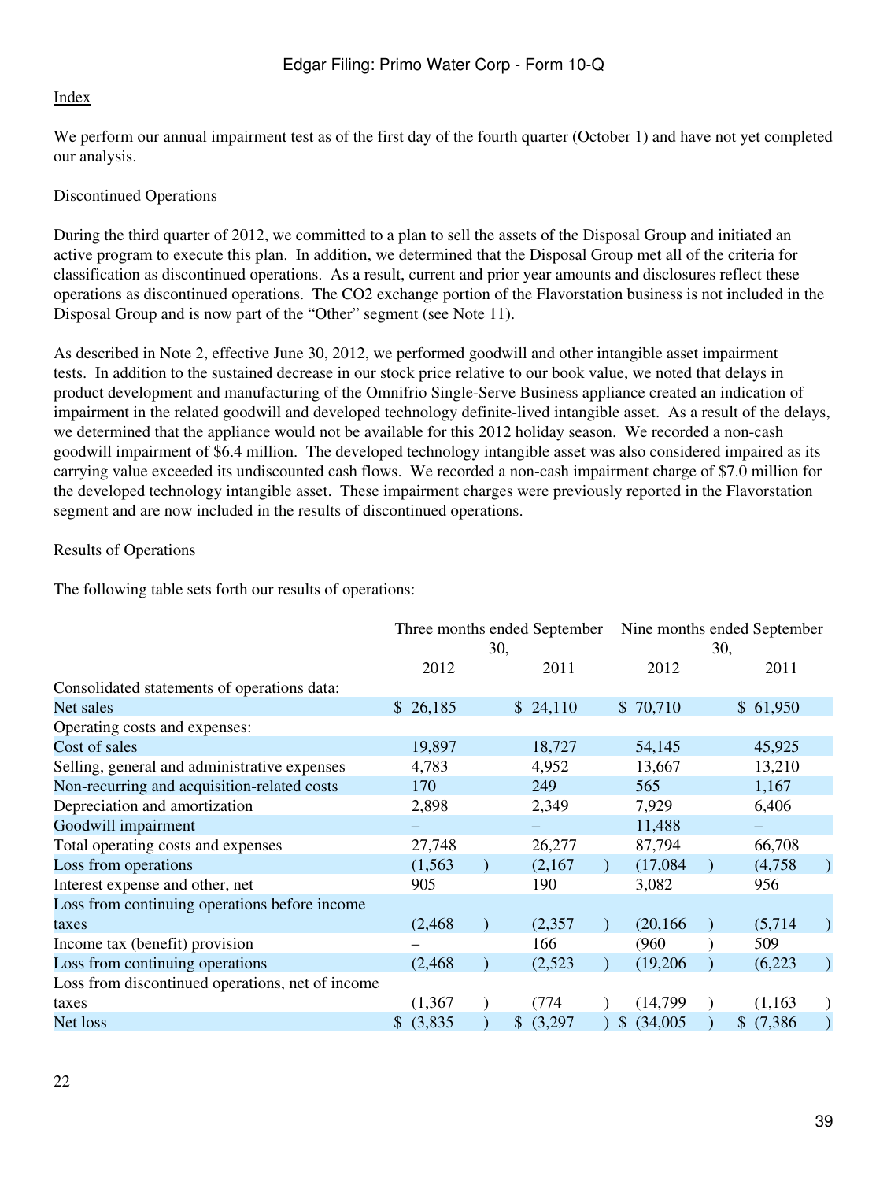Index

We perform our annual impairment test as of the first day of the fourth quarter (October 1) and have not yet completed our analysis.

Discontinued Operations

During the third quarter of 2012, we committed to a plan to sell the assets of the Disposal Group and initiated an active program to execute this plan. In addition, we determined that the Disposal Group met all of the criteria for classification as discontinued operations. As a result, current and prior year amounts and disclosures reflect these operations as discontinued operations. The CO2 exchange portion of the Flavorstation business is not included in the Disposal Group and is now part of the "Other" segment (see Note 11).

As described in Note 2, effective June 30, 2012, we performed goodwill and other intangible asset impairment tests. In addition to the sustained decrease in our stock price relative to our book value, we noted that delays in product development and manufacturing of the Omnifrio Single-Serve Business appliance created an indication of impairment in the related goodwill and developed technology definite-lived intangible asset. As a result of the delays, we determined that the appliance would not be available for this 2012 holiday season. We recorded a non-cash goodwill impairment of $6.4 million. The developed technology intangible asset was also considered impaired as its carrying value exceeded its undiscounted cash flows. We recorded a non-cash impairment charge of $7.0 million for the developed technology intangible asset. These impairment charges were previously reported in the Flavorstation segment and are now included in the results of discontinued operations.

Results of Operations

The following table sets forth our results of operations:

| | Three months ended September 30, | | Nine months ended September 30, | |
|---|---|---|---|---|
| | 2012 | 2011 | 2012 | 2011 |
| Consolidated statements of operations data: | | | | |
| Net sales | $ 26,185 | $ 24,110 | $ 70,710 | $ 61,950 |
| Operating costs and expenses: | | | | |
| Cost of sales | 19,897 | 18,727 | 54,145 | 45,925 |
| Selling, general and administrative expenses | 4,783 | 4,952 | 13,667 | 13,210 |
| Non-recurring and acquisition-related costs | 170 | 249 | 565 | 1,167 |
| Depreciation and amortization | 2,898 | 2,349 | 7,929 | 6,406 |
| Goodwill impairment | – | – | 11,488 | – |
| Total operating costs and expenses | 27,748 | 26,277 | 87,794 | 66,708 |
| Loss from operations | (1,563) | (2,167) | (17,084) | (4,758) |
| Interest expense and other, net | 905 | 190 | 3,082 | 956 |
| Loss from continuing operations before income taxes | (2,468) | (2,357) | (20,166) | (5,714) |
| Income tax (benefit) provision | – | 166 | (960) | 509 |
| Loss from continuing operations | (2,468) | (2,523) | (19,206) | (6,223) |
| Loss from discontinued operations, net of income taxes | (1,367) | (774) | (14,799) | (1,163) |
| Net loss | $ (3,835) | $ (3,297) | $ (34,005) | $ (7,386) |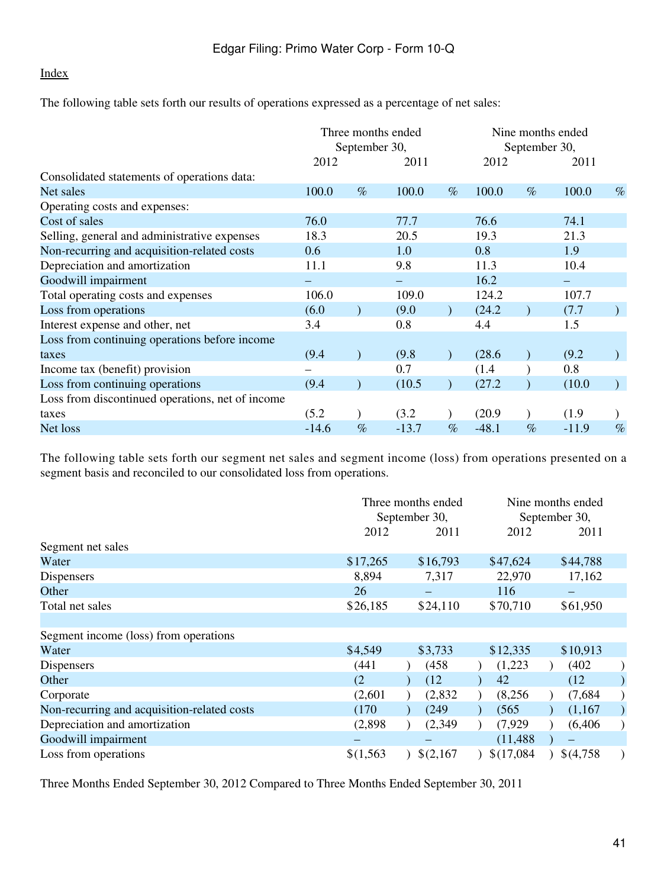Index

The following table sets forth our results of operations expressed as a percentage of net sales:

| | Three months ended September 30, | | Nine months ended September 30, | |
|---|---|---|---|---|
| | 2012 | 2011 | 2012 | 2011 |
| Consolidated statements of operations data: | | | | |
| Net sales | 100.0 % | 100.0 % | 100.0 % | 100.0 % |
| Operating costs and expenses: | | | | |
| Cost of sales | 76.0 | 77.7 | 76.6 | 74.1 |
| Selling, general and administrative expenses | 18.3 | 20.5 | 19.3 | 21.3 |
| Non-recurring and acquisition-related costs | 0.6 | 1.0 | 0.8 | 1.9 |
| Depreciation and amortization | 11.1 | 9.8 | 11.3 | 10.4 |
| Goodwill impairment | – | – | 16.2 | – |
| Total operating costs and expenses | 106.0 | 109.0 | 124.2 | 107.7 |
| Loss from operations | (6.0 ) | (9.0 ) | (24.2 ) | (7.7 ) |
| Interest expense and other, net | 3.4 | 0.8 | 4.4 | 1.5 |
| Loss from continuing operations before income taxes | (9.4 ) | (9.8 ) | (28.6 ) | (9.2 ) |
| Income tax (benefit) provision | – | 0.7 | (1.4 ) | 0.8 |
| Loss from continuing operations | (9.4 ) | (10.5 ) | (27.2 ) | (10.0 ) |
| Loss from discontinued operations, net of income taxes | (5.2 ) | (3.2 ) | (20.9 ) | (1.9 ) |
| Net loss | -14.6 % | -13.7 % | -48.1 % | -11.9 % |

The following table sets forth our segment net sales and segment income (loss) from operations presented on a segment basis and reconciled to our consolidated loss from operations.

| | Three months ended September 30, | | Nine months ended September 30, | |
|---|---|---|---|---|
| | 2012 | 2011 | 2012 | 2011 |
| Segment net sales | | | | |
| Water | $17,265 | $16,793 | $47,624 | $44,788 |
| Dispensers | 8,894 | 7,317 | 22,970 | 17,162 |
| Other | 26 | – | 116 | – |
| Total net sales | $26,185 | $24,110 | $70,710 | $61,950 |
| | | | | |
| Segment income (loss) from operations | | | | |
| Water | $4,549 | $3,733 | $12,335 | $10,913 |
| Dispensers | (441 ) | (458 ) | (1,223 ) | (402 ) |
| Other | (2 ) | (12 ) | 42 | (12 ) |
| Corporate | (2,601 ) | (2,832 ) | (8,256 ) | (7,684 ) |
| Non-recurring and acquisition-related costs | (170 ) | (249 ) | (565 ) | (1,167 ) |
| Depreciation and amortization | (2,898 ) | (2,349 ) | (7,929 ) | (6,406 ) |
| Goodwill impairment | – | – | (11,488 ) | – |
| Loss from operations | $(1,563 ) | $(2,167 ) | $(17,084 ) | $(4,758 ) |

Three Months Ended September 30, 2012 Compared to Three Months Ended September 30, 2011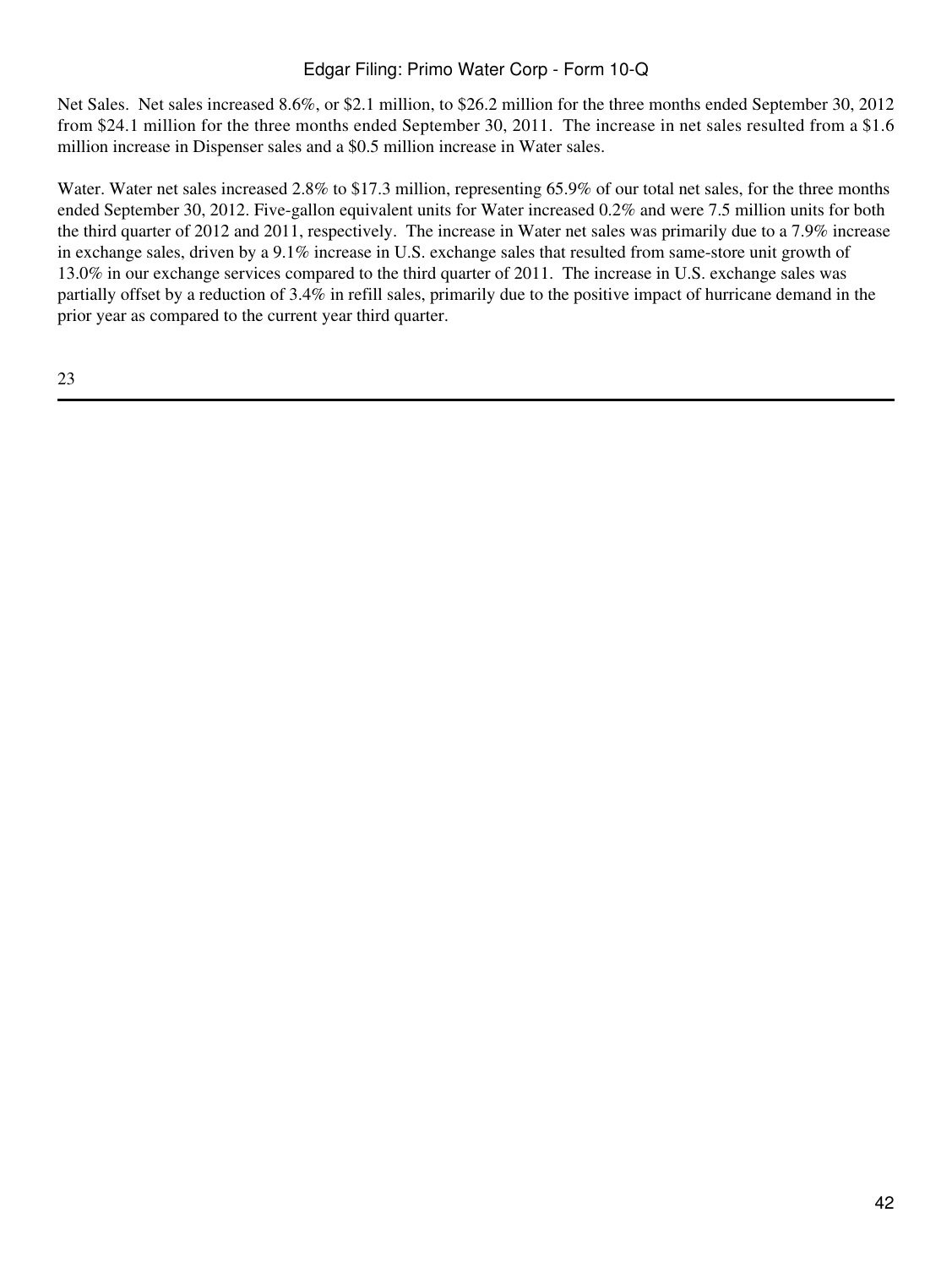Net Sales. Net sales increased 8.6%, or $2.1 million, to $26.2 million for the three months ended September 30, 2012 from $24.1 million for the three months ended September 30, 2011. The increase in net sales resulted from a $1.6 million increase in Dispenser sales and a $0.5 million increase in Water sales.

Water. Water net sales increased 2.8% to $17.3 million, representing 65.9% of our total net sales, for the three months ended September 30, 2012. Five-gallon equivalent units for Water increased 0.2% and were 7.5 million units for both the third quarter of 2012 and 2011, respectively. The increase in Water net sales was primarily due to a 7.9% increase in exchange sales, driven by a 9.1% increase in U.S. exchange sales that resulted from same-store unit growth of 13.0% in our exchange services compared to the third quarter of 2011. The increase in U.S. exchange sales was partially offset by a reduction of 3.4% in refill sales, primarily due to the positive impact of hurricane demand in the prior year as compared to the current year third quarter.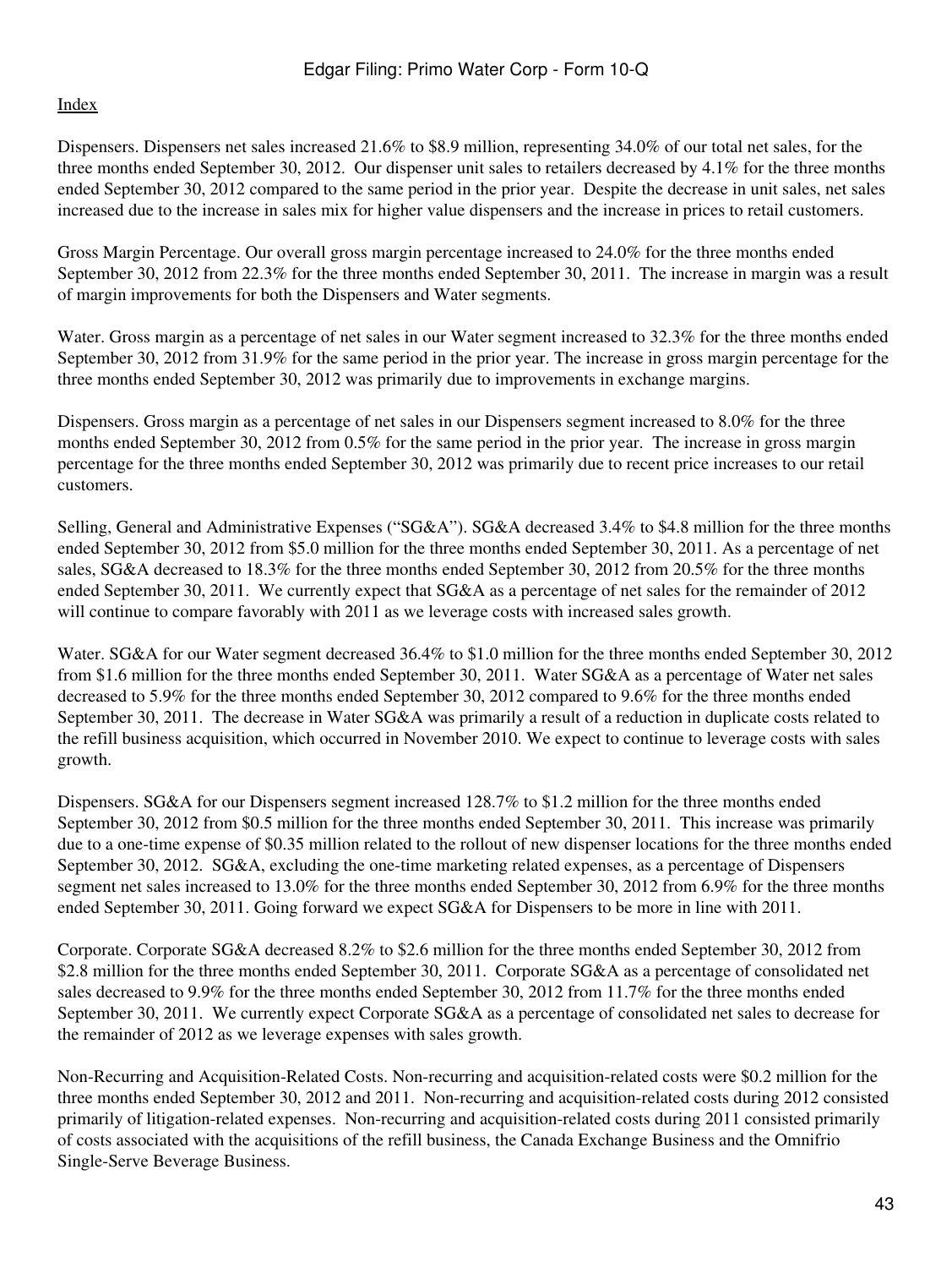Dispensers. Dispensers net sales increased 21.6% to $8.9 million, representing 34.0% of our total net sales, for the three months ended September 30, 2012. Our dispenser unit sales to retailers decreased by 4.1% for the three months ended September 30, 2012 compared to the same period in the prior year. Despite the decrease in unit sales, net sales increased due to the increase in sales mix for higher value dispensers and the increase in prices to retail customers.

Gross Margin Percentage. Our overall gross margin percentage increased to 24.0% for the three months ended September 30, 2012 from 22.3% for the three months ended September 30, 2011. The increase in margin was a result of margin improvements for both the Dispensers and Water segments.

Water. Gross margin as a percentage of net sales in our Water segment increased to 32.3% for the three months ended September 30, 2012 from 31.9% for the same period in the prior year. The increase in gross margin percentage for the three months ended September 30, 2012 was primarily due to improvements in exchange margins.

Dispensers. Gross margin as a percentage of net sales in our Dispensers segment increased to 8.0% for the three months ended September 30, 2012 from 0.5% for the same period in the prior year. The increase in gross margin percentage for the three months ended September 30, 2012 was primarily due to recent price increases to our retail customers.

Selling, General and Administrative Expenses ("SG&A"). SG&A decreased 3.4% to $4.8 million for the three months ended September 30, 2012 from $5.0 million for the three months ended September 30, 2011. As a percentage of net sales, SG&A decreased to 18.3% for the three months ended September 30, 2012 from 20.5% for the three months ended September 30, 2011. We currently expect that SG&A as a percentage of net sales for the remainder of 2012 will continue to compare favorably with 2011 as we leverage costs with increased sales growth.

Water. SG&A for our Water segment decreased 36.4% to $1.0 million for the three months ended September 30, 2012 from $1.6 million for the three months ended September 30, 2011. Water SG&A as a percentage of Water net sales decreased to 5.9% for the three months ended September 30, 2012 compared to 9.6% for the three months ended September 30, 2011. The decrease in Water SG&A was primarily a result of a reduction in duplicate costs related to the refill business acquisition, which occurred in November 2010. We expect to continue to leverage costs with sales growth.

Dispensers. SG&A for our Dispensers segment increased 128.7% to $1.2 million for the three months ended September 30, 2012 from $0.5 million for the three months ended September 30, 2011. This increase was primarily due to a one-time expense of $0.35 million related to the rollout of new dispenser locations for the three months ended September 30, 2012. SG&A, excluding the one-time marketing related expenses, as a percentage of Dispensers segment net sales increased to 13.0% for the three months ended September 30, 2012 from 6.9% for the three months ended September 30, 2011. Going forward we expect SG&A for Dispensers to be more in line with 2011.

Corporate. Corporate SG&A decreased 8.2% to $2.6 million for the three months ended September 30, 2012 from $2.8 million for the three months ended September 30, 2011. Corporate SG&A as a percentage of consolidated net sales decreased to 9.9% for the three months ended September 30, 2012 from 11.7% for the three months ended September 30, 2011. We currently expect Corporate SG&A as a percentage of consolidated net sales to decrease for the remainder of 2012 as we leverage expenses with sales growth.

Non-Recurring and Acquisition-Related Costs. Non-recurring and acquisition-related costs were $0.2 million for the three months ended September 30, 2012 and 2011. Non-recurring and acquisition-related costs during 2012 consisted primarily of litigation-related expenses. Non-recurring and acquisition-related costs during 2011 consisted primarily of costs associated with the acquisitions of the refill business, the Canada Exchange Business and the Omnifrio Single-Serve Beverage Business.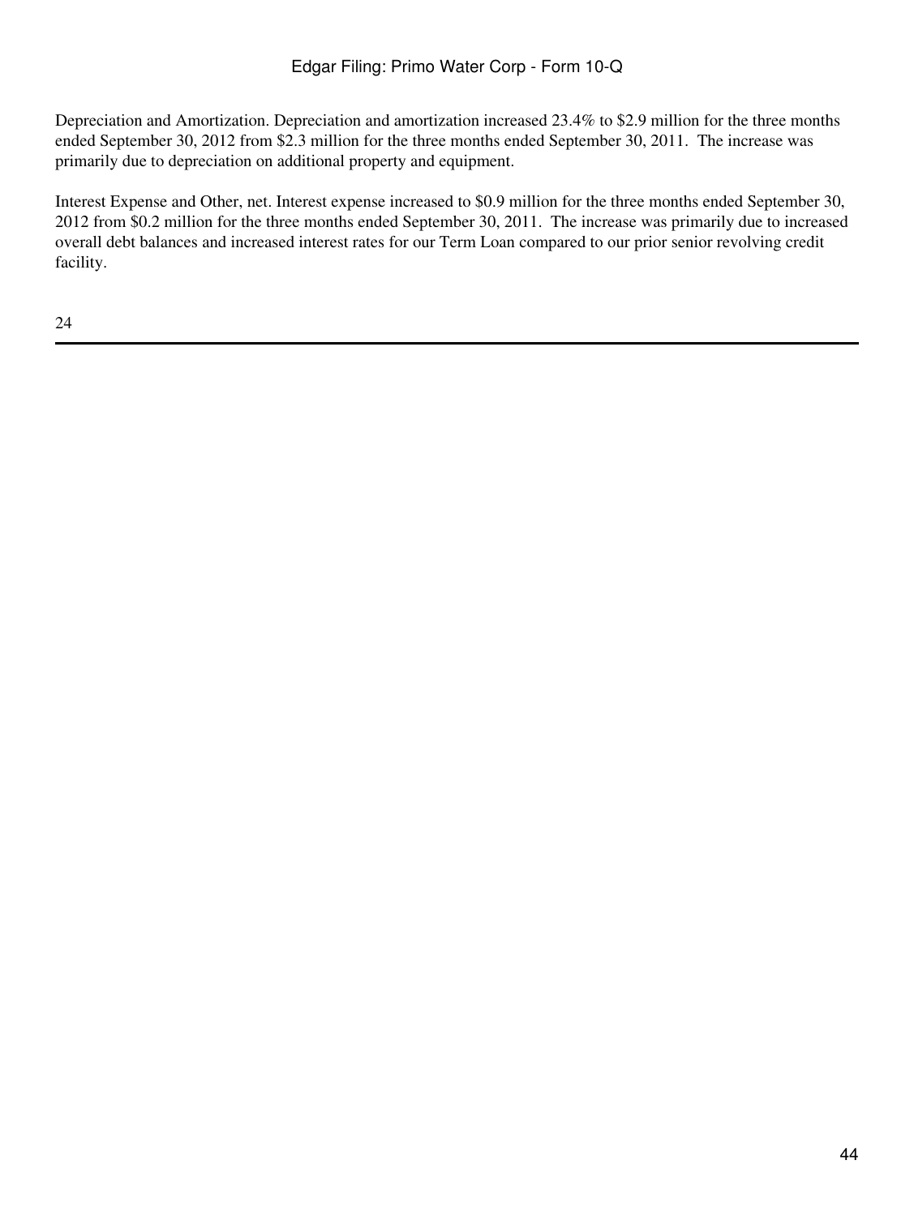Depreciation and Amortization. Depreciation and amortization increased 23.4% to $2.9 million for the three months ended September 30, 2012 from $2.3 million for the three months ended September 30, 2011. The increase was primarily due to depreciation on additional property and equipment.

Interest Expense and Other, net. Interest expense increased to $0.9 million for the three months ended September 30, 2012 from $0.2 million for the three months ended September 30, 2011. The increase was primarily due to increased overall debt balances and increased interest rates for our Term Loan compared to our prior senior revolving credit facility.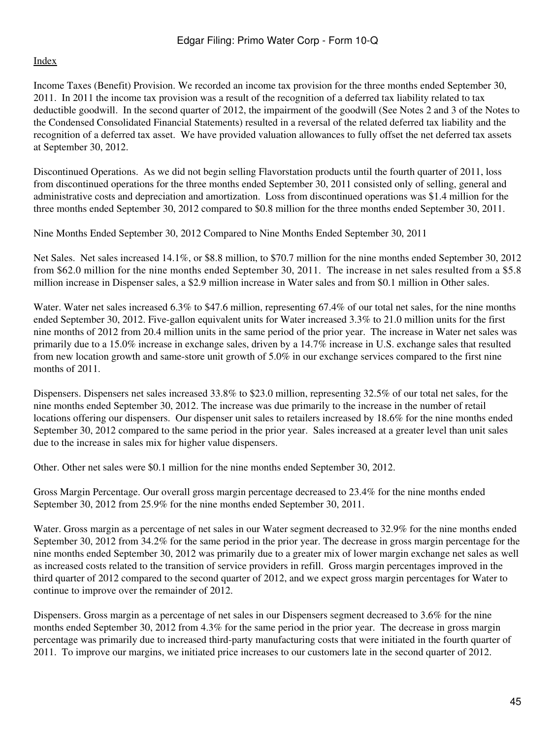Index

Income Taxes (Benefit) Provision. We recorded an income tax provision for the three months ended September 30, 2011. In 2011 the income tax provision was a result of the recognition of a deferred tax liability related to tax deductible goodwill. In the second quarter of 2012, the impairment of the goodwill (See Notes 2 and 3 of the Notes to the Condensed Consolidated Financial Statements) resulted in a reversal of the related deferred tax liability and the recognition of a deferred tax asset. We have provided valuation allowances to fully offset the net deferred tax assets at September 30, 2012.

Discontinued Operations. As we did not begin selling Flavorstation products until the fourth quarter of 2011, loss from discontinued operations for the three months ended September 30, 2011 consisted only of selling, general and administrative costs and depreciation and amortization. Loss from discontinued operations was $1.4 million for the three months ended September 30, 2012 compared to $0.8 million for the three months ended September 30, 2011.

Nine Months Ended September 30, 2012 Compared to Nine Months Ended September 30, 2011

Net Sales. Net sales increased 14.1%, or $8.8 million, to $70.7 million for the nine months ended September 30, 2012 from $62.0 million for the nine months ended September 30, 2011. The increase in net sales resulted from a $5.8 million increase in Dispenser sales, a $2.9 million increase in Water sales and from $0.1 million in Other sales.

Water. Water net sales increased 6.3% to $47.6 million, representing 67.4% of our total net sales, for the nine months ended September 30, 2012. Five-gallon equivalent units for Water increased 3.3% to 21.0 million units for the first nine months of 2012 from 20.4 million units in the same period of the prior year. The increase in Water net sales was primarily due to a 15.0% increase in exchange sales, driven by a 14.7% increase in U.S. exchange sales that resulted from new location growth and same-store unit growth of 5.0% in our exchange services compared to the first nine months of 2011.

Dispensers. Dispensers net sales increased 33.8% to $23.0 million, representing 32.5% of our total net sales, for the nine months ended September 30, 2012. The increase was due primarily to the increase in the number of retail locations offering our dispensers. Our dispenser unit sales to retailers increased by 18.6% for the nine months ended September 30, 2012 compared to the same period in the prior year. Sales increased at a greater level than unit sales due to the increase in sales mix for higher value dispensers.

Other. Other net sales were $0.1 million for the nine months ended September 30, 2012.

Gross Margin Percentage. Our overall gross margin percentage decreased to 23.4% for the nine months ended September 30, 2012 from 25.9% for the nine months ended September 30, 2011.

Water. Gross margin as a percentage of net sales in our Water segment decreased to 32.9% for the nine months ended September 30, 2012 from 34.2% for the same period in the prior year. The decrease in gross margin percentage for the nine months ended September 30, 2012 was primarily due to a greater mix of lower margin exchange net sales as well as increased costs related to the transition of service providers in refill. Gross margin percentages improved in the third quarter of 2012 compared to the second quarter of 2012, and we expect gross margin percentages for Water to continue to improve over the remainder of 2012.

Dispensers. Gross margin as a percentage of net sales in our Dispensers segment decreased to 3.6% for the nine months ended September 30, 2012 from 4.3% for the same period in the prior year. The decrease in gross margin percentage was primarily due to increased third-party manufacturing costs that were initiated in the fourth quarter of 2011. To improve our margins, we initiated price increases to our customers late in the second quarter of 2012.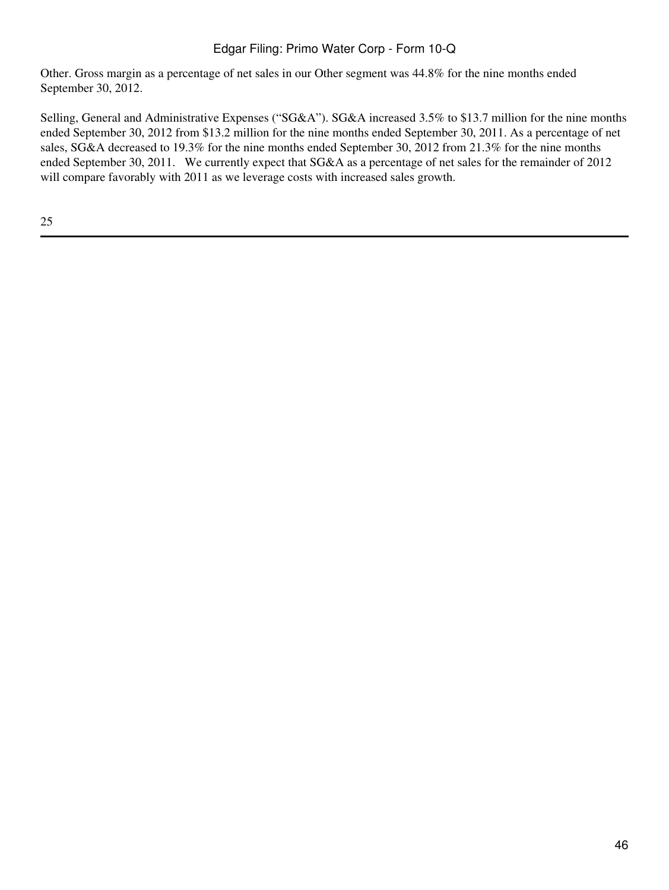Other. Gross margin as a percentage of net sales in our Other segment was 44.8% for the nine months ended September 30, 2012.

Selling, General and Administrative Expenses (“SG&A”). SG&A increased 3.5% to $13.7 million for the nine months ended September 30, 2012 from $13.2 million for the nine months ended September 30, 2011. As a percentage of net sales, SG&A decreased to 19.3% for the nine months ended September 30, 2012 from 21.3% for the nine months ended September 30, 2011. We currently expect that SG&A as a percentage of net sales for the remainder of 2012 will compare favorably with 2011 as we leverage costs with increased sales growth.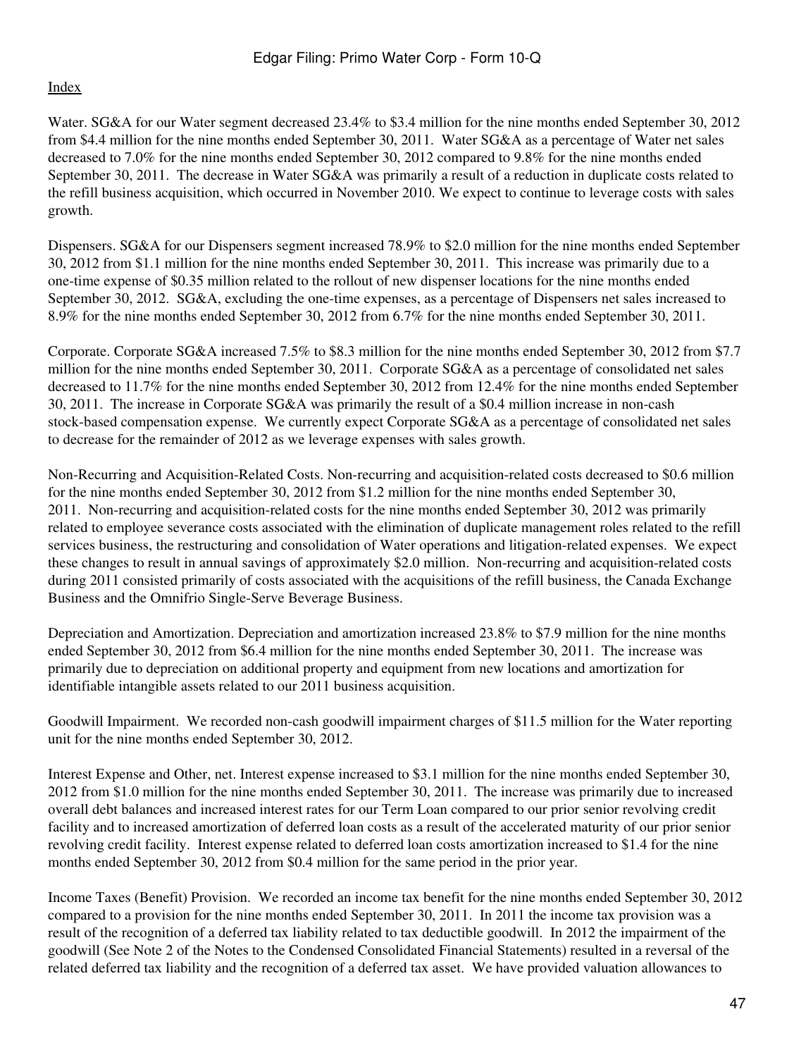Water. SG&A for our Water segment decreased 23.4% to $3.4 million for the nine months ended September 30, 2012 from $4.4 million for the nine months ended September 30, 2011. Water SG&A as a percentage of Water net sales decreased to 7.0% for the nine months ended September 30, 2012 compared to 9.8% for the nine months ended September 30, 2011. The decrease in Water SG&A was primarily a result of a reduction in duplicate costs related to the refill business acquisition, which occurred in November 2010. We expect to continue to leverage costs with sales growth.

Dispensers. SG&A for our Dispensers segment increased 78.9% to $2.0 million for the nine months ended September 30, 2012 from $1.1 million for the nine months ended September 30, 2011. This increase was primarily due to a one-time expense of $0.35 million related to the rollout of new dispenser locations for the nine months ended September 30, 2012. SG&A, excluding the one-time expenses, as a percentage of Dispensers net sales increased to 8.9% for the nine months ended September 30, 2012 from 6.7% for the nine months ended September 30, 2011.

Corporate. Corporate SG&A increased 7.5% to $8.3 million for the nine months ended September 30, 2012 from $7.7 million for the nine months ended September 30, 2011. Corporate SG&A as a percentage of consolidated net sales decreased to 11.7% for the nine months ended September 30, 2012 from 12.4% for the nine months ended September 30, 2011. The increase in Corporate SG&A was primarily the result of a $0.4 million increase in non-cash stock-based compensation expense. We currently expect Corporate SG&A as a percentage of consolidated net sales to decrease for the remainder of 2012 as we leverage expenses with sales growth.

Non-Recurring and Acquisition-Related Costs. Non-recurring and acquisition-related costs decreased to $0.6 million for the nine months ended September 30, 2012 from $1.2 million for the nine months ended September 30, 2011. Non-recurring and acquisition-related costs for the nine months ended September 30, 2012 was primarily related to employee severance costs associated with the elimination of duplicate management roles related to the refill services business, the restructuring and consolidation of Water operations and litigation-related expenses. We expect these changes to result in annual savings of approximately $2.0 million. Non-recurring and acquisition-related costs during 2011 consisted primarily of costs associated with the acquisitions of the refill business, the Canada Exchange Business and the Omnifrio Single-Serve Beverage Business.

Depreciation and Amortization. Depreciation and amortization increased 23.8% to $7.9 million for the nine months ended September 30, 2012 from $6.4 million for the nine months ended September 30, 2011. The increase was primarily due to depreciation on additional property and equipment from new locations and amortization for identifiable intangible assets related to our 2011 business acquisition.

Goodwill Impairment. We recorded non-cash goodwill impairment charges of $11.5 million for the Water reporting unit for the nine months ended September 30, 2012.

Interest Expense and Other, net. Interest expense increased to $3.1 million for the nine months ended September 30, 2012 from $1.0 million for the nine months ended September 30, 2011. The increase was primarily due to increased overall debt balances and increased interest rates for our Term Loan compared to our prior senior revolving credit facility and to increased amortization of deferred loan costs as a result of the accelerated maturity of our prior senior revolving credit facility. Interest expense related to deferred loan costs amortization increased to $1.4 for the nine months ended September 30, 2012 from $0.4 million for the same period in the prior year.

Income Taxes (Benefit) Provision. We recorded an income tax benefit for the nine months ended September 30, 2012 compared to a provision for the nine months ended September 30, 2011. In 2011 the income tax provision was a result of the recognition of a deferred tax liability related to tax deductible goodwill. In 2012 the impairment of the goodwill (See Note 2 of the Notes to the Condensed Consolidated Financial Statements) resulted in a reversal of the related deferred tax liability and the recognition of a deferred tax asset. We have provided valuation allowances to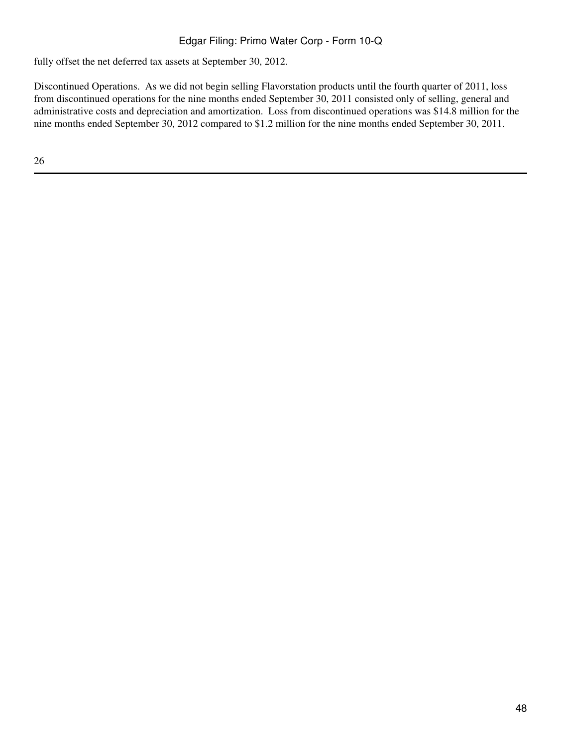fully offset the net deferred tax assets at September 30, 2012.

Discontinued Operations. As we did not begin selling Flavorstation products until the fourth quarter of 2011, loss from discontinued operations for the nine months ended September 30, 2011 consisted only of selling, general and administrative costs and depreciation and amortization. Loss from discontinued operations was $14.8 million for the nine months ended September 30, 2012 compared to $1.2 million for the nine months ended September 30, 2011.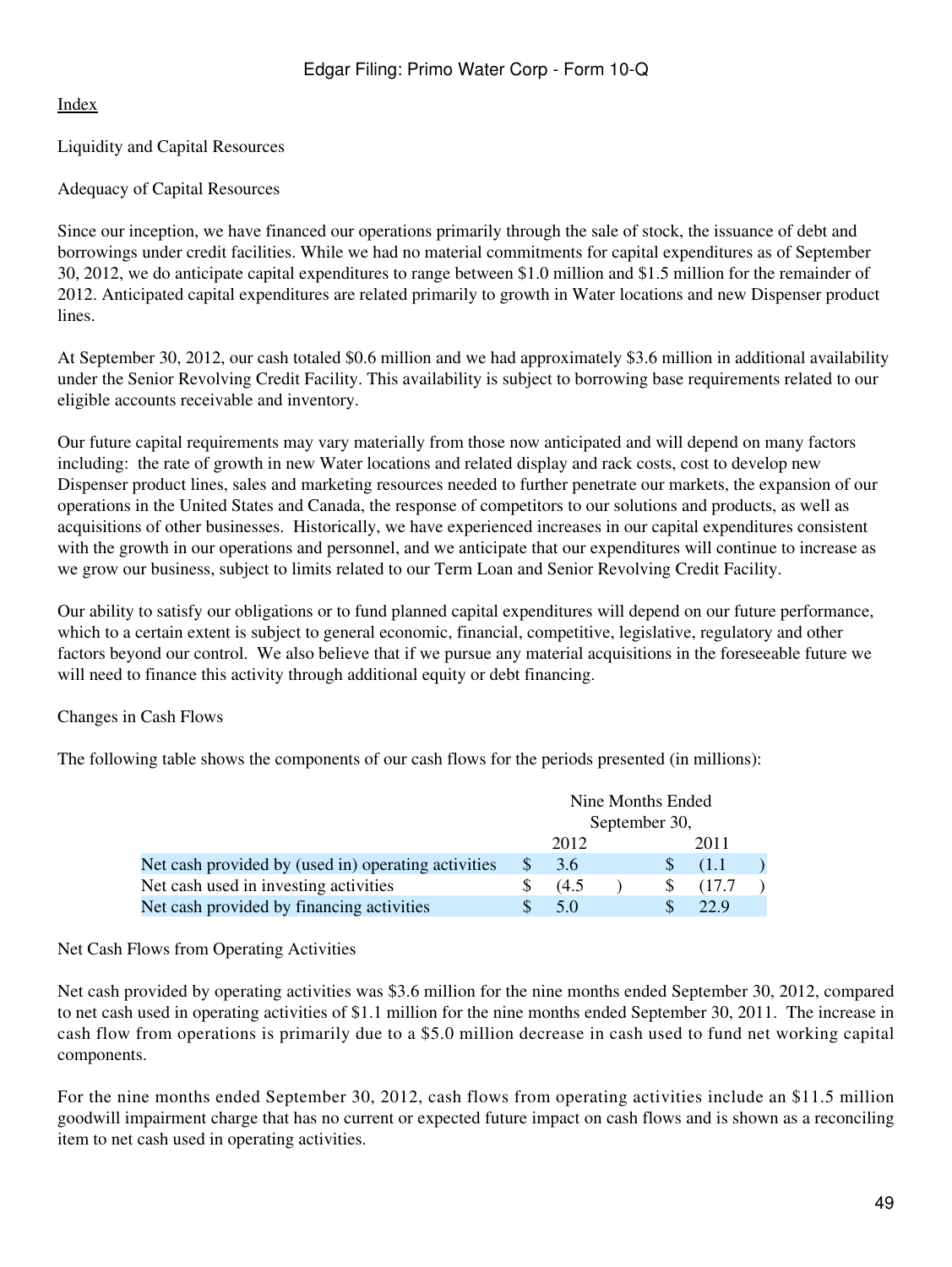[Index](#)

## Liquidity and Capital Resources

### Adequacy of Capital Resources

Since our inception, we have financed our operations primarily through the sale of stock, the issuance of debt and borrowings under credit facilities. While we had no material commitments for capital expenditures as of September 30, 2012, we do anticipate capital expenditures to range between $1.0 million and $1.5 million for the remainder of 2012. Anticipated capital expenditures are related primarily to growth in Water locations and new Dispenser product lines.

At September 30, 2012, our cash totaled $0.6 million and we had approximately $3.6 million in additional availability under the Senior Revolving Credit Facility. This availability is subject to borrowing base requirements related to our eligible accounts receivable and inventory.

Our future capital requirements may vary materially from those now anticipated and will depend on many factors including: the rate of growth in new Water locations and related display and rack costs, cost to develop new Dispenser product lines, sales and marketing resources needed to further penetrate our markets, the expansion of our operations in the United States and Canada, the response of competitors to our solutions and products, as well as acquisitions of other businesses. Historically, we have experienced increases in our capital expenditures consistent with the growth in our operations and personnel, and we anticipate that our expenditures will continue to increase as we grow our business, subject to limits related to our Term Loan and Senior Revolving Credit Facility.

Our ability to satisfy our obligations or to fund planned capital expenditures will depend on our future performance, which to a certain extent is subject to general economic, financial, competitive, legislative, regulatory and other factors beyond our control. We also believe that if we pursue any material acquisitions in the foreseeable future we will need to finance this activity through additional equity or debt financing.

### Changes in Cash Flows

The following table shows the components of our cash flows for the periods presented (in millions):

| | Nine Months Ended September 30, | |
|---|---|---|
| | 2012 | 2011 |
| Net cash provided by (used in) operating activities | $ 3.6 | $ (1.1 ) |
| Net cash used in investing activities | $ (4.5 ) | $ (17.7 ) |
| Net cash provided by financing activities | $ 5.0 | $ 22.9 |

### Net Cash Flows from Operating Activities

Net cash provided by operating activities was $3.6 million for the nine months ended September 30, 2012, compared to net cash used in operating activities of $1.1 million for the nine months ended September 30, 2011. The increase in cash flow from operations is primarily due to a $5.0 million decrease in cash used to fund net working capital components.

For the nine months ended September 30, 2012, cash flows from operating activities include an $11.5 million goodwill impairment charge that has no current or expected future impact on cash flows and is shown as a reconciling item to net cash used in operating activities.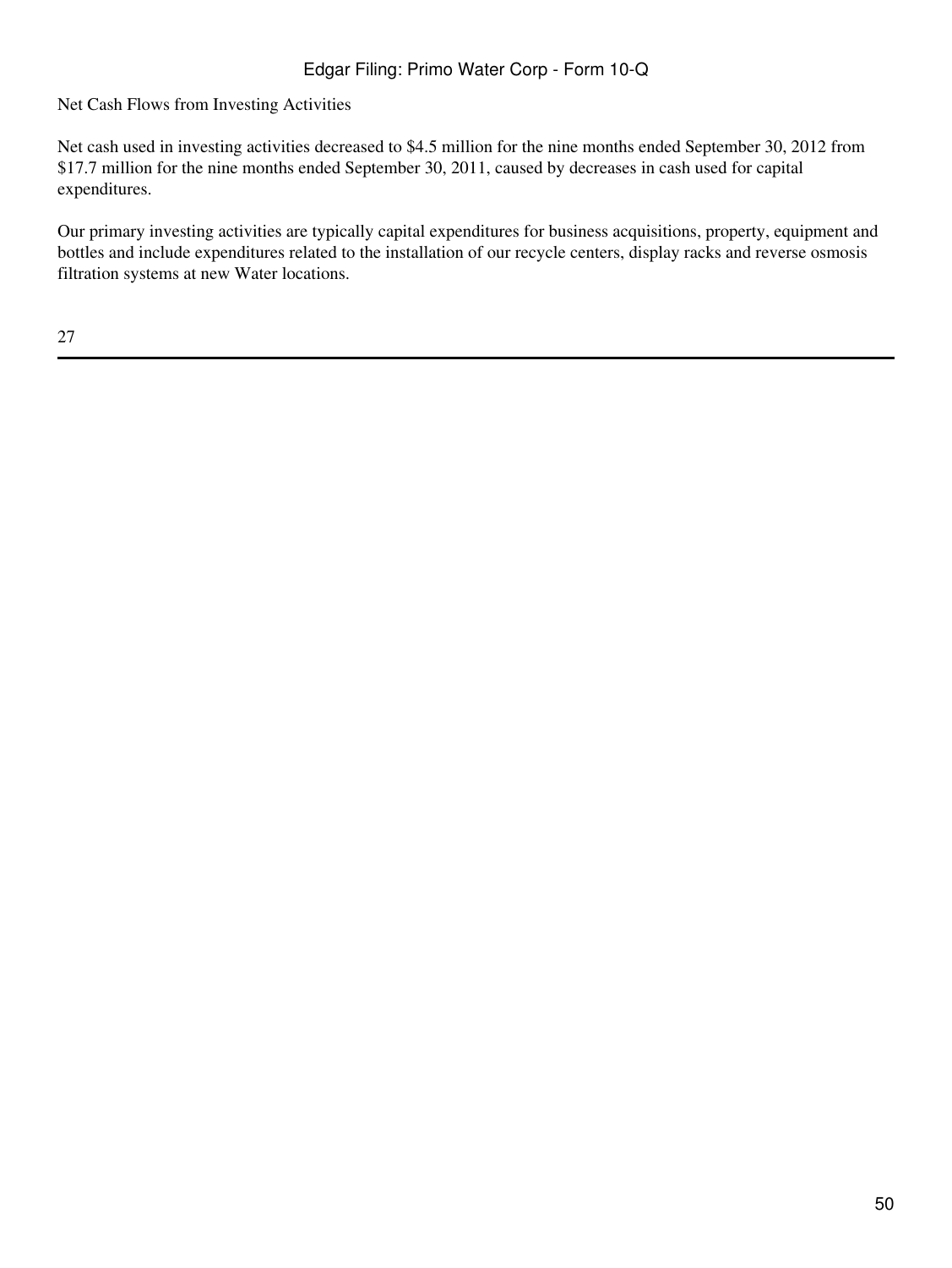Net Cash Flows from Investing Activities

Net cash used in investing activities decreased to $4.5 million for the nine months ended September 30, 2012 from $17.7 million for the nine months ended September 30, 2011, caused by decreases in cash used for capital expenditures.

Our primary investing activities are typically capital expenditures for business acquisitions, property, equipment and bottles and include expenditures related to the installation of our recycle centers, display racks and reverse osmosis filtration systems at new Water locations.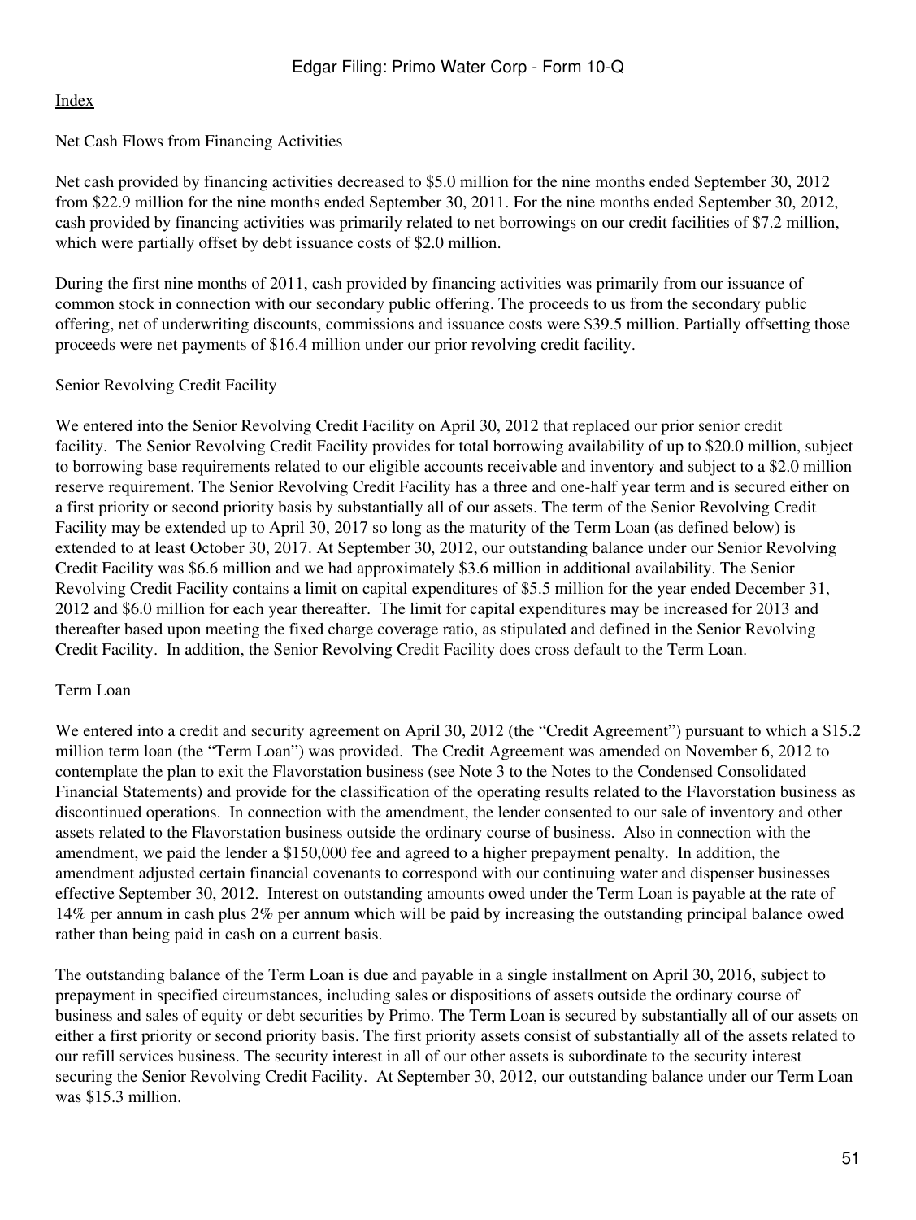Net Cash Flows from Financing Activities

Net cash provided by financing activities decreased to $5.0 million for the nine months ended September 30, 2012 from $22.9 million for the nine months ended September 30, 2011. For the nine months ended September 30, 2012, cash provided by financing activities was primarily related to net borrowings on our credit facilities of $7.2 million, which were partially offset by debt issuance costs of $2.0 million.

During the first nine months of 2011, cash provided by financing activities was primarily from our issuance of common stock in connection with our secondary public offering. The proceeds to us from the secondary public offering, net of underwriting discounts, commissions and issuance costs were $39.5 million. Partially offsetting those proceeds were net payments of $16.4 million under our prior revolving credit facility.

Senior Revolving Credit Facility

We entered into the Senior Revolving Credit Facility on April 30, 2012 that replaced our prior senior credit facility. The Senior Revolving Credit Facility provides for total borrowing availability of up to $20.0 million, subject to borrowing base requirements related to our eligible accounts receivable and inventory and subject to a $2.0 million reserve requirement. The Senior Revolving Credit Facility has a three and one-half year term and is secured either on a first priority or second priority basis by substantially all of our assets. The term of the Senior Revolving Credit Facility may be extended up to April 30, 2017 so long as the maturity of the Term Loan (as defined below) is extended to at least October 30, 2017. At September 30, 2012, our outstanding balance under our Senior Revolving Credit Facility was $6.6 million and we had approximately $3.6 million in additional availability. The Senior Revolving Credit Facility contains a limit on capital expenditures of $5.5 million for the year ended December 31, 2012 and $6.0 million for each year thereafter. The limit for capital expenditures may be increased for 2013 and thereafter based upon meeting the fixed charge coverage ratio, as stipulated and defined in the Senior Revolving Credit Facility. In addition, the Senior Revolving Credit Facility does cross default to the Term Loan.

Term Loan

We entered into a credit and security agreement on April 30, 2012 (the "Credit Agreement") pursuant to which a $15.2 million term loan (the "Term Loan") was provided. The Credit Agreement was amended on November 6, 2012 to contemplate the plan to exit the Flavorstation business (see Note 3 to the Notes to the Condensed Consolidated Financial Statements) and provide for the classification of the operating results related to the Flavorstation business as discontinued operations. In connection with the amendment, the lender consented to our sale of inventory and other assets related to the Flavorstation business outside the ordinary course of business. Also in connection with the amendment, we paid the lender a $150,000 fee and agreed to a higher prepayment penalty. In addition, the amendment adjusted certain financial covenants to correspond with our continuing water and dispenser businesses effective September 30, 2012. Interest on outstanding amounts owed under the Term Loan is payable at the rate of 14% per annum in cash plus 2% per annum which will be paid by increasing the outstanding principal balance owed rather than being paid in cash on a current basis.

The outstanding balance of the Term Loan is due and payable in a single installment on April 30, 2016, subject to prepayment in specified circumstances, including sales or dispositions of assets outside the ordinary course of business and sales of equity or debt securities by Primo. The Term Loan is secured by substantially all of our assets on either a first priority or second priority basis. The first priority assets consist of substantially all of the assets related to our refill services business. The security interest in all of our other assets is subordinate to the security interest securing the Senior Revolving Credit Facility. At September 30, 2012, our outstanding balance under our Term Loan was $15.3 million.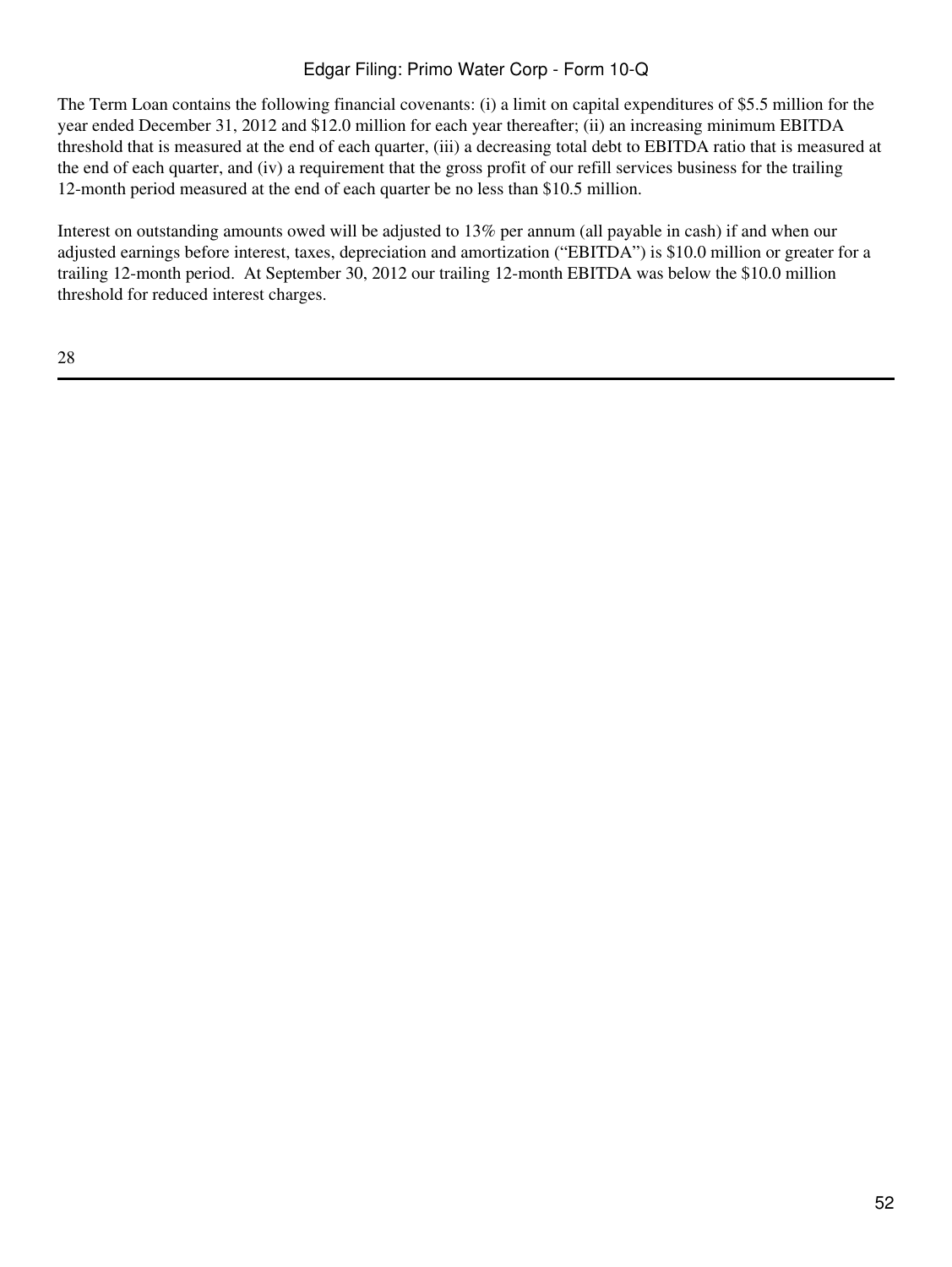The Term Loan contains the following financial covenants: (i) a limit on capital expenditures of $5.5 million for the year ended December 31, 2012 and $12.0 million for each year thereafter; (ii) an increasing minimum EBITDA threshold that is measured at the end of each quarter, (iii) a decreasing total debt to EBITDA ratio that is measured at the end of each quarter, and (iv) a requirement that the gross profit of our refill services business for the trailing 12-month period measured at the end of each quarter be no less than $10.5 million.

Interest on outstanding amounts owed will be adjusted to 13% per annum (all payable in cash) if and when our adjusted earnings before interest, taxes, depreciation and amortization ("EBITDA") is $10.0 million or greater for a trailing 12-month period. At September 30, 2012 our trailing 12-month EBITDA was below the $10.0 million threshold for reduced interest charges.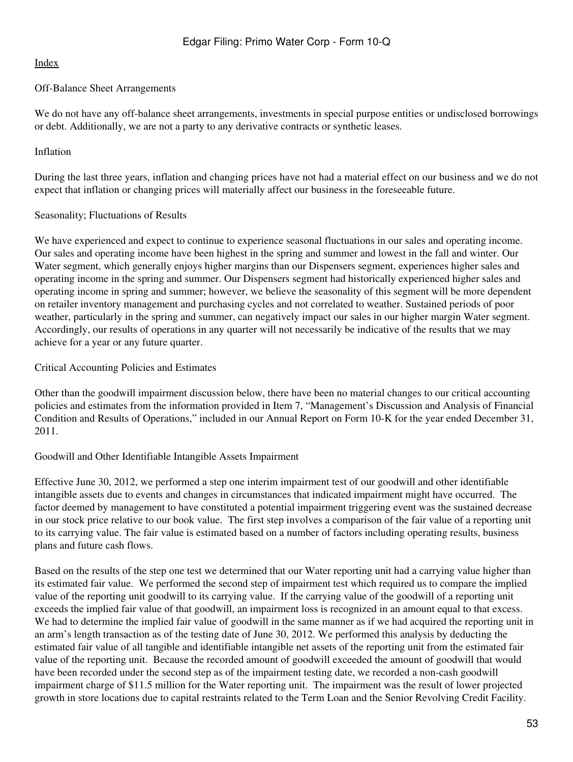Off-Balance Sheet Arrangements

We do not have any off-balance sheet arrangements, investments in special purpose entities or undisclosed borrowings or debt. Additionally, we are not a party to any derivative contracts or synthetic leases.

Inflation

During the last three years, inflation and changing prices have not had a material effect on our business and we do not expect that inflation or changing prices will materially affect our business in the foreseeable future.

Seasonality; Fluctuations of Results

We have experienced and expect to continue to experience seasonal fluctuations in our sales and operating income. Our sales and operating income have been highest in the spring and summer and lowest in the fall and winter. Our Water segment, which generally enjoys higher margins than our Dispensers segment, experiences higher sales and operating income in the spring and summer. Our Dispensers segment had historically experienced higher sales and operating income in spring and summer; however, we believe the seasonality of this segment will be more dependent on retailer inventory management and purchasing cycles and not correlated to weather. Sustained periods of poor weather, particularly in the spring and summer, can negatively impact our sales in our higher margin Water segment. Accordingly, our results of operations in any quarter will not necessarily be indicative of the results that we may achieve for a year or any future quarter.

Critical Accounting Policies and Estimates

Other than the goodwill impairment discussion below, there have been no material changes to our critical accounting policies and estimates from the information provided in Item 7, "Management's Discussion and Analysis of Financial Condition and Results of Operations," included in our Annual Report on Form 10-K for the year ended December 31, 2011.

Goodwill and Other Identifiable Intangible Assets Impairment

Effective June 30, 2012, we performed a step one interim impairment test of our goodwill and other identifiable intangible assets due to events and changes in circumstances that indicated impairment might have occurred. The factor deemed by management to have constituted a potential impairment triggering event was the sustained decrease in our stock price relative to our book value. The first step involves a comparison of the fair value of a reporting unit to its carrying value. The fair value is estimated based on a number of factors including operating results, business plans and future cash flows.

Based on the results of the step one test we determined that our Water reporting unit had a carrying value higher than its estimated fair value. We performed the second step of impairment test which required us to compare the implied value of the reporting unit goodwill to its carrying value. If the carrying value of the goodwill of a reporting unit exceeds the implied fair value of that goodwill, an impairment loss is recognized in an amount equal to that excess. We had to determine the implied fair value of goodwill in the same manner as if we had acquired the reporting unit in an arm's length transaction as of the testing date of June 30, 2012. We performed this analysis by deducting the estimated fair value of all tangible and identifiable intangible net assets of the reporting unit from the estimated fair value of the reporting unit. Because the recorded amount of goodwill exceeded the amount of goodwill that would have been recorded under the second step as of the impairment testing date, we recorded a non-cash goodwill impairment charge of $11.5 million for the Water reporting unit. The impairment was the result of lower projected growth in store locations due to capital restraints related to the Term Loan and the Senior Revolving Credit Facility.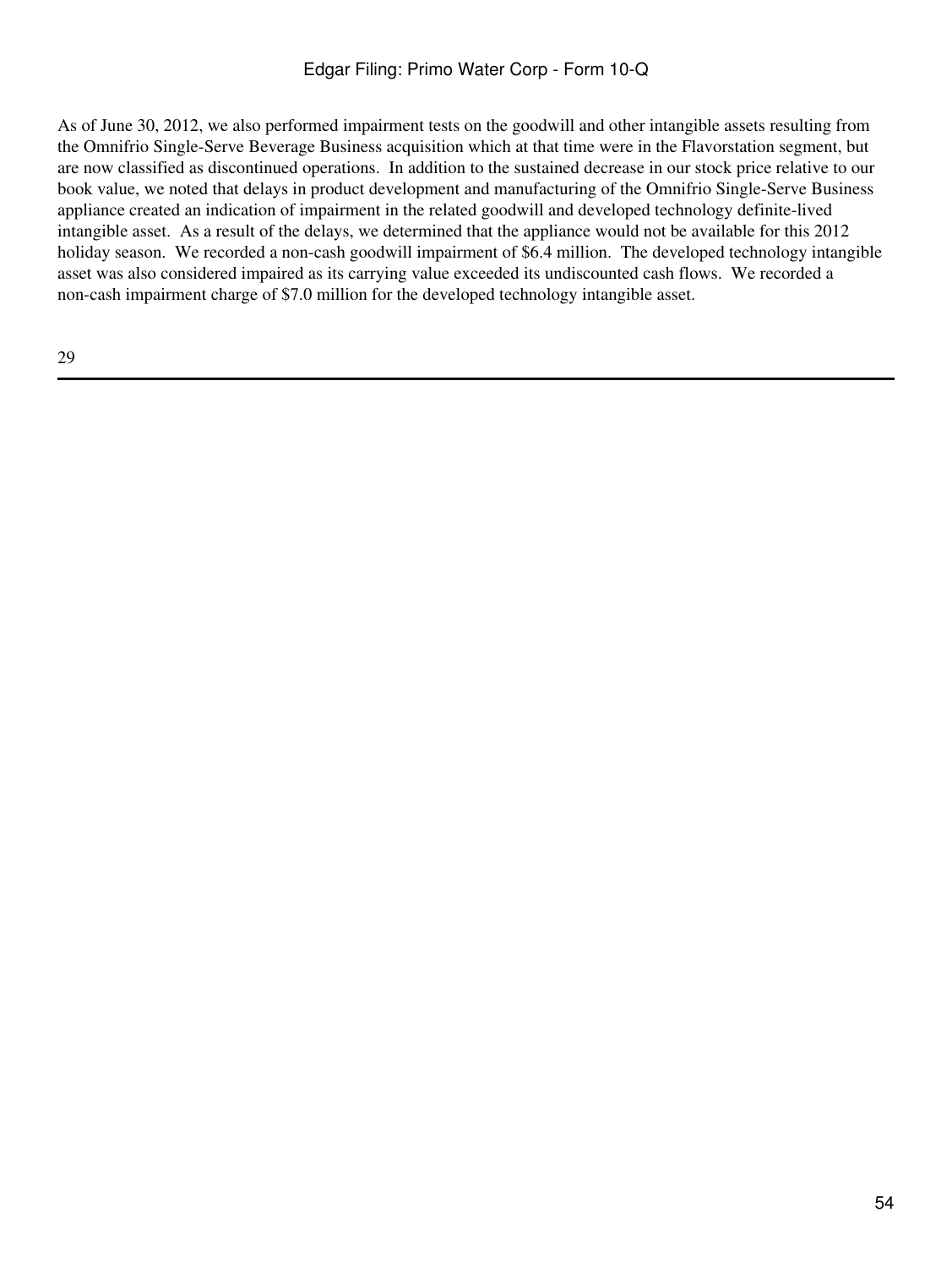As of June 30, 2012, we also performed impairment tests on the goodwill and other intangible assets resulting from the Omnifrio Single-Serve Beverage Business acquisition which at that time were in the Flavorstation segment, but are now classified as discontinued operations. In addition to the sustained decrease in our stock price relative to our book value, we noted that delays in product development and manufacturing of the Omnifrio Single-Serve Business appliance created an indication of impairment in the related goodwill and developed technology definite-lived intangible asset. As a result of the delays, we determined that the appliance would not be available for this 2012 holiday season. We recorded a non-cash goodwill impairment of $6.4 million. The developed technology intangible asset was also considered impaired as its carrying value exceeded its undiscounted cash flows. We recorded a non-cash impairment charge of $7.0 million for the developed technology intangible asset.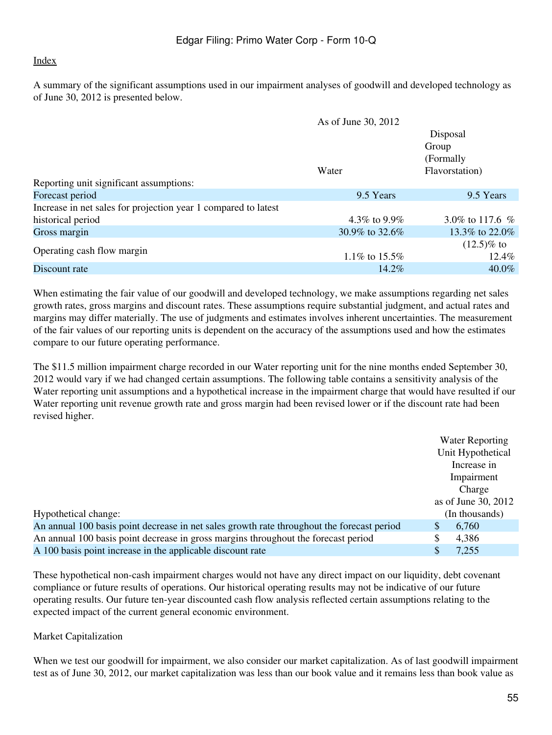A summary of the significant assumptions used in our impairment analyses of goodwill and developed technology as of June 30, 2012 is presented below.

| | As of June 30, 2012 | |
|---|---|---|
| | Water | Disposal Group (Formally Flavorstation) |
| Reporting unit significant assumptions: | | |
| Forecast period | 9.5 Years | 9.5 Years |
| Increase in net sales for projection year 1 compared to latest historical period | 4.3% to 9.9% | 3.0% to 117.6 % |
| Gross margin | 30.9% to 32.6% | 13.3% to 22.0% |
| Operating cash flow margin | 1.1% to 15.5% | (12.5)% to 12.4% |
| Discount rate | 14.2% | 40.0% |

When estimating the fair value of our goodwill and developed technology, we make assumptions regarding net sales growth rates, gross margins and discount rates. These assumptions require substantial judgment, and actual rates and margins may differ materially. The use of judgments and estimates involves inherent uncertainties. The measurement of the fair values of our reporting units is dependent on the accuracy of the assumptions used and how the estimates compare to our future operating performance.

The $11.5 million impairment charge recorded in our Water reporting unit for the nine months ended September 30, 2012 would vary if we had changed certain assumptions. The following table contains a sensitivity analysis of the Water reporting unit assumptions and a hypothetical increase in the impairment charge that would have resulted if our Water reporting unit revenue growth rate and gross margin had been revised lower or if the discount rate had been revised higher.

| Hypothetical change: | Water Reporting Unit Hypothetical Increase in Impairment Charge as of June 30, 2012 (In thousands) |
|---|---|
| An annual 100 basis point decrease in net sales growth rate throughout the forecast period | $ 6,760 |
| An annual 100 basis point decrease in gross margins throughout the forecast period | $ 4,386 |
| A 100 basis point increase in the applicable discount rate | $ 7,255 |

These hypothetical non-cash impairment charges would not have any direct impact on our liquidity, debt covenant compliance or future results of operations. Our historical operating results may not be indicative of our future operating results. Our future ten-year discounted cash flow analysis reflected certain assumptions relating to the expected impact of the current general economic environment.

Market Capitalization

When we test our goodwill for impairment, we also consider our market capitalization. As of last goodwill impairment test as of June 30, 2012, our market capitalization was less than our book value and it remains less than book value as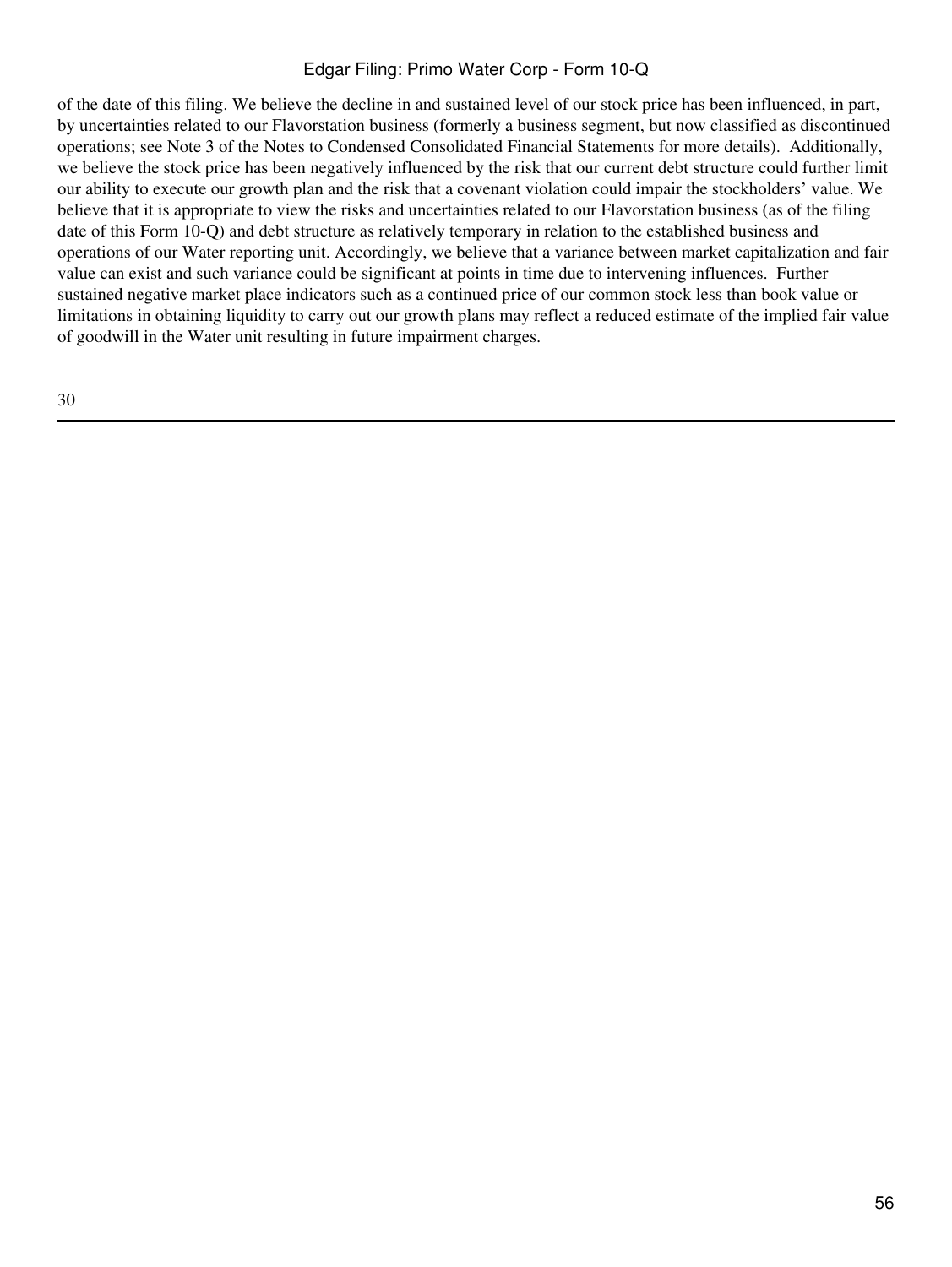of the date of this filing. We believe the decline in and sustained level of our stock price has been influenced, in part, by uncertainties related to our Flavorstation business (formerly a business segment, but now classified as discontinued operations; see Note 3 of the Notes to Condensed Consolidated Financial Statements for more details). Additionally, we believe the stock price has been negatively influenced by the risk that our current debt structure could further limit our ability to execute our growth plan and the risk that a covenant violation could impair the stockholders' value. We believe that it is appropriate to view the risks and uncertainties related to our Flavorstation business (as of the filing date of this Form 10-Q) and debt structure as relatively temporary in relation to the established business and operations of our Water reporting unit. Accordingly, we believe that a variance between market capitalization and fair value can exist and such variance could be significant at points in time due to intervening influences. Further sustained negative market place indicators such as a continued price of our common stock less than book value or limitations in obtaining liquidity to carry out our growth plans may reflect a reduced estimate of the implied fair value of goodwill in the Water unit resulting in future impairment charges.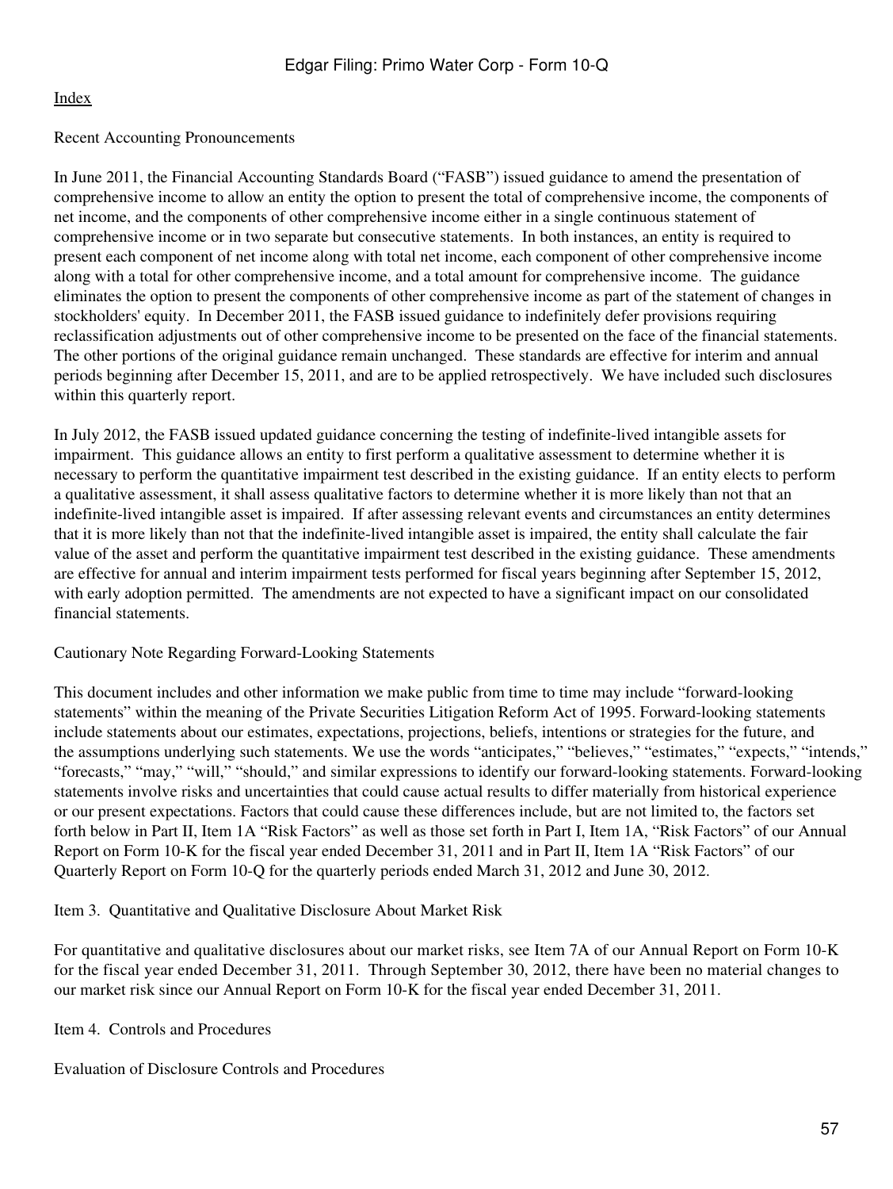Index

## Recent Accounting Pronouncements

In June 2011, the Financial Accounting Standards Board (“FASB”) issued guidance to amend the presentation of comprehensive income to allow an entity the option to present the total of comprehensive income, the components of net income, and the components of other comprehensive income either in a single continuous statement of comprehensive income or in two separate but consecutive statements. In both instances, an entity is required to present each component of net income along with total net income, each component of other comprehensive income along with a total for other comprehensive income, and a total amount for comprehensive income. The guidance eliminates the option to present the components of other comprehensive income as part of the statement of changes in stockholders' equity. In December 2011, the FASB issued guidance to indefinitely defer provisions requiring reclassification adjustments out of other comprehensive income to be presented on the face of the financial statements. The other portions of the original guidance remain unchanged. These standards are effective for interim and annual periods beginning after December 15, 2011, and are to be applied retrospectively. We have included such disclosures within this quarterly report.

In July 2012, the FASB issued updated guidance concerning the testing of indefinite-lived intangible assets for impairment. This guidance allows an entity to first perform a qualitative assessment to determine whether it is necessary to perform the quantitative impairment test described in the existing guidance. If an entity elects to perform a qualitative assessment, it shall assess qualitative factors to determine whether it is more likely than not that an indefinite-lived intangible asset is impaired. If after assessing relevant events and circumstances an entity determines that it is more likely than not that the indefinite-lived intangible asset is impaired, the entity shall calculate the fair value of the asset and perform the quantitative impairment test described in the existing guidance. These amendments are effective for annual and interim impairment tests performed for fiscal years beginning after September 15, 2012, with early adoption permitted. The amendments are not expected to have a significant impact on our consolidated financial statements.

## Cautionary Note Regarding Forward-Looking Statements

This document includes and other information we make public from time to time may include “forward-looking statements” within the meaning of the Private Securities Litigation Reform Act of 1995. Forward-looking statements include statements about our estimates, expectations, projections, beliefs, intentions or strategies for the future, and the assumptions underlying such statements. We use the words “anticipates,” “believes,” “estimates,” “expects,” “intends,” “forecasts,” “may,” “will,” “should,” and similar expressions to identify our forward-looking statements. Forward-looking statements involve risks and uncertainties that could cause actual results to differ materially from historical experience or our present expectations. Factors that could cause these differences include, but are not limited to, the factors set forth below in Part II, Item 1A “Risk Factors” as well as those set forth in Part I, Item 1A, “Risk Factors” of our Annual Report on Form 10-K for the fiscal year ended December 31, 2011 and in Part II, Item 1A “Risk Factors” of our Quarterly Report on Form 10-Q for the quarterly periods ended March 31, 2012 and June 30, 2012.

## Item 3. Quantitative and Qualitative Disclosure About Market Risk

For quantitative and qualitative disclosures about our market risks, see Item 7A of our Annual Report on Form 10-K for the fiscal year ended December 31, 2011. Through September 30, 2012, there have been no material changes to our market risk since our Annual Report on Form 10-K for the fiscal year ended December 31, 2011.

## Item 4. Controls and Procedures

### Evaluation of Disclosure Controls and Procedures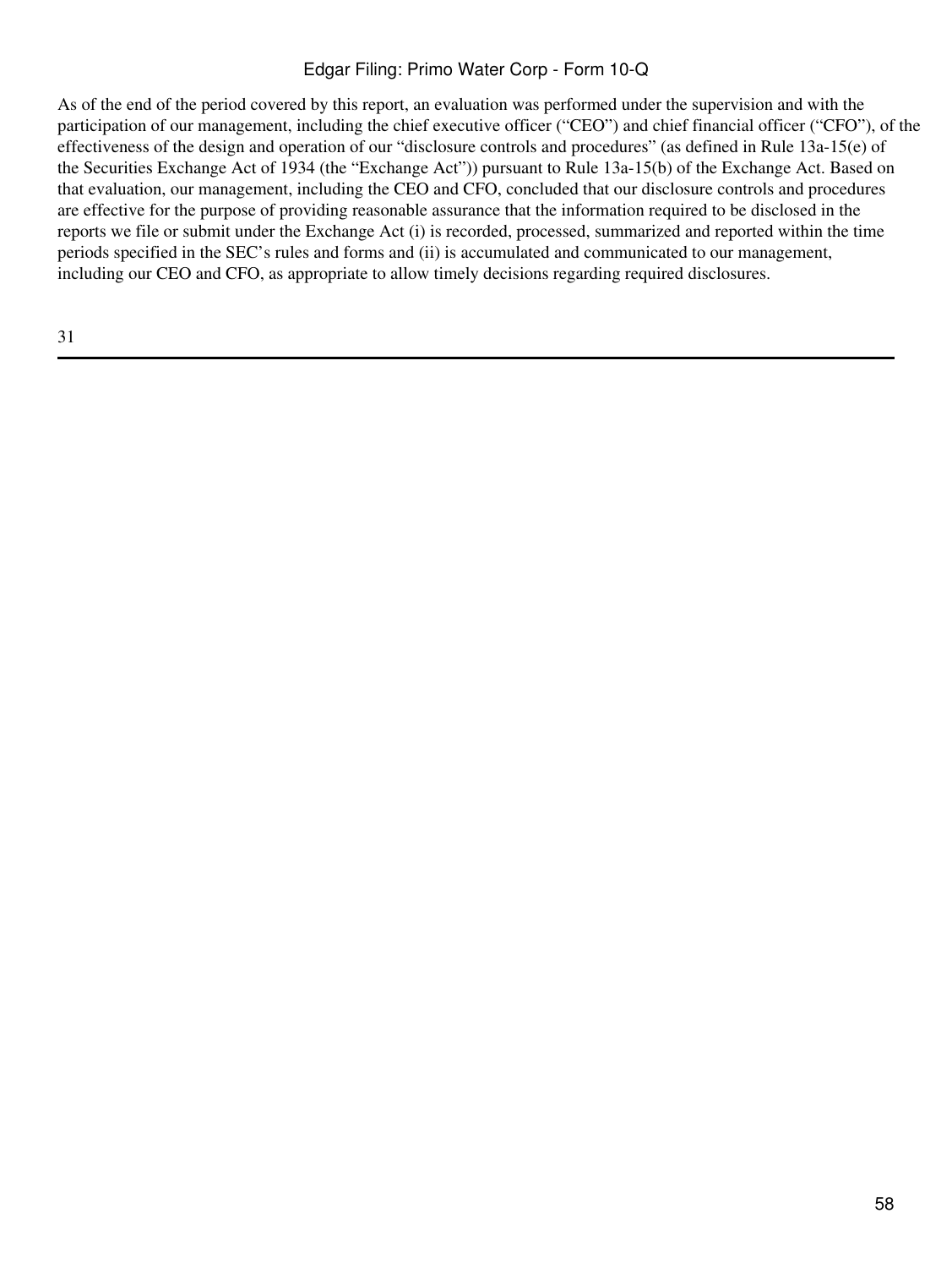As of the end of the period covered by this report, an evaluation was performed under the supervision and with the participation of our management, including the chief executive officer ("CEO") and chief financial officer ("CFO"), of the effectiveness of the design and operation of our "disclosure controls and procedures" (as defined in Rule 13a-15(e) of the Securities Exchange Act of 1934 (the "Exchange Act")) pursuant to Rule 13a-15(b) of the Exchange Act. Based on that evaluation, our management, including the CEO and CFO, concluded that our disclosure controls and procedures are effective for the purpose of providing reasonable assurance that the information required to be disclosed in the reports we file or submit under the Exchange Act (i) is recorded, processed, summarized and reported within the time periods specified in the SEC's rules and forms and (ii) is accumulated and communicated to our management, including our CEO and CFO, as appropriate to allow timely decisions regarding required disclosures.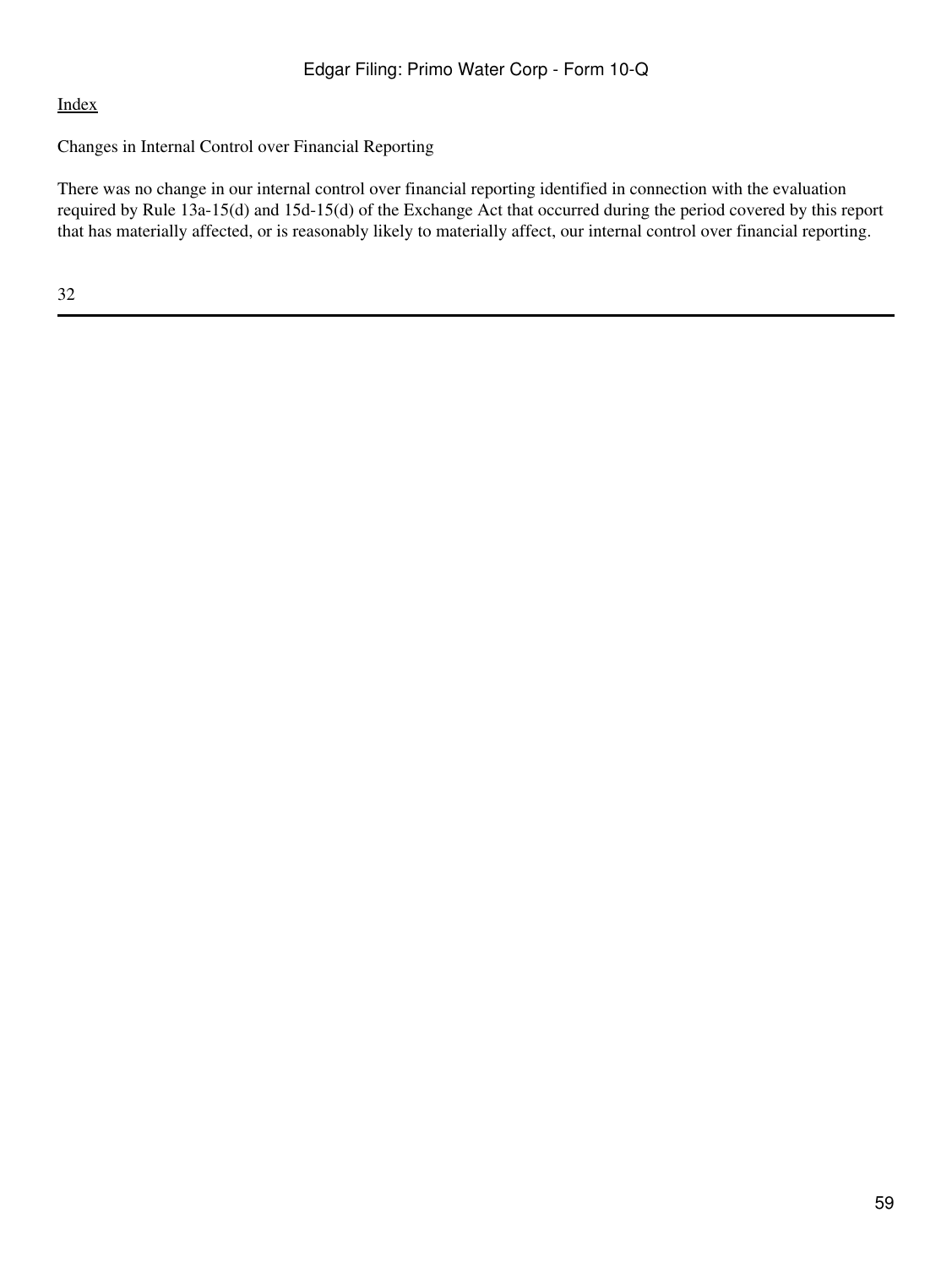Changes in Internal Control over Financial Reporting

There was no change in our internal control over financial reporting identified in connection with the evaluation required by Rule 13a-15(d) and 15d-15(d) of the Exchange Act that occurred during the period covered by this report that has materially affected, or is reasonably likely to materially affect, our internal control over financial reporting.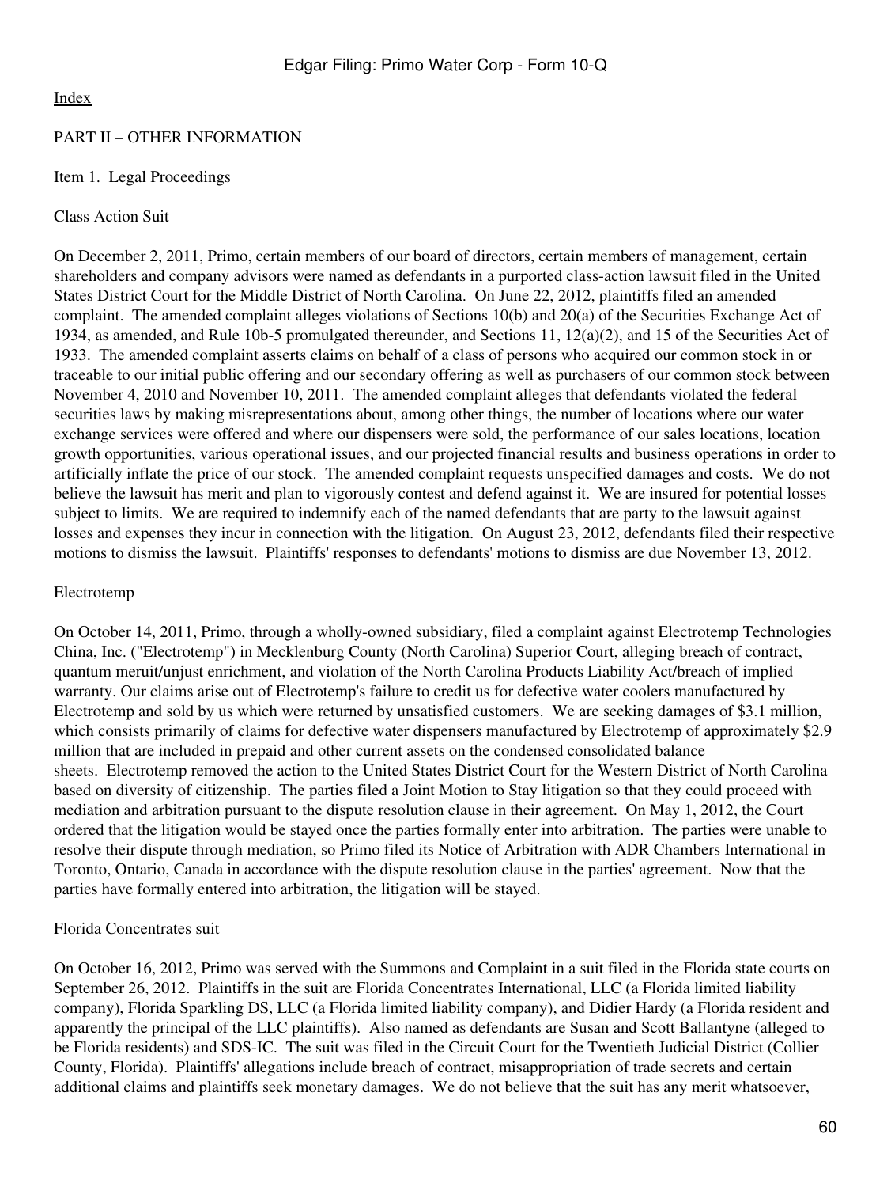[Index](#)

## PART II – OTHER INFORMATION

### Item 1. Legal Proceedings

Class Action Suit

On December 2, 2011, Primo, certain members of our board of directors, certain members of management, certain shareholders and company advisors were named as defendants in a purported class-action lawsuit filed in the United States District Court for the Middle District of North Carolina. On June 22, 2012, plaintiffs filed an amended complaint. The amended complaint alleges violations of Sections 10(b) and 20(a) of the Securities Exchange Act of 1934, as amended, and Rule 10b-5 promulgated thereunder, and Sections 11, 12(a)(2), and 15 of the Securities Act of 1933. The amended complaint asserts claims on behalf of a class of persons who acquired our common stock in or traceable to our initial public offering and our secondary offering as well as purchasers of our common stock between November 4, 2010 and November 10, 2011. The amended complaint alleges that defendants violated the federal securities laws by making misrepresentations about, among other things, the number of locations where our water exchange services were offered and where our dispensers were sold, the performance of our sales locations, location growth opportunities, various operational issues, and our projected financial results and business operations in order to artificially inflate the price of our stock. The amended complaint requests unspecified damages and costs. We do not believe the lawsuit has merit and plan to vigorously contest and defend against it. We are insured for potential losses subject to limits. We are required to indemnify each of the named defendants that are party to the lawsuit against losses and expenses they incur in connection with the litigation. On August 23, 2012, defendants filed their respective motions to dismiss the lawsuit. Plaintiffs' responses to defendants' motions to dismiss are due November 13, 2012.

Electrotemp

On October 14, 2011, Primo, through a wholly-owned subsidiary, filed a complaint against Electrotemp Technologies China, Inc. ("Electrotemp") in Mecklenburg County (North Carolina) Superior Court, alleging breach of contract, quantum meruit/unjust enrichment, and violation of the North Carolina Products Liability Act/breach of implied warranty. Our claims arise out of Electrotemp's failure to credit us for defective water coolers manufactured by Electrotemp and sold by us which were returned by unsatisfied customers. We are seeking damages of $3.1 million, which consists primarily of claims for defective water dispensers manufactured by Electrotemp of approximately $2.9 million that are included in prepaid and other current assets on the condensed consolidated balance sheets. Electrotemp removed the action to the United States District Court for the Western District of North Carolina based on diversity of citizenship. The parties filed a Joint Motion to Stay litigation so that they could proceed with mediation and arbitration pursuant to the dispute resolution clause in their agreement. On May 1, 2012, the Court ordered that the litigation would be stayed once the parties formally enter into arbitration. The parties were unable to resolve their dispute through mediation, so Primo filed its Notice of Arbitration with ADR Chambers International in Toronto, Ontario, Canada in accordance with the dispute resolution clause in the parties' agreement. Now that the parties have formally entered into arbitration, the litigation will be stayed.

Florida Concentrates suit

On October 16, 2012, Primo was served with the Summons and Complaint in a suit filed in the Florida state courts on September 26, 2012. Plaintiffs in the suit are Florida Concentrates International, LLC (a Florida limited liability company), Florida Sparkling DS, LLC (a Florida limited liability company), and Didier Hardy (a Florida resident and apparently the principal of the LLC plaintiffs). Also named as defendants are Susan and Scott Ballantyne (alleged to be Florida residents) and SDS-IC. The suit was filed in the Circuit Court for the Twentieth Judicial District (Collier County, Florida). Plaintiffs' allegations include breach of contract, misappropriation of trade secrets and certain additional claims and plaintiffs seek monetary damages. We do not believe that the suit has any merit whatsoever,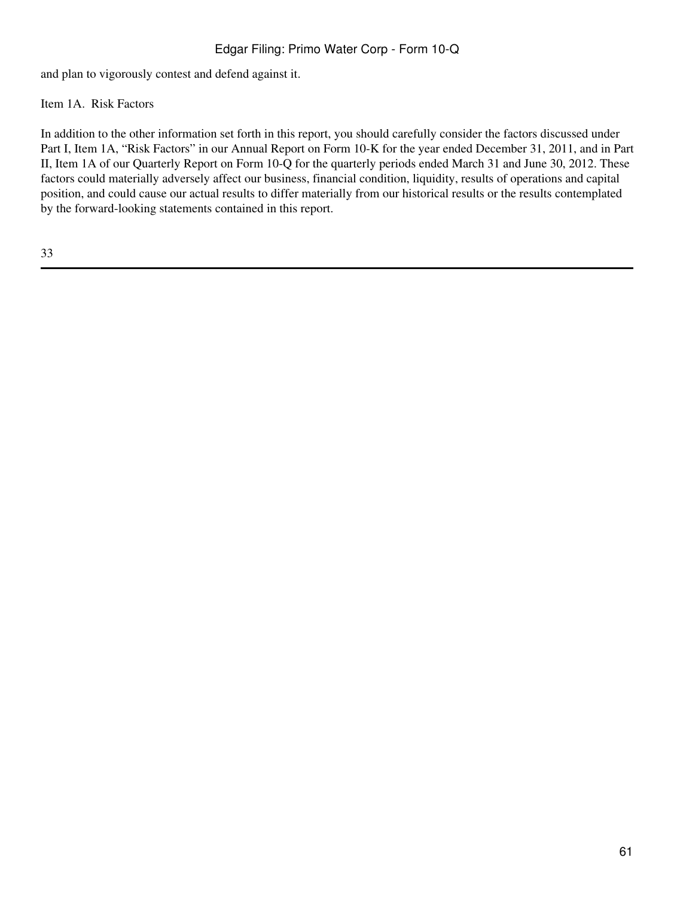and plan to vigorously contest and defend against it.

## Item 1A. Risk Factors

In addition to the other information set forth in this report, you should carefully consider the factors discussed under Part I, Item 1A, "Risk Factors" in our Annual Report on Form 10-K for the year ended December 31, 2011, and in Part II, Item 1A of our Quarterly Report on Form 10-Q for the quarterly periods ended March 31 and June 30, 2012. These factors could materially adversely affect our business, financial condition, liquidity, results of operations and capital position, and could cause our actual results to differ materially from our historical results or the results contemplated by the forward-looking statements contained in this report.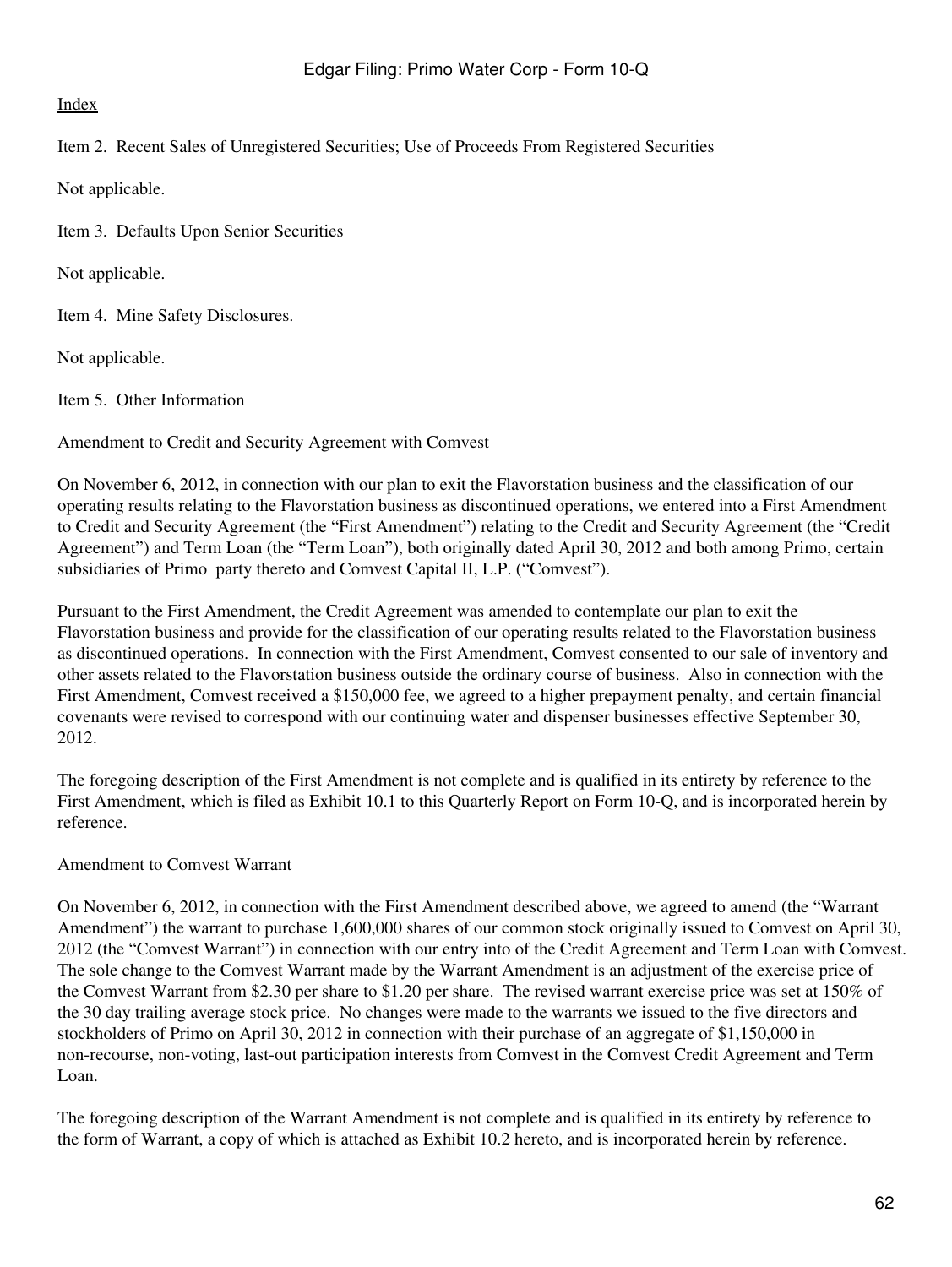Index

Item 2. Recent Sales of Unregistered Securities; Use of Proceeds From Registered Securities

Not applicable.

Item 3. Defaults Upon Senior Securities

Not applicable.

Item 4. Mine Safety Disclosures.

Not applicable.

Item 5. Other Information

Amendment to Credit and Security Agreement with Comvest

On November 6, 2012, in connection with our plan to exit the Flavorstation business and the classification of our operating results relating to the Flavorstation business as discontinued operations, we entered into a First Amendment to Credit and Security Agreement (the "First Amendment") relating to the Credit and Security Agreement (the "Credit Agreement") and Term Loan (the "Term Loan"), both originally dated April 30, 2012 and both among Primo, certain subsidiaries of Primo party thereto and Comvest Capital II, L.P. ("Comvest").

Pursuant to the First Amendment, the Credit Agreement was amended to contemplate our plan to exit the Flavorstation business and provide for the classification of our operating results related to the Flavorstation business as discontinued operations. In connection with the First Amendment, Comvest consented to our sale of inventory and other assets related to the Flavorstation business outside the ordinary course of business. Also in connection with the First Amendment, Comvest received a $150,000 fee, we agreed to a higher prepayment penalty, and certain financial covenants were revised to correspond with our continuing water and dispenser businesses effective September 30, 2012.

The foregoing description of the First Amendment is not complete and is qualified in its entirety by reference to the First Amendment, which is filed as Exhibit 10.1 to this Quarterly Report on Form 10-Q, and is incorporated herein by reference.

Amendment to Comvest Warrant

On November 6, 2012, in connection with the First Amendment described above, we agreed to amend (the "Warrant Amendment") the warrant to purchase 1,600,000 shares of our common stock originally issued to Comvest on April 30, 2012 (the "Comvest Warrant") in connection with our entry into of the Credit Agreement and Term Loan with Comvest. The sole change to the Comvest Warrant made by the Warrant Amendment is an adjustment of the exercise price of the Comvest Warrant from $2.30 per share to $1.20 per share. The revised warrant exercise price was set at 150% of the 30 day trailing average stock price. No changes were made to the warrants we issued to the five directors and stockholders of Primo on April 30, 2012 in connection with their purchase of an aggregate of $1,150,000 in non-recourse, non-voting, last-out participation interests from Comvest in the Comvest Credit Agreement and Term Loan.

The foregoing description of the Warrant Amendment is not complete and is qualified in its entirety by reference to the form of Warrant, a copy of which is attached as Exhibit 10.2 hereto, and is incorporated herein by reference.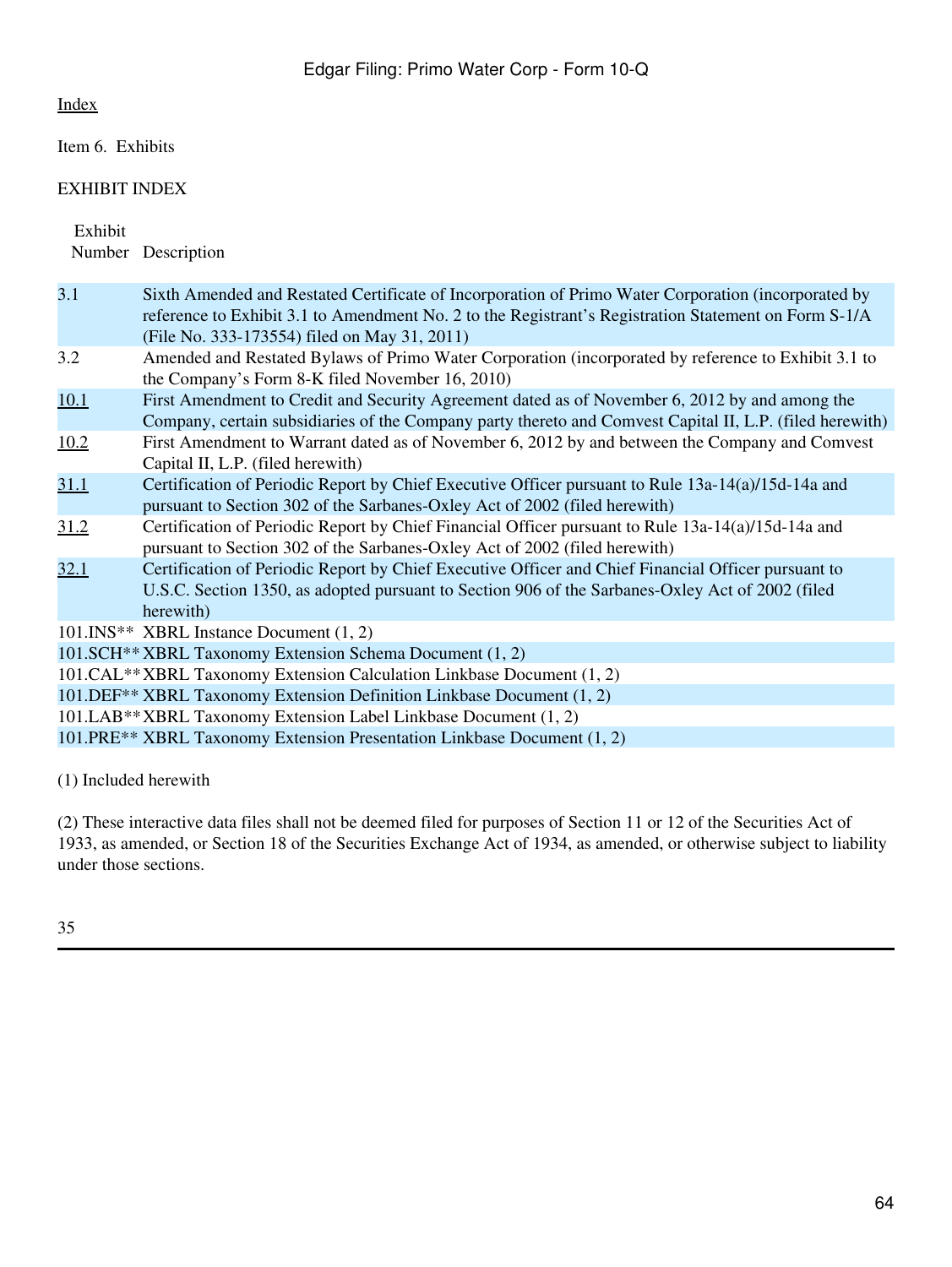Index

Item 6. Exhibits

EXHIBIT INDEX

| Exhibit Number | Description |
|---|---|
| 3.1 | Sixth Amended and Restated Certificate of Incorporation of Primo Water Corporation (incorporated by reference to Exhibit 3.1 to Amendment No. 2 to the Registrant's Registration Statement on Form S-1/A (File No. 333-173554) filed on May 31, 2011) |
| 3.2 | Amended and Restated Bylaws of Primo Water Corporation (incorporated by reference to Exhibit 3.1 to the Company's Form 8-K filed November 16, 2010) |
| 10.1 | First Amendment to Credit and Security Agreement dated as of November 6, 2012 by and among the Company, certain subsidiaries of the Company party thereto and Comvest Capital II, L.P. (filed herewith) |
| 10.2 | First Amendment to Warrant dated as of November 6, 2012 by and between the Company and Comvest Capital II, L.P. (filed herewith) |
| 31.1 | Certification of Periodic Report by Chief Executive Officer pursuant to Rule 13a-14(a)/15d-14a and pursuant to Section 302 of the Sarbanes-Oxley Act of 2002 (filed herewith) |
| 31.2 | Certification of Periodic Report by Chief Financial Officer pursuant to Rule 13a-14(a)/15d-14a and pursuant to Section 302 of the Sarbanes-Oxley Act of 2002 (filed herewith) |
| 32.1 | Certification of Periodic Report by Chief Executive Officer and Chief Financial Officer pursuant to U.S.C. Section 1350, as adopted pursuant to Section 906 of the Sarbanes-Oxley Act of 2002 (filed herewith) |
| 101.INS** | XBRL Instance Document (1, 2) |
| 101.SCH** | XBRL Taxonomy Extension Schema Document (1, 2) |
| 101.CAL** | XBRL Taxonomy Extension Calculation Linkbase Document (1, 2) |
| 101.DEF** | XBRL Taxonomy Extension Definition Linkbase Document (1, 2) |
| 101.LAB** | XBRL Taxonomy Extension Label Linkbase Document (1, 2) |
| 101.PRE** | XBRL Taxonomy Extension Presentation Linkbase Document (1, 2) |

(1) Included herewith

(2) These interactive data files shall not be deemed filed for purposes of Section 11 or 12 of the Securities Act of 1933, as amended, or Section 18 of the Securities Exchange Act of 1934, as amended, or otherwise subject to liability under those sections.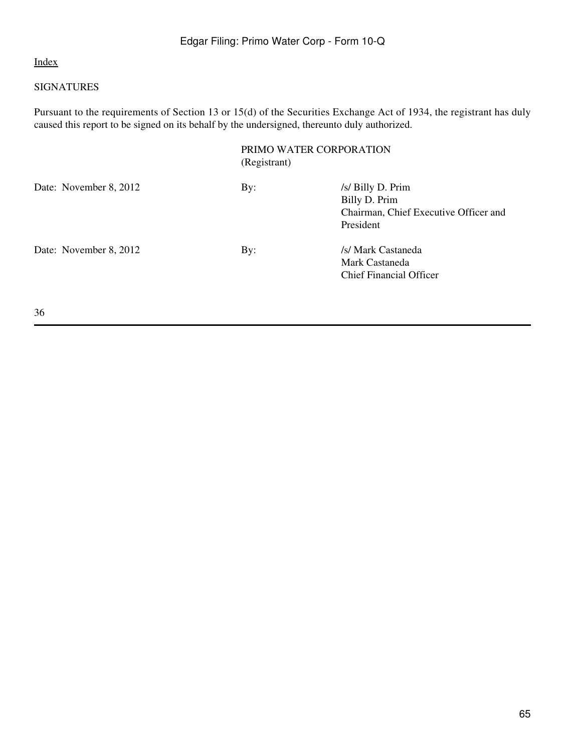Index

SIGNATURES

Pursuant to the requirements of Section 13 or 15(d) of the Securities Exchange Act of 1934, the registrant has duly caused this report to be signed on its behalf by the undersigned, thereunto duly authorized.

| | | |
|---|---|---|
| | PRIMO WATER CORPORATION<br>(Registrant) | |
| Date: November 8, 2012 | By: | /s/ Billy D. Prim<br>Billy D. Prim<br>Chairman, Chief Executive Officer and President |
| Date: November 8, 2012 | By: | /s/ Mark Castaneda<br>Mark Castaneda<br>Chief Financial Officer |